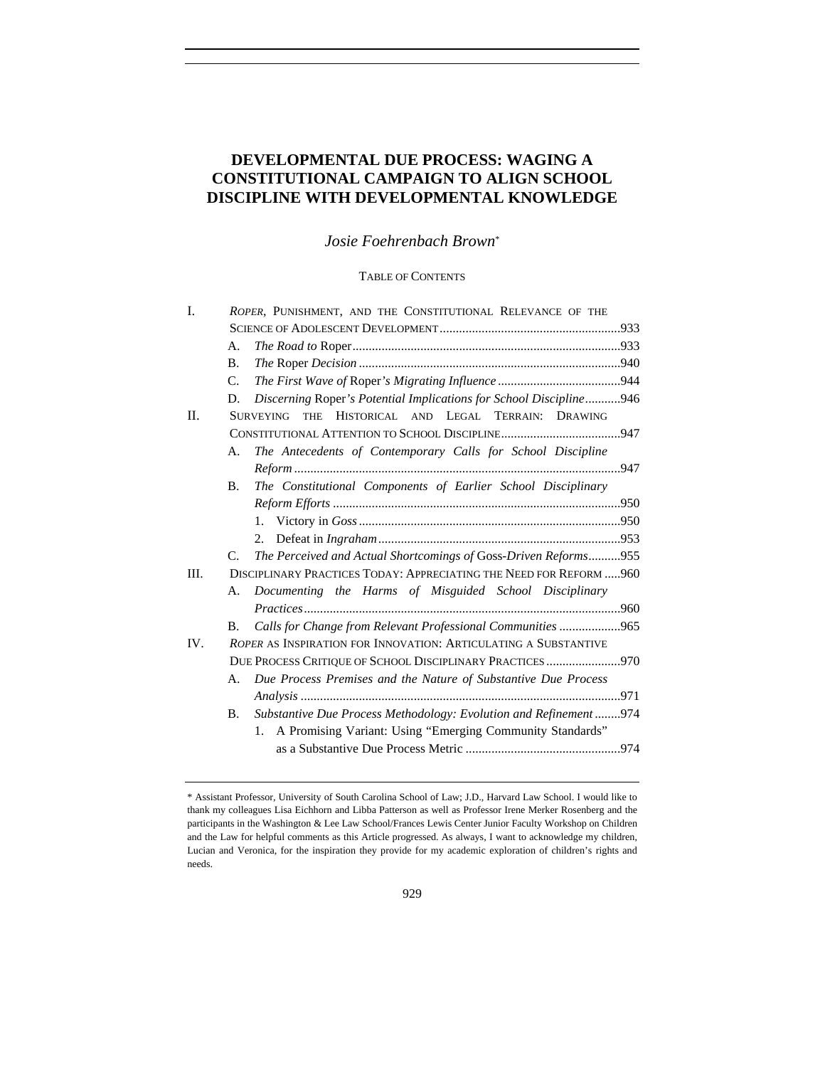# DEVELOPMENTAL DUE PROCESS: WAGING A CONSTITUTIONAL CAMPAIGN TO ALIGN SCHOOL DISCIPLINE WITH DEVELOPMENTAL KNOWLEDGE

*Josie Foehrenbach Brown*[*]

TABLE OF CONTENTS

I. *ROPER*, PUNISHMENT, AND THE CONSTITUTIONAL RELEVANCE OF THE SCIENCE OF ADOLESCENT DEVELOPMENT ....... 933
   A. *The Road to* Roper ....... 933
   B. *The* Roper *Decision* ....... 940
   C. *The First Wave of* Roper*'s Migrating Influence* ....... 944
   D. *Discerning* Roper*'s Potential Implications for School Discipline* ....... 946
II. SURVEYING THE HISTORICAL AND LEGAL TERRAIN: DRAWING CONSTITUTIONAL ATTENTION TO SCHOOL DISCIPLINE ....... 947
   A. *The Antecedents of Contemporary Calls for School Discipline Reform* ....... 947
   B. *The Constitutional Components of Earlier School Disciplinary Reform Efforts* ....... 950
      1. Victory in *Goss* ....... 950
      2. Defeat in *Ingraham* ....... 953
   C. *The Perceived and Actual Shortcomings of* Goss*-Driven Reforms* ....... 955
III. DISCIPLINARY PRACTICES TODAY: APPRECIATING THE NEED FOR REFORM ....... 960
   A. *Documenting the Harms of Misguided School Disciplinary Practices* ....... 960
   B. *Calls for Change from Relevant Professional Communities* ....... 965
IV. *ROPER* AS INSPIRATION FOR INNOVATION: ARTICULATING A SUBSTANTIVE DUE PROCESS CRITIQUE OF SCHOOL DISCIPLINARY PRACTICES ....... 970
   A. *Due Process Premises and the Nature of Substantive Due Process Analysis* ....... 971
   B. *Substantive Due Process Methodology: Evolution and Refinement* ....... 974
      1. A Promising Variant: Using "Emerging Community Standards" as a Substantive Due Process Metric ....... 974

---

[*] Assistant Professor, University of South Carolina School of Law; J.D., Harvard Law School. I would like to thank my colleagues Lisa Eichhorn and Libba Patterson as well as Professor Irene Merker Rosenberg and the participants in the Washington & Lee Law School/Frances Lewis Center Junior Faculty Workshop on Children and the Law for helpful comments as this Article progressed. As always, I want to acknowledge my children, Lucian and Veronica, for the inspiration they provide for my academic exploration of children's rights and needs.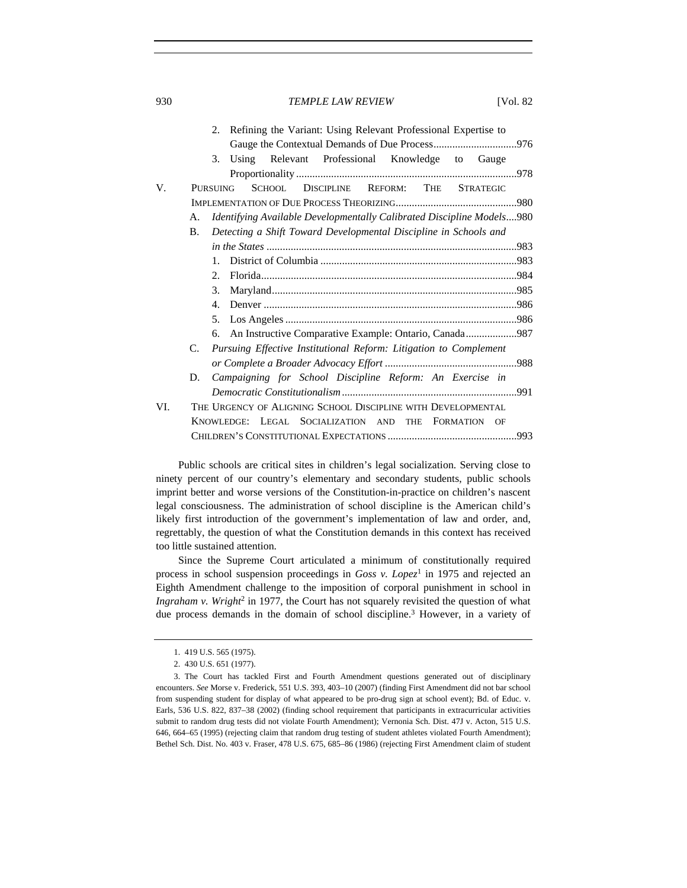2. Refining the Variant: Using Relevant Professional Expertise to Gauge the Contextual Demands of Due Process ............................... 976
3. Using Relevant Professional Knowledge to Gauge Proportionality ................................................................................. 978

V. PURSUING SCHOOL DISCIPLINE REFORM: THE STRATEGIC IMPLEMENTATION OF DUE PROCESS THEORIZING ............................................. 980
A. *Identifying Available Developmentally Calibrated Discipline Models* .... 980
B. *Detecting a Shift Toward Developmental Discipline in Schools and in the States* ............................................................................................. 983
1. District of Columbia ......................................................................... 983
2. Florida .............................................................................................. 984
3. Maryland .......................................................................................... 985
4. Denver .............................................................................................. 986
5. Los Angeles ...................................................................................... 986
6. An Instructive Comparative Example: Ontario, Canada ................... 987
C. *Pursuing Effective Institutional Reform: Litigation to Complement or Complete a Broader Advocacy Effort* ................................................. 988
D. *Campaigning for School Discipline Reform: An Exercise in Democratic Constitutionalism* ................................................................. 991

VI. THE URGENCY OF ALIGNING SCHOOL DISCIPLINE WITH DEVELOPMENTAL KNOWLEDGE: LEGAL SOCIALIZATION AND THE FORMATION OF CHILDREN'S CONSTITUTIONAL EXPECTATIONS ............................................... 993

Public schools are critical sites in children's legal socialization. Serving close to ninety percent of our country's elementary and secondary students, public schools imprint better and worse versions of the Constitution-in-practice on children's nascent legal consciousness. The administration of school discipline is the American child's likely first introduction of the government's implementation of law and order, and, regrettably, the question of what the Constitution demands in this context has received too little sustained attention.

Since the Supreme Court articulated a minimum of constitutionally required process in school suspension proceedings in *Goss v. Lopez*[1] in 1975 and rejected an Eighth Amendment challenge to the imposition of corporal punishment in school in *Ingraham v. Wright*[2] in 1977, the Court has not squarely revisited the question of what due process demands in the domain of school discipline.[3] However, in a variety of

1. 419 U.S. 565 (1975).

2. 430 U.S. 651 (1977).

3. The Court has tackled First and Fourth Amendment questions generated out of disciplinary encounters. *See* Morse v. Frederick, 551 U.S. 393, 403–10 (2007) (finding First Amendment did not bar school from suspending student for display of what appeared to be pro-drug sign at school event); Bd. of Educ. v. Earls, 536 U.S. 822, 837–38 (2002) (finding school requirement that participants in extracurricular activities submit to random drug tests did not violate Fourth Amendment); Vernonia Sch. Dist. 47J v. Acton, 515 U.S. 646, 664–65 (1995) (rejecting claim that random drug testing of student athletes violated Fourth Amendment); Bethel Sch. Dist. No. 403 v. Fraser, 478 U.S. 675, 685–86 (1986) (rejecting First Amendment claim of student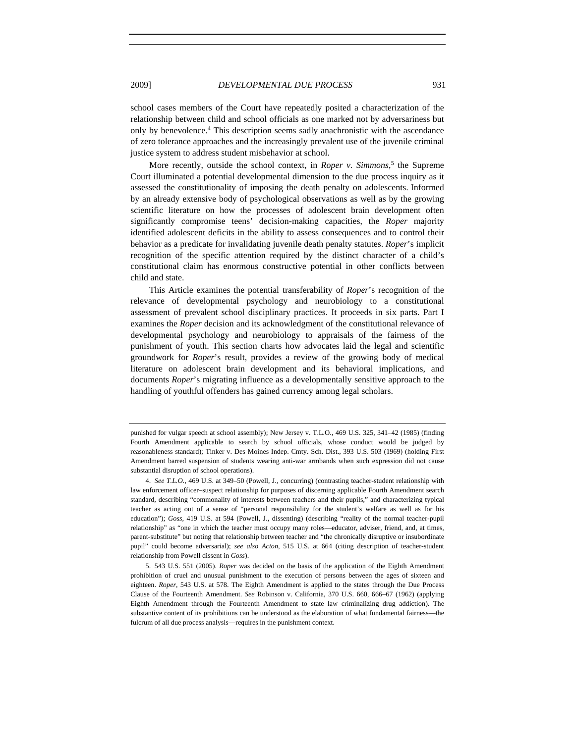school cases members of the Court have repeatedly posited a characterization of the relationship between child and school officials as one marked not by adversariness but only by benevolence.[4] This description seems sadly anachronistic with the ascendance of zero tolerance approaches and the increasingly prevalent use of the juvenile criminal justice system to address student misbehavior at school.

More recently, outside the school context, in *Roper v. Simmons*,[5] the Supreme Court illuminated a potential developmental dimension to the due process inquiry as it assessed the constitutionality of imposing the death penalty on adolescents. Informed by an already extensive body of psychological observations as well as by the growing scientific literature on how the processes of adolescent brain development often significantly compromise teens' decision-making capacities, the *Roper* majority identified adolescent deficits in the ability to assess consequences and to control their behavior as a predicate for invalidating juvenile death penalty statutes. *Roper*'s implicit recognition of the specific attention required by the distinct character of a child's constitutional claim has enormous constructive potential in other conflicts between child and state.

This Article examines the potential transferability of *Roper*'s recognition of the relevance of developmental psychology and neurobiology to a constitutional assessment of prevalent school disciplinary practices. It proceeds in six parts. Part I examines the *Roper* decision and its acknowledgment of the constitutional relevance of developmental psychology and neurobiology to appraisals of the fairness of the punishment of youth. This section charts how advocates laid the legal and scientific groundwork for *Roper*'s result, provides a review of the growing body of medical literature on adolescent brain development and its behavioral implications, and documents *Roper*'s migrating influence as a developmentally sensitive approach to the handling of youthful offenders has gained currency among legal scholars.

---

punished for vulgar speech at school assembly); New Jersey v. T.L.O., 469 U.S. 325, 341–42 (1985) (finding Fourth Amendment applicable to search by school officials, whose conduct would be judged by reasonableness standard); Tinker v. Des Moines Indep. Cmty. Sch. Dist., 393 U.S. 503 (1969) (holding First Amendment barred suspension of students wearing anti-war armbands when such expression did not cause substantial disruption of school operations).

4. *See T.L.O.*, 469 U.S. at 349–50 (Powell, J., concurring) (contrasting teacher-student relationship with law enforcement officer–suspect relationship for purposes of discerning applicable Fourth Amendment search standard, describing "commonality of interests between teachers and their pupils," and characterizing typical teacher as acting out of a sense of "personal responsibility for the student's welfare as well as for his education"); *Goss*, 419 U.S. at 594 (Powell, J., dissenting) (describing "reality of the normal teacher-pupil relationship" as "one in which the teacher must occupy many roles—educator, adviser, friend, and, at times, parent-substitute" but noting that relationship between teacher and "the chronically disruptive or insubordinate pupil" could become adversarial); *see also Acton*, 515 U.S. at 664 (citing description of teacher-student relationship from Powell dissent in *Goss*).

5. 543 U.S. 551 (2005). *Roper* was decided on the basis of the application of the Eighth Amendment prohibition of cruel and unusual punishment to the execution of persons between the ages of sixteen and eighteen. *Roper*, 543 U.S. at 578. The Eighth Amendment is applied to the states through the Due Process Clause of the Fourteenth Amendment. *See* Robinson v. California, 370 U.S. 660, 666–67 (1962) (applying Eighth Amendment through the Fourteenth Amendment to state law criminalizing drug addiction). The substantive content of its prohibitions can be understood as the elaboration of what fundamental fairness—the fulcrum of all due process analysis—requires in the punishment context.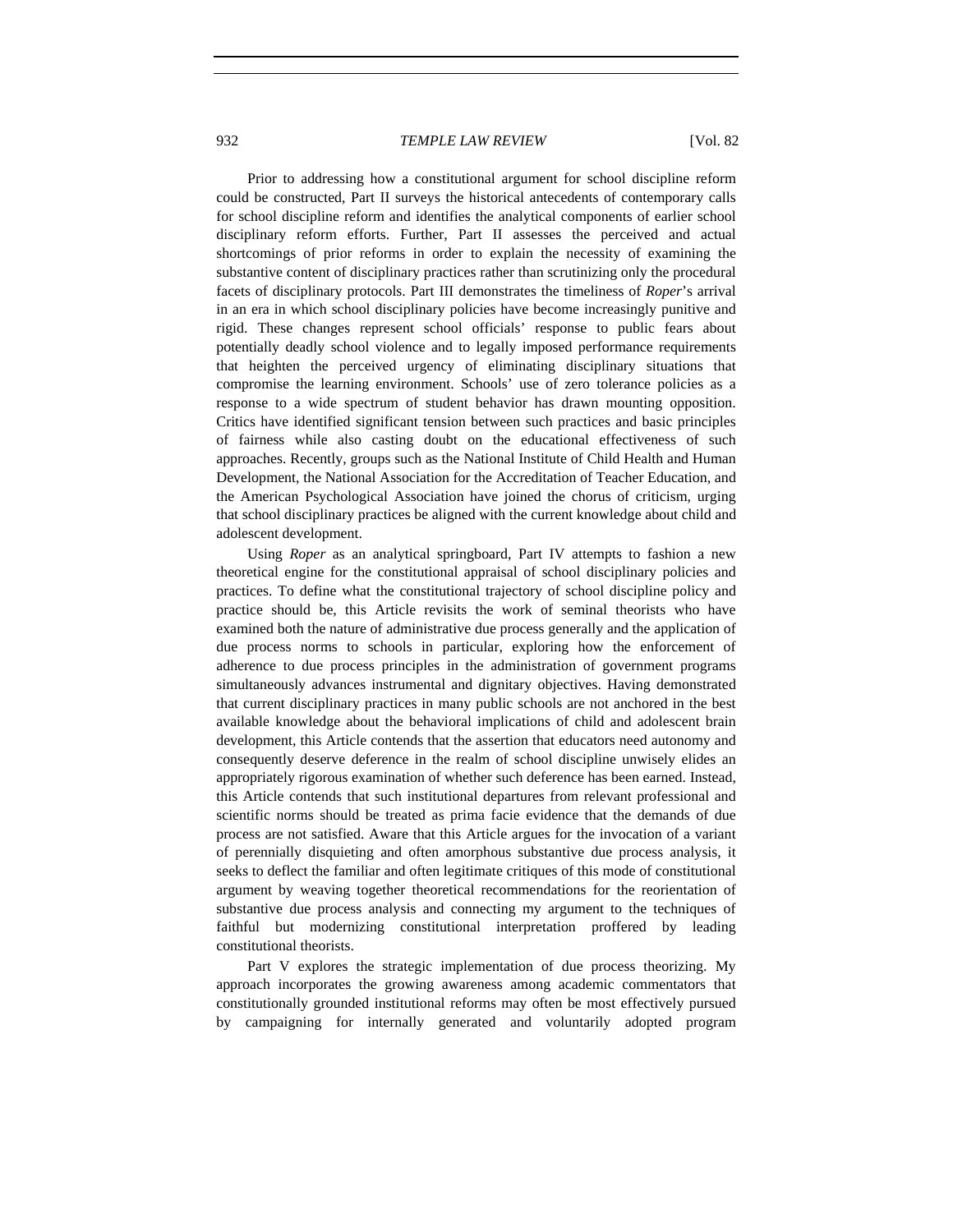Prior to addressing how a constitutional argument for school discipline reform could be constructed, Part II surveys the historical antecedents of contemporary calls for school discipline reform and identifies the analytical components of earlier school disciplinary reform efforts. Further, Part II assesses the perceived and actual shortcomings of prior reforms in order to explain the necessity of examining the substantive content of disciplinary practices rather than scrutinizing only the procedural facets of disciplinary protocols. Part III demonstrates the timeliness of *Roper*'s arrival in an era in which school disciplinary policies have become increasingly punitive and rigid. These changes represent school officials' response to public fears about potentially deadly school violence and to legally imposed performance requirements that heighten the perceived urgency of eliminating disciplinary situations that compromise the learning environment. Schools' use of zero tolerance policies as a response to a wide spectrum of student behavior has drawn mounting opposition. Critics have identified significant tension between such practices and basic principles of fairness while also casting doubt on the educational effectiveness of such approaches. Recently, groups such as the National Institute of Child Health and Human Development, the National Association for the Accreditation of Teacher Education, and the American Psychological Association have joined the chorus of criticism, urging that school disciplinary practices be aligned with the current knowledge about child and adolescent development.

Using *Roper* as an analytical springboard, Part IV attempts to fashion a new theoretical engine for the constitutional appraisal of school disciplinary policies and practices. To define what the constitutional trajectory of school discipline policy and practice should be, this Article revisits the work of seminal theorists who have examined both the nature of administrative due process generally and the application of due process norms to schools in particular, exploring how the enforcement of adherence to due process principles in the administration of government programs simultaneously advances instrumental and dignitary objectives. Having demonstrated that current disciplinary practices in many public schools are not anchored in the best available knowledge about the behavioral implications of child and adolescent brain development, this Article contends that the assertion that educators need autonomy and consequently deserve deference in the realm of school discipline unwisely elides an appropriately rigorous examination of whether such deference has been earned. Instead, this Article contends that such institutional departures from relevant professional and scientific norms should be treated as prima facie evidence that the demands of due process are not satisfied. Aware that this Article argues for the invocation of a variant of perennially disquieting and often amorphous substantive due process analysis, it seeks to deflect the familiar and often legitimate critiques of this mode of constitutional argument by weaving together theoretical recommendations for the reorientation of substantive due process analysis and connecting my argument to the techniques of faithful but modernizing constitutional interpretation proffered by leading constitutional theorists.

Part V explores the strategic implementation of due process theorizing. My approach incorporates the growing awareness among academic commentators that constitutionally grounded institutional reforms may often be most effectively pursued by campaigning for internally generated and voluntarily adopted program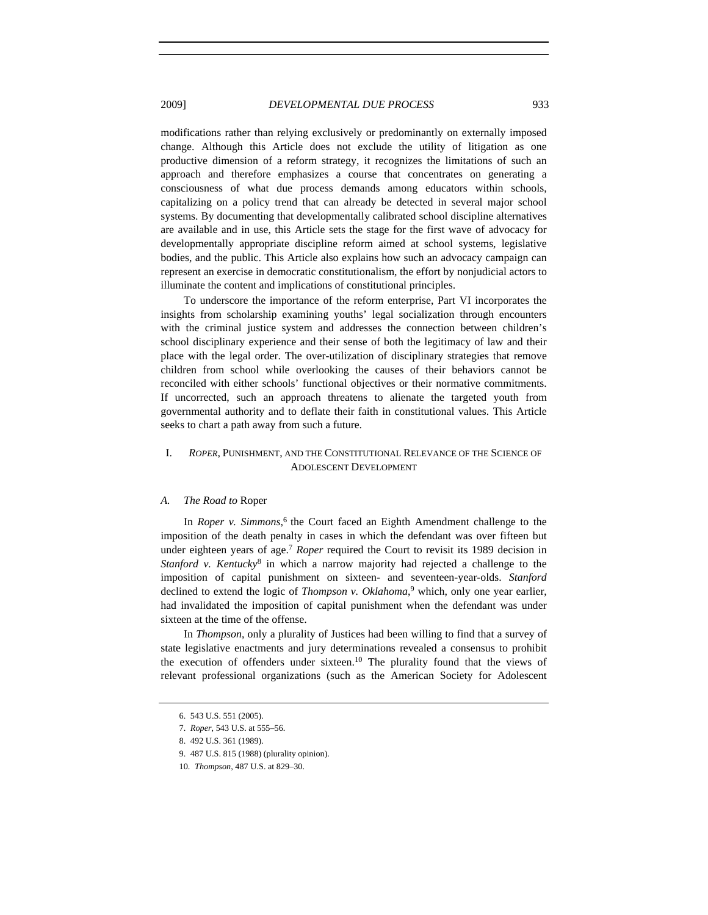modifications rather than relying exclusively or predominantly on externally imposed change. Although this Article does not exclude the utility of litigation as one productive dimension of a reform strategy, it recognizes the limitations of such an approach and therefore emphasizes a course that concentrates on generating a consciousness of what due process demands among educators within schools, capitalizing on a policy trend that can already be detected in several major school systems. By documenting that developmentally calibrated school discipline alternatives are available and in use, this Article sets the stage for the first wave of advocacy for developmentally appropriate discipline reform aimed at school systems, legislative bodies, and the public. This Article also explains how such an advocacy campaign can represent an exercise in democratic constitutionalism, the effort by nonjudicial actors to illuminate the content and implications of constitutional principles.

To underscore the importance of the reform enterprise, Part VI incorporates the insights from scholarship examining youths' legal socialization through encounters with the criminal justice system and addresses the connection between children's school disciplinary experience and their sense of both the legitimacy of law and their place with the legal order. The over-utilization of disciplinary strategies that remove children from school while overlooking the causes of their behaviors cannot be reconciled with either schools' functional objectives or their normative commitments. If uncorrected, such an approach threatens to alienate the targeted youth from governmental authority and to deflate their faith in constitutional values. This Article seeks to chart a path away from such a future.

## I. *ROPER*, PUNISHMENT, AND THE CONSTITUTIONAL RELEVANCE OF THE SCIENCE OF ADOLESCENT DEVELOPMENT

### A. *The Road to* Roper

In *Roper v. Simmons*,[6] the Court faced an Eighth Amendment challenge to the imposition of the death penalty in cases in which the defendant was over fifteen but under eighteen years of age.[7] *Roper* required the Court to revisit its 1989 decision in *Stanford v. Kentucky*[8] in which a narrow majority had rejected a challenge to the imposition of capital punishment on sixteen- and seventeen-year-olds. *Stanford* declined to extend the logic of *Thompson v. Oklahoma*,[9] which, only one year earlier, had invalidated the imposition of capital punishment when the defendant was under sixteen at the time of the offense.

In *Thompson*, only a plurality of Justices had been willing to find that a survey of state legislative enactments and jury determinations revealed a consensus to prohibit the execution of offenders under sixteen.[10] The plurality found that the views of relevant professional organizations (such as the American Society for Adolescent

6. 543 U.S. 551 (2005).

7. *Roper*, 543 U.S. at 555–56.

8. 492 U.S. 361 (1989).

9. 487 U.S. 815 (1988) (plurality opinion).

10. *Thompson*, 487 U.S. at 829–30.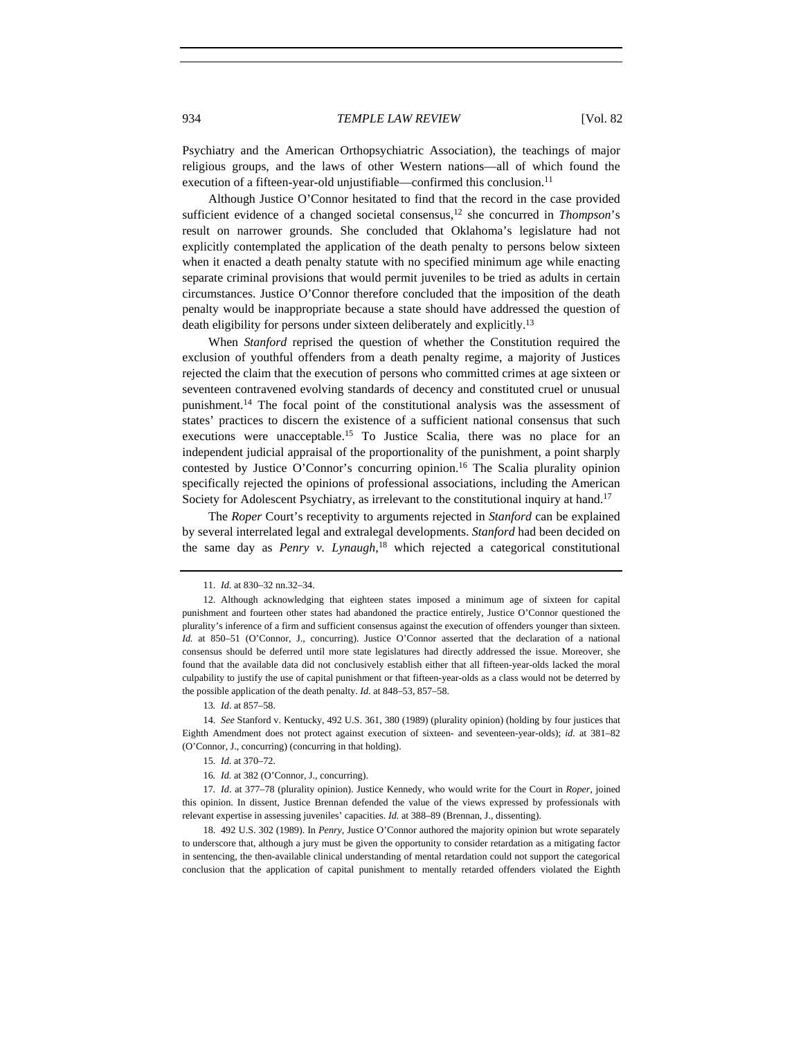Psychiatry and the American Orthopsychiatric Association), the teachings of major religious groups, and the laws of other Western nations—all of which found the execution of a fifteen-year-old unjustifiable—confirmed this conclusion.[11]

Although Justice O'Connor hesitated to find that the record in the case provided sufficient evidence of a changed societal consensus,[12] she concurred in *Thompson*'s result on narrower grounds. She concluded that Oklahoma's legislature had not explicitly contemplated the application of the death penalty to persons below sixteen when it enacted a death penalty statute with no specified minimum age while enacting separate criminal provisions that would permit juveniles to be tried as adults in certain circumstances. Justice O'Connor therefore concluded that the imposition of the death penalty would be inappropriate because a state should have addressed the question of death eligibility for persons under sixteen deliberately and explicitly.[13]

When *Stanford* reprised the question of whether the Constitution required the exclusion of youthful offenders from a death penalty regime, a majority of Justices rejected the claim that the execution of persons who committed crimes at age sixteen or seventeen contravened evolving standards of decency and constituted cruel or unusual punishment.[14] The focal point of the constitutional analysis was the assessment of states' practices to discern the existence of a sufficient national consensus that such executions were unacceptable.[15] To Justice Scalia, there was no place for an independent judicial appraisal of the proportionality of the punishment, a point sharply contested by Justice O'Connor's concurring opinion.[16] The Scalia plurality opinion specifically rejected the opinions of professional associations, including the American Society for Adolescent Psychiatry, as irrelevant to the constitutional inquiry at hand.[17]

The *Roper* Court's receptivity to arguments rejected in *Stanford* can be explained by several interrelated legal and extralegal developments. *Stanford* had been decided on the same day as *Penry v. Lynaugh*,[18] which rejected a categorical constitutional

---

11. *Id.* at 830–32 nn.32–34.

12. Although acknowledging that eighteen states imposed a minimum age of sixteen for capital punishment and fourteen other states had abandoned the practice entirely, Justice O'Connor questioned the plurality's inference of a firm and sufficient consensus against the execution of offenders younger than sixteen. *Id.* at 850–51 (O'Connor, J., concurring). Justice O'Connor asserted that the declaration of a national consensus should be deferred until more state legislatures had directly addressed the issue. Moreover, she found that the available data did not conclusively establish either that all fifteen-year-olds lacked the moral culpability to justify the use of capital punishment or that fifteen-year-olds as a class would not be deterred by the possible application of the death penalty. *Id.* at 848–53, 857–58.

13. *Id*. at 857–58.

14. *See* Stanford v. Kentucky, 492 U.S. 361, 380 (1989) (plurality opinion) (holding by four justices that Eighth Amendment does not protect against execution of sixteen- and seventeen-year-olds); *id.* at 381–82 (O'Connor, J., concurring) (concurring in that holding).

15. *Id.* at 370–72.

16. *Id.* at 382 (O'Connor, J., concurring).

17. *Id*. at 377–78 (plurality opinion). Justice Kennedy, who would write for the Court in *Roper*, joined this opinion. In dissent, Justice Brennan defended the value of the views expressed by professionals with relevant expertise in assessing juveniles' capacities. *Id.* at 388–89 (Brennan, J., dissenting).

18. 492 U.S. 302 (1989). In *Penry*, Justice O'Connor authored the majority opinion but wrote separately to underscore that, although a jury must be given the opportunity to consider retardation as a mitigating factor in sentencing, the then-available clinical understanding of mental retardation could not support the categorical conclusion that the application of capital punishment to mentally retarded offenders violated the Eighth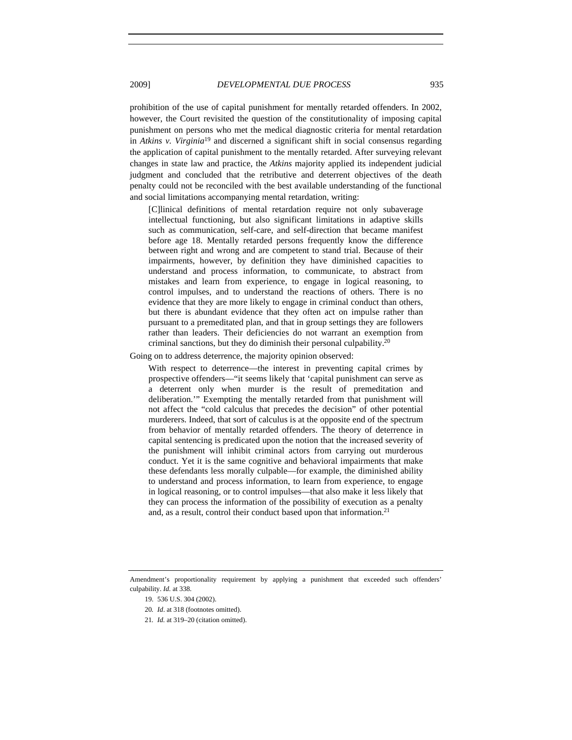prohibition of the use of capital punishment for mentally retarded offenders. In 2002, however, the Court revisited the question of the constitutionality of imposing capital punishment on persons who met the medical diagnostic criteria for mental retardation in *Atkins v. Virginia*[19] and discerned a significant shift in social consensus regarding the application of capital punishment to the mentally retarded. After surveying relevant changes in state law and practice, the *Atkins* majority applied its independent judicial judgment and concluded that the retributive and deterrent objectives of the death penalty could not be reconciled with the best available understanding of the functional and social limitations accompanying mental retardation, writing:

> [C]linical definitions of mental retardation require not only subaverage intellectual functioning, but also significant limitations in adaptive skills such as communication, self-care, and self-direction that became manifest before age 18. Mentally retarded persons frequently know the difference between right and wrong and are competent to stand trial. Because of their impairments, however, by definition they have diminished capacities to understand and process information, to communicate, to abstract from mistakes and learn from experience, to engage in logical reasoning, to control impulses, and to understand the reactions of others. There is no evidence that they are more likely to engage in criminal conduct than others, but there is abundant evidence that they often act on impulse rather than pursuant to a premeditated plan, and that in group settings they are followers rather than leaders. Their deficiencies do not warrant an exemption from criminal sanctions, but they do diminish their personal culpability.[20]

Going on to address deterrence, the majority opinion observed:

> With respect to deterrence—the interest in preventing capital crimes by prospective offenders—"it seems likely that 'capital punishment can serve as a deterrent only when murder is the result of premeditation and deliberation.'" Exempting the mentally retarded from that punishment will not affect the "cold calculus that precedes the decision" of other potential murderers. Indeed, that sort of calculus is at the opposite end of the spectrum from behavior of mentally retarded offenders. The theory of deterrence in capital sentencing is predicated upon the notion that the increased severity of the punishment will inhibit criminal actors from carrying out murderous conduct. Yet it is the same cognitive and behavioral impairments that make these defendants less morally culpable—for example, the diminished ability to understand and process information, to learn from experience, to engage in logical reasoning, or to control impulses—that also make it less likely that they can process the information of the possibility of execution as a penalty and, as a result, control their conduct based upon that information.[21]

---

Amendment's proportionality requirement by applying a punishment that exceeded such offenders' culpability. *Id.* at 338.

19. 536 U.S. 304 (2002).

20. *Id*. at 318 (footnotes omitted).

21. *Id.* at 319–20 (citation omitted).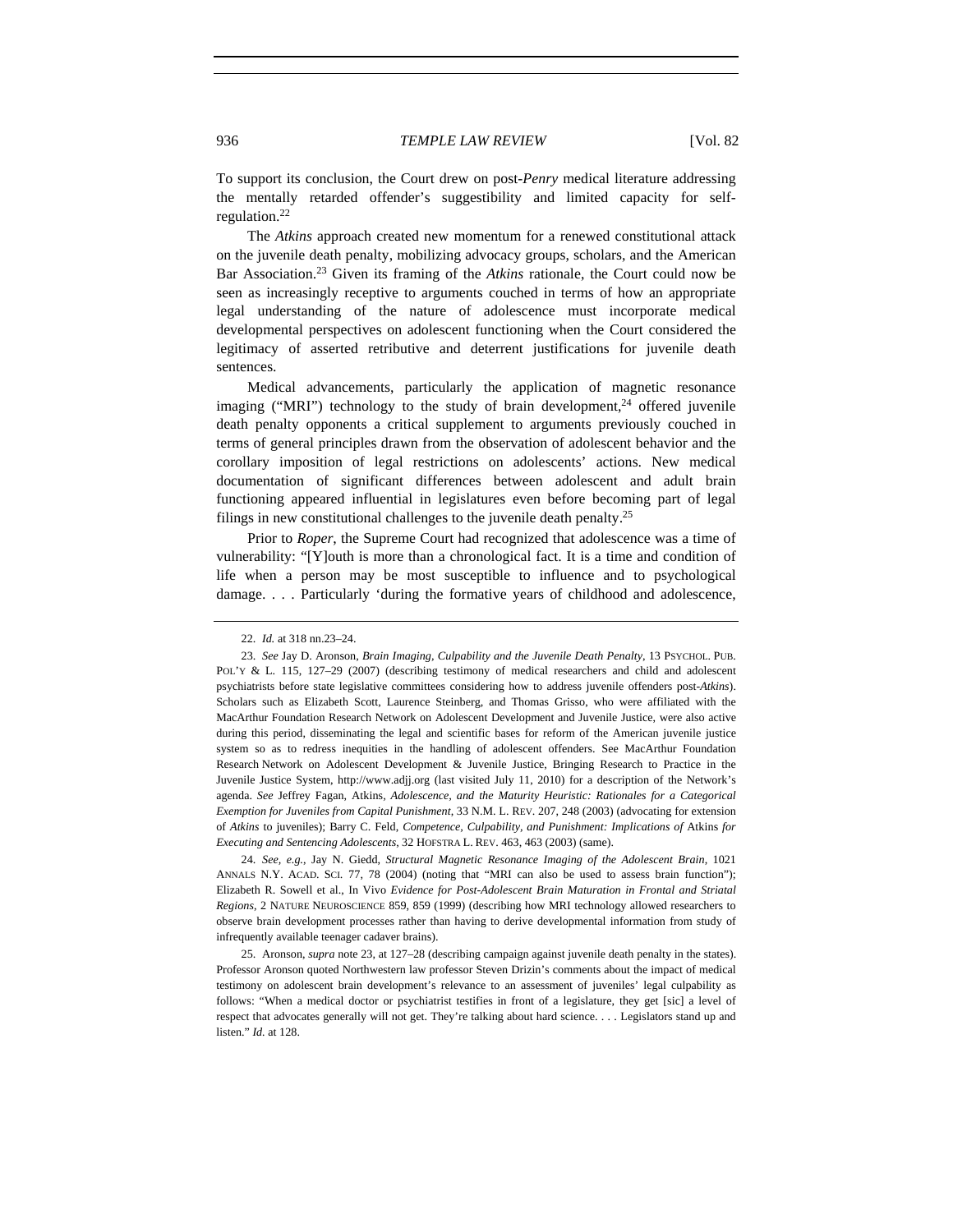To support its conclusion, the Court drew on post-*Penry* medical literature addressing the mentally retarded offender's suggestibility and limited capacity for self-regulation.[22]

The *Atkins* approach created new momentum for a renewed constitutional attack on the juvenile death penalty, mobilizing advocacy groups, scholars, and the American Bar Association.[23] Given its framing of the *Atkins* rationale, the Court could now be seen as increasingly receptive to arguments couched in terms of how an appropriate legal understanding of the nature of adolescence must incorporate medical developmental perspectives on adolescent functioning when the Court considered the legitimacy of asserted retributive and deterrent justifications for juvenile death sentences.

Medical advancements, particularly the application of magnetic resonance imaging ("MRI") technology to the study of brain development,[24] offered juvenile death penalty opponents a critical supplement to arguments previously couched in terms of general principles drawn from the observation of adolescent behavior and the corollary imposition of legal restrictions on adolescents' actions. New medical documentation of significant differences between adolescent and adult brain functioning appeared influential in legislatures even before becoming part of legal filings in new constitutional challenges to the juvenile death penalty.[25]

Prior to *Roper*, the Supreme Court had recognized that adolescence was a time of vulnerability: "[Y]outh is more than a chronological fact. It is a time and condition of life when a person may be most susceptible to influence and to psychological damage. . . . Particularly 'during the formative years of childhood and adolescence,

---

22. *Id.* at 318 nn.23–24.

23. *See* Jay D. Aronson, *Brain Imaging, Culpability and the Juvenile Death Penalty*, 13 PSYCHOL. PUB. POL'Y & L. 115, 127–29 (2007) (describing testimony of medical researchers and child and adolescent psychiatrists before state legislative committees considering how to address juvenile offenders post-*Atkins*). Scholars such as Elizabeth Scott, Laurence Steinberg, and Thomas Grisso, who were affiliated with the MacArthur Foundation Research Network on Adolescent Development and Juvenile Justice, were also active during this period, disseminating the legal and scientific bases for reform of the American juvenile justice system so as to redress inequities in the handling of adolescent offenders. See MacArthur Foundation Research Network on Adolescent Development & Juvenile Justice, Bringing Research to Practice in the Juvenile Justice System, http://www.adjj.org (last visited July 11, 2010) for a description of the Network's agenda. *See* Jeffrey Fagan, Atkins*, Adolescence, and the Maturity Heuristic: Rationales for a Categorical Exemption for Juveniles from Capital Punishment*, 33 N.M. L. REV. 207, 248 (2003) (advocating for extension of *Atkins* to juveniles); Barry C. Feld, *Competence, Culpability, and Punishment: Implications of* Atkins *for Executing and Sentencing Adolescents*, 32 HOFSTRA L. REV. 463, 463 (2003) (same).

24. *See, e.g.*, Jay N. Giedd, *Structural Magnetic Resonance Imaging of the Adolescent Brain*, 1021 ANNALS N.Y. ACAD. SCI. 77, 78 (2004) (noting that "MRI can also be used to assess brain function"); Elizabeth R. Sowell et al., In Vivo *Evidence for Post-Adolescent Brain Maturation in Frontal and Striatal Regions*, 2 NATURE NEUROSCIENCE 859, 859 (1999) (describing how MRI technology allowed researchers to observe brain development processes rather than having to derive developmental information from study of infrequently available teenager cadaver brains).

25. Aronson, *supra* note 23, at 127–28 (describing campaign against juvenile death penalty in the states). Professor Aronson quoted Northwestern law professor Steven Drizin's comments about the impact of medical testimony on adolescent brain development's relevance to an assessment of juveniles' legal culpability as follows: "When a medical doctor or psychiatrist testifies in front of a legislature, they get [sic] a level of respect that advocates generally will not get. They're talking about hard science. . . . Legislators stand up and listen." *Id.* at 128.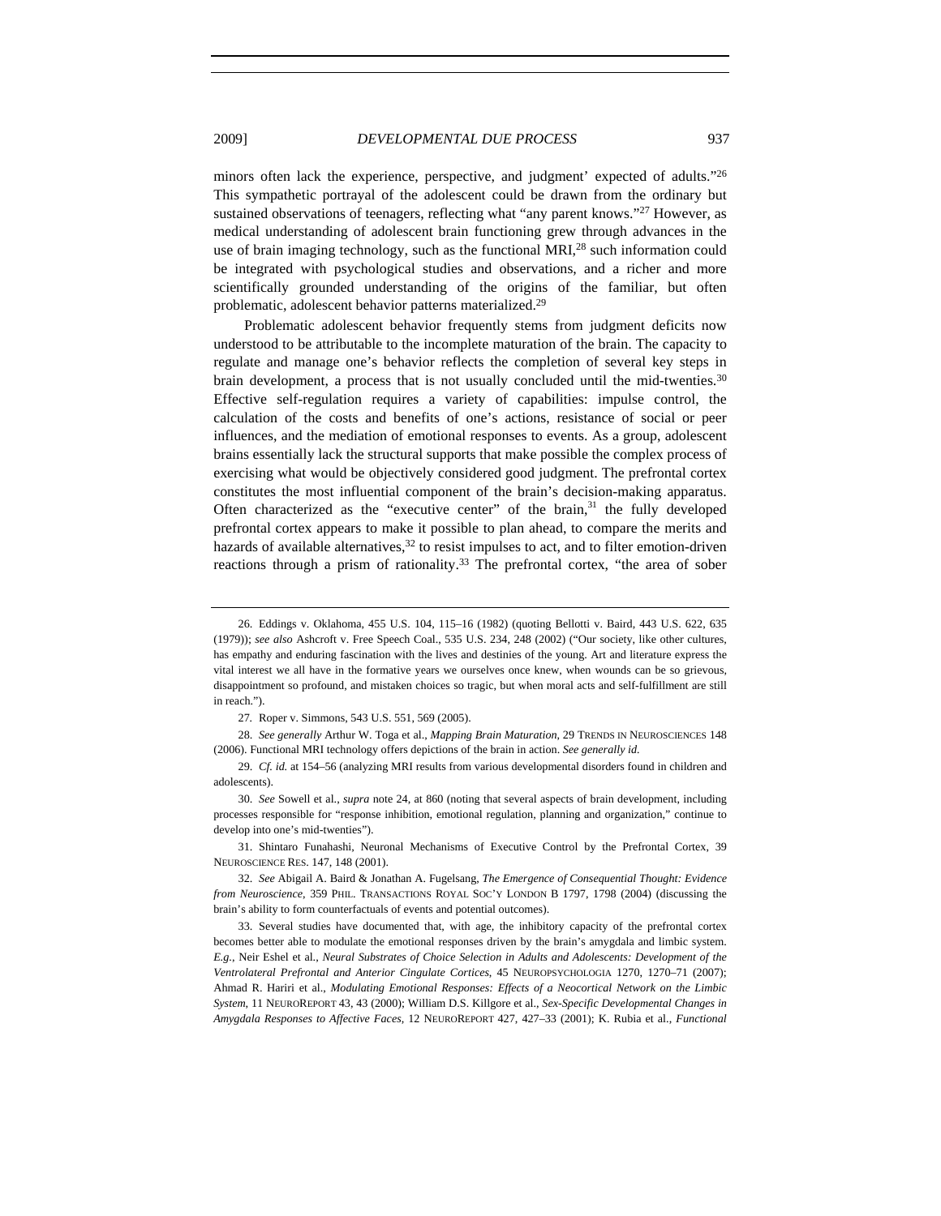minors often lack the experience, perspective, and judgment' expected of adults."[26] This sympathetic portrayal of the adolescent could be drawn from the ordinary but sustained observations of teenagers, reflecting what "any parent knows."[27] However, as medical understanding of adolescent brain functioning grew through advances in the use of brain imaging technology, such as the functional MRI,[28] such information could be integrated with psychological studies and observations, and a richer and more scientifically grounded understanding of the origins of the familiar, but often problematic, adolescent behavior patterns materialized.[29]

Problematic adolescent behavior frequently stems from judgment deficits now understood to be attributable to the incomplete maturation of the brain. The capacity to regulate and manage one's behavior reflects the completion of several key steps in brain development, a process that is not usually concluded until the mid-twenties.[30] Effective self-regulation requires a variety of capabilities: impulse control, the calculation of the costs and benefits of one's actions, resistance of social or peer influences, and the mediation of emotional responses to events. As a group, adolescent brains essentially lack the structural supports that make possible the complex process of exercising what would be objectively considered good judgment. The prefrontal cortex constitutes the most influential component of the brain's decision-making apparatus. Often characterized as the "executive center" of the brain,[31] the fully developed prefrontal cortex appears to make it possible to plan ahead, to compare the merits and hazards of available alternatives,[32] to resist impulses to act, and to filter emotion-driven reactions through a prism of rationality.[33] The prefrontal cortex, "the area of sober

---

26. Eddings v. Oklahoma, 455 U.S. 104, 115–16 (1982) (quoting Bellotti v. Baird, 443 U.S. 622, 635 (1979)); *see also* Ashcroft v. Free Speech Coal., 535 U.S. 234, 248 (2002) ("Our society, like other cultures, has empathy and enduring fascination with the lives and destinies of the young. Art and literature express the vital interest we all have in the formative years we ourselves once knew, when wounds can be so grievous, disappointment so profound, and mistaken choices so tragic, but when moral acts and self-fulfillment are still in reach.").

27. Roper v. Simmons, 543 U.S. 551, 569 (2005).

28. *See generally* Arthur W. Toga et al., *Mapping Brain Maturation*, 29 TRENDS IN NEUROSCIENCES 148 (2006). Functional MRI technology offers depictions of the brain in action. *See generally id.*

29. *Cf. id.* at 154–56 (analyzing MRI results from various developmental disorders found in children and adolescents).

30. *See* Sowell et al., *supra* note 24, at 860 (noting that several aspects of brain development, including processes responsible for "response inhibition, emotional regulation, planning and organization," continue to develop into one's mid-twenties").

31. Shintaro Funahashi, Neuronal Mechanisms of Executive Control by the Prefrontal Cortex, 39 NEUROSCIENCE RES. 147, 148 (2001).

32. *See* Abigail A. Baird & Jonathan A. Fugelsang, *The Emergence of Consequential Thought: Evidence from Neuroscience*, 359 PHIL. TRANSACTIONS ROYAL SOC'Y LONDON B 1797, 1798 (2004) (discussing the brain's ability to form counterfactuals of events and potential outcomes).

33. Several studies have documented that, with age, the inhibitory capacity of the prefrontal cortex becomes better able to modulate the emotional responses driven by the brain's amygdala and limbic system. *E.g.*, Neir Eshel et al., *Neural Substrates of Choice Selection in Adults and Adolescents: Development of the Ventrolateral Prefrontal and Anterior Cingulate Cortices*, 45 NEUROPSYCHOLOGIA 1270, 1270–71 (2007); Ahmad R. Hariri et al., *Modulating Emotional Responses: Effects of a Neocortical Network on the Limbic System*, 11 NEUROREPORT 43, 43 (2000); William D.S. Killgore et al., *Sex-Specific Developmental Changes in Amygdala Responses to Affective Faces*, 12 NEUROREPORT 427, 427–33 (2001); K. Rubia et al., *Functional*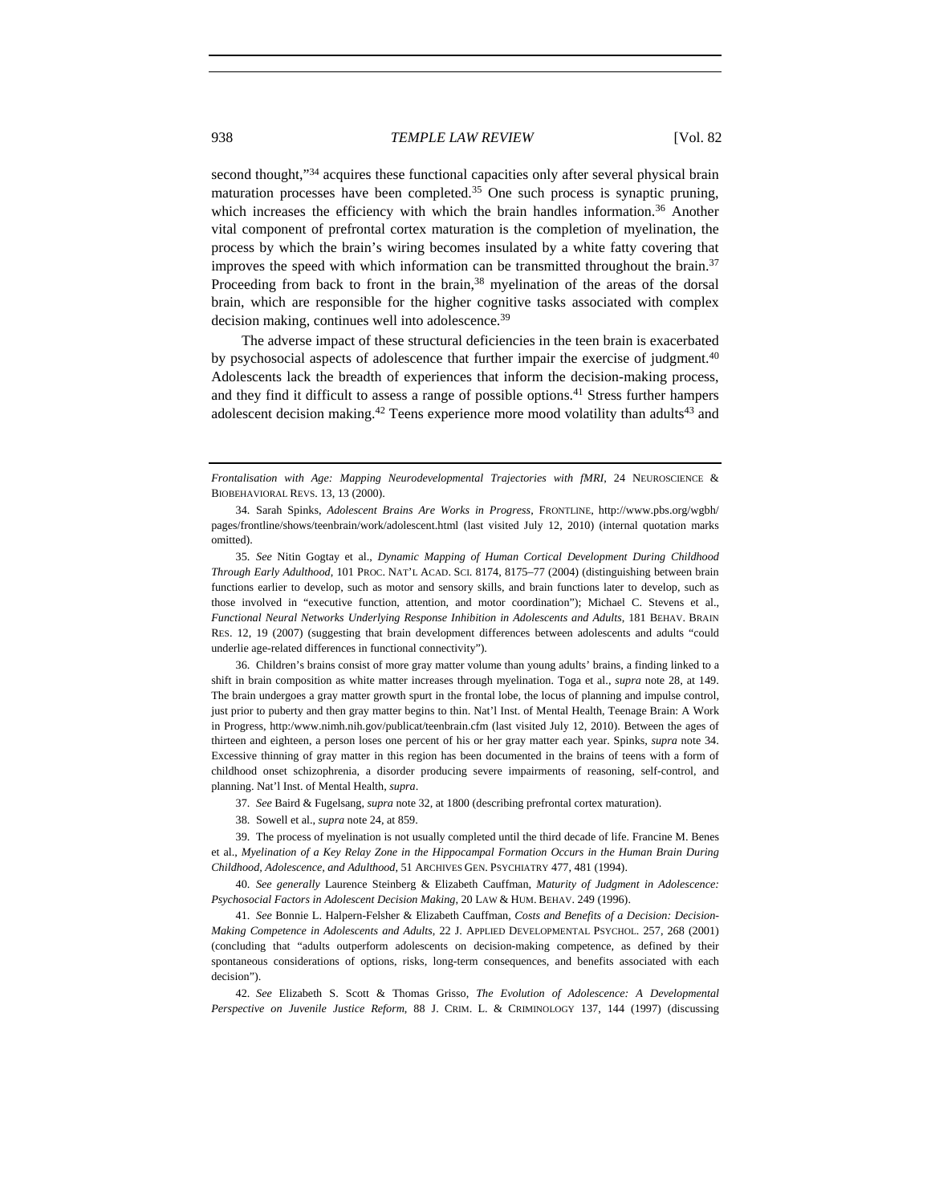second thought,"[34] acquires these functional capacities only after several physical brain maturation processes have been completed.[35] One such process is synaptic pruning, which increases the efficiency with which the brain handles information.[36] Another vital component of prefrontal cortex maturation is the completion of myelination, the process by which the brain's wiring becomes insulated by a white fatty covering that improves the speed with which information can be transmitted throughout the brain.[37] Proceeding from back to front in the brain,[38] myelination of the areas of the dorsal brain, which are responsible for the higher cognitive tasks associated with complex decision making, continues well into adolescence.[39]

The adverse impact of these structural deficiencies in the teen brain is exacerbated by psychosocial aspects of adolescence that further impair the exercise of judgment.[40] Adolescents lack the breadth of experiences that inform the decision-making process, and they find it difficult to assess a range of possible options.[41] Stress further hampers adolescent decision making.[42] Teens experience more mood volatility than adults[43] and

---

*Frontalisation with Age: Mapping Neurodevelopmental Trajectories with fMRI*, 24 NEUROSCIENCE & BIOBEHAVIORAL REVS. 13, 13 (2000).

34. Sarah Spinks, *Adolescent Brains Are Works in Progress*, FRONTLINE, http://www.pbs.org/wgbh/pages/frontline/shows/teenbrain/work/adolescent.html (last visited July 12, 2010) (internal quotation marks omitted).

35. *See* Nitin Gogtay et al., *Dynamic Mapping of Human Cortical Development During Childhood Through Early Adulthood*, 101 PROC. NAT'L ACAD. SCI. 8174, 8175–77 (2004) (distinguishing between brain functions earlier to develop, such as motor and sensory skills, and brain functions later to develop, such as those involved in "executive function, attention, and motor coordination"); Michael C. Stevens et al., *Functional Neural Networks Underlying Response Inhibition in Adolescents and Adults*, 181 BEHAV. BRAIN RES. 12, 19 (2007) (suggesting that brain development differences between adolescents and adults "could underlie age-related differences in functional connectivity").

36. Children's brains consist of more gray matter volume than young adults' brains, a finding linked to a shift in brain composition as white matter increases through myelination. Toga et al., *supra* note 28, at 149. The brain undergoes a gray matter growth spurt in the frontal lobe, the locus of planning and impulse control, just prior to puberty and then gray matter begins to thin. Nat'l Inst. of Mental Health, Teenage Brain: A Work in Progress, http:/www.nimh.nih.gov/publicat/teenbrain.cfm (last visited July 12, 2010). Between the ages of thirteen and eighteen, a person loses one percent of his or her gray matter each year. Spinks, *supra* note 34. Excessive thinning of gray matter in this region has been documented in the brains of teens with a form of childhood onset schizophrenia, a disorder producing severe impairments of reasoning, self-control, and planning. Nat'l Inst. of Mental Health, *supra*.

37. *See* Baird & Fugelsang, *supra* note 32, at 1800 (describing prefrontal cortex maturation).

38. Sowell et al., *supra* note 24, at 859.

39. The process of myelination is not usually completed until the third decade of life. Francine M. Benes et al., *Myelination of a Key Relay Zone in the Hippocampal Formation Occurs in the Human Brain During Childhood, Adolescence, and Adulthood*, 51 ARCHIVES GEN. PSYCHIATRY 477, 481 (1994).

40. *See generally* Laurence Steinberg & Elizabeth Cauffman, *Maturity of Judgment in Adolescence: Psychosocial Factors in Adolescent Decision Making*, 20 LAW & HUM. BEHAV. 249 (1996).

41. *See* Bonnie L. Halpern-Felsher & Elizabeth Cauffman, *Costs and Benefits of a Decision: Decision-Making Competence in Adolescents and Adults*, 22 J. APPLIED DEVELOPMENTAL PSYCHOL. 257, 268 (2001) (concluding that "adults outperform adolescents on decision-making competence, as defined by their spontaneous considerations of options, risks, long-term consequences, and benefits associated with each decision").

42. *See* Elizabeth S. Scott & Thomas Grisso, *The Evolution of Adolescence: A Developmental Perspective on Juvenile Justice Reform*, 88 J. CRIM. L. & CRIMINOLOGY 137, 144 (1997) (discussing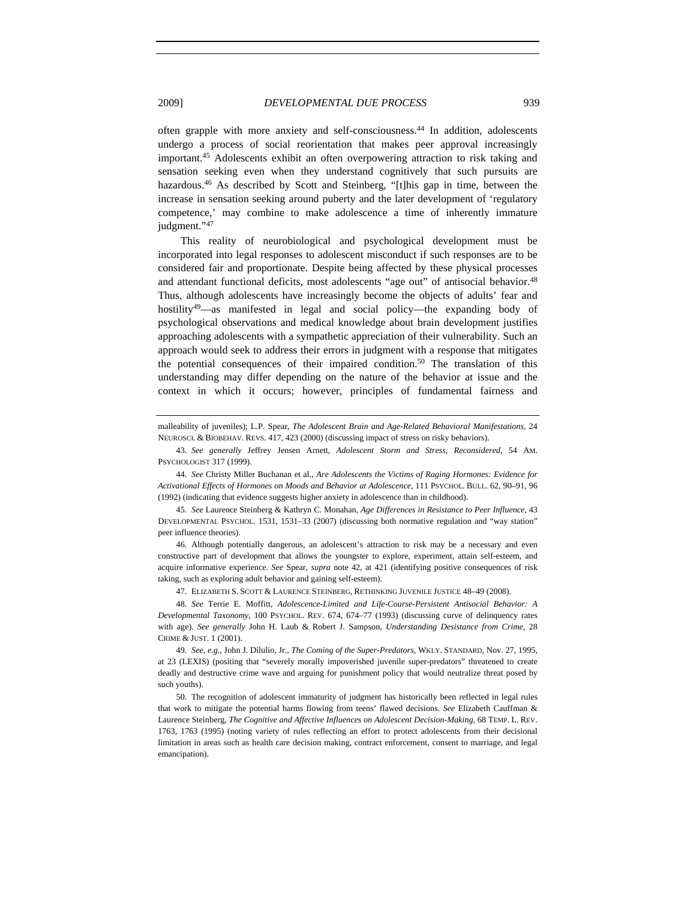often grapple with more anxiety and self-consciousness.[44] In addition, adolescents undergo a process of social reorientation that makes peer approval increasingly important.[45] Adolescents exhibit an often overpowering attraction to risk taking and sensation seeking even when they understand cognitively that such pursuits are hazardous.[46] As described by Scott and Steinberg, "[t]his gap in time, between the increase in sensation seeking around puberty and the later development of 'regulatory competence,' may combine to make adolescence a time of inherently immature judgment."[47]

This reality of neurobiological and psychological development must be incorporated into legal responses to adolescent misconduct if such responses are to be considered fair and proportionate. Despite being affected by these physical processes and attendant functional deficits, most adolescents "age out" of antisocial behavior.[48] Thus, although adolescents have increasingly become the objects of adults' fear and hostility[49]—as manifested in legal and social policy—the expanding body of psychological observations and medical knowledge about brain development justifies approaching adolescents with a sympathetic appreciation of their vulnerability. Such an approach would seek to address their errors in judgment with a response that mitigates the potential consequences of their impaired condition.[50] The translation of this understanding may differ depending on the nature of the behavior at issue and the context in which it occurs; however, principles of fundamental fairness and

---

malleability of juveniles); L.P. Spear, *The Adolescent Brain and Age-Related Behavioral Manifestations*, 24 NEUROSCI. & BIOBEHAV. REVS. 417, 423 (2000) (discussing impact of stress on risky behaviors).

43. *See generally* Jeffrey Jensen Arnett, *Adolescent Storm and Stress, Reconsidered*, 54 AM. PSYCHOLOGIST 317 (1999).

44. *See* Christy Miller Buchanan et al., *Are Adolescents the Victims of Raging Hormones: Evidence for Activational Effects of Hormones on Moods and Behavior at Adolescence*, 111 PSYCHOL. BULL. 62, 90–91, 96 (1992) (indicating that evidence suggests higher anxiety in adolescence than in childhood).

45. *See* Laurence Steinberg & Kathryn C. Monahan, *Age Differences in Resistance to Peer Influence*, 43 DEVELOPMENTAL PSYCHOL. 1531, 1531–33 (2007) (discussing both normative regulation and "way station" peer influence theories).

46. Although potentially dangerous, an adolescent's attraction to risk may be a necessary and even constructive part of development that allows the youngster to explore, experiment, attain self-esteem, and acquire informative experience. *See* Spear, *supra* note 42, at 421 (identifying positive consequences of risk taking, such as exploring adult behavior and gaining self-esteem).

47. ELIZABETH S. SCOTT & LAURENCE STEINBERG, RETHINKING JUVENILE JUSTICE 48–49 (2008).

48. *See* Terrie E. Moffitt, *Adolescence-Limited and Life-Course-Persistent Antisocial Behavior: A Developmental Taxonomy*, 100 PSYCHOL. REV. 674, 674–77 (1993) (discussing curve of delinquency rates with age). *See generally* John H. Laub & Robert J. Sampson, *Understanding Desistance from Crime*, 28 CRIME & JUST. 1 (2001).

49. *See, e.g.*, John J. DiIulio, Jr., *The Coming of the Super-Predators*, WKLY. STANDARD, Nov. 27, 1995, at 23 (LEXIS) (positing that "severely morally impoverished juvenile super-predators" threatened to create deadly and destructive crime wave and arguing for punishment policy that would neutralize threat posed by such youths).

50. The recognition of adolescent immaturity of judgment has historically been reflected in legal rules that work to mitigate the potential harms flowing from teens' flawed decisions. *See* Elizabeth Cauffman & Laurence Steinberg, *The Cognitive and Affective Influences on Adolescent Decision-Making*, 68 TEMP. L. REV. 1763, 1763 (1995) (noting variety of rules reflecting an effort to protect adolescents from their decisional limitation in areas such as health care decision making, contract enforcement, consent to marriage, and legal emancipation).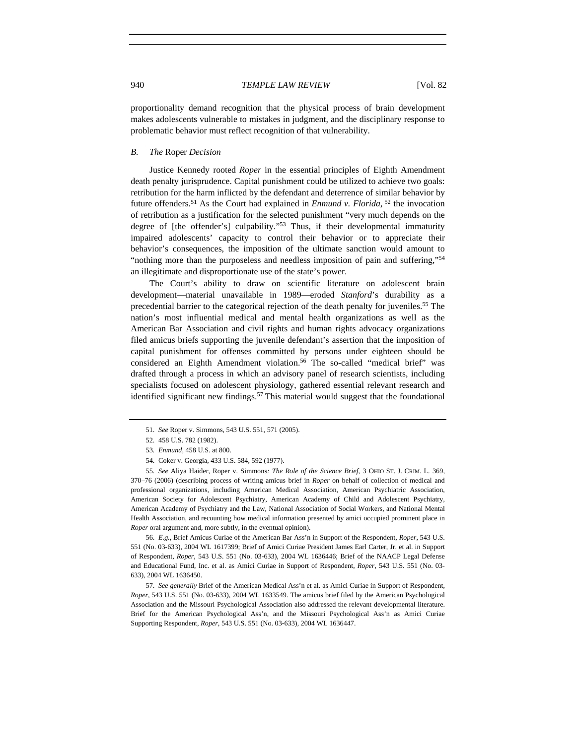proportionality demand recognition that the physical process of brain development makes adolescents vulnerable to mistakes in judgment, and the disciplinary response to problematic behavior must reflect recognition of that vulnerability.

### *B. The* Roper *Decision*

Justice Kennedy rooted *Roper* in the essential principles of Eighth Amendment death penalty jurisprudence. Capital punishment could be utilized to achieve two goals: retribution for the harm inflicted by the defendant and deterrence of similar behavior by future offenders.[51] As the Court had explained in *Enmund v. Florida*, [52] the invocation of retribution as a justification for the selected punishment "very much depends on the degree of [the offender's] culpability."[53] Thus, if their developmental immaturity impaired adolescents' capacity to control their behavior or to appreciate their behavior's consequences, the imposition of the ultimate sanction would amount to "nothing more than the purposeless and needless imposition of pain and suffering,"[54] an illegitimate and disproportionate use of the state's power.

The Court's ability to draw on scientific literature on adolescent brain development—material unavailable in 1989—eroded *Stanford*'s durability as a precedential barrier to the categorical rejection of the death penalty for juveniles.[55] The nation's most influential medical and mental health organizations as well as the American Bar Association and civil rights and human rights advocacy organizations filed amicus briefs supporting the juvenile defendant's assertion that the imposition of capital punishment for offenses committed by persons under eighteen should be considered an Eighth Amendment violation.[56] The so-called "medical brief" was drafted through a process in which an advisory panel of research scientists, including specialists focused on adolescent physiology, gathered essential relevant research and identified significant new findings.[57] This material would suggest that the foundational

---

51. *See* Roper v. Simmons, 543 U.S. 551, 571 (2005).

52. 458 U.S. 782 (1982).

53. *Enmund*, 458 U.S. at 800.

54. Coker v. Georgia, 433 U.S. 584, 592 (1977).

55. *See* Aliya Haider, Roper v. Simmons*: The Role of the Science Brief*, 3 OHIO ST. J. CRIM. L. 369, 370–76 (2006) (describing process of writing amicus brief in *Roper* on behalf of collection of medical and professional organizations, including American Medical Association, American Psychiatric Association, American Society for Adolescent Psychiatry, American Academy of Child and Adolescent Psychiatry, American Academy of Psychiatry and the Law, National Association of Social Workers, and National Mental Health Association, and recounting how medical information presented by amici occupied prominent place in *Roper* oral argument and, more subtly, in the eventual opinion).

56. *E.g.*, Brief Amicus Curiae of the American Bar Ass'n in Support of the Respondent, *Roper*, 543 U.S. 551 (No. 03-633), 2004 WL 1617399; Brief of Amici Curiae President James Earl Carter, Jr. et al. in Support of Respondent, *Roper*, 543 U.S. 551 (No. 03-633), 2004 WL 1636446; Brief of the NAACP Legal Defense and Educational Fund, Inc. et al. as Amici Curiae in Support of Respondent, *Roper*, 543 U.S. 551 (No. 03-633), 2004 WL 1636450.

57. *See generally* Brief of the American Medical Ass'n et al. as Amici Curiae in Support of Respondent, *Roper*, 543 U.S. 551 (No. 03-633), 2004 WL 1633549. The amicus brief filed by the American Psychological Association and the Missouri Psychological Association also addressed the relevant developmental literature. Brief for the American Psychological Ass'n, and the Missouri Psychological Ass'n as Amici Curiae Supporting Respondent, *Roper*, 543 U.S. 551 (No. 03-633), 2004 WL 1636447.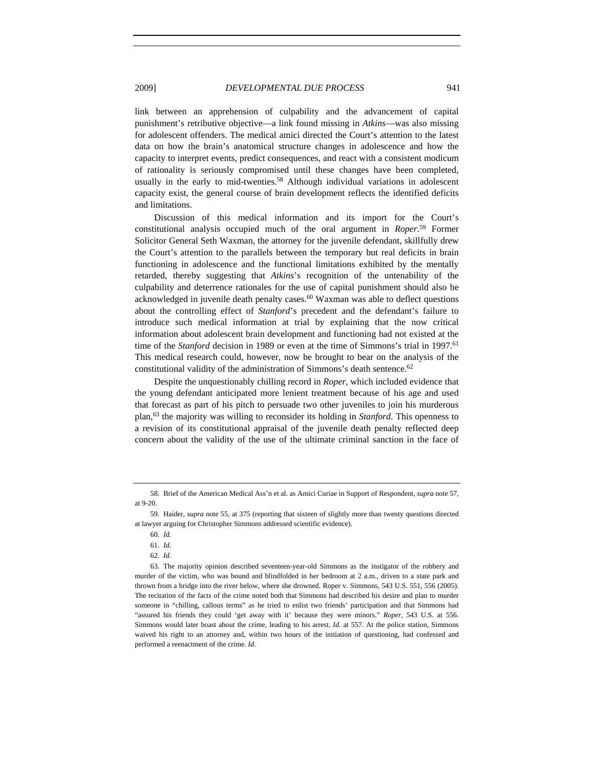link between an apprehension of culpability and the advancement of capital punishment's retributive objective—a link found missing in *Atkins*—was also missing for adolescent offenders. The medical amici directed the Court's attention to the latest data on how the brain's anatomical structure changes in adolescence and how the capacity to interpret events, predict consequences, and react with a consistent modicum of rationality is seriously compromised until these changes have been completed, usually in the early to mid-twenties.[58] Although individual variations in adolescent capacity exist, the general course of brain development reflects the identified deficits and limitations.

Discussion of this medical information and its import for the Court's constitutional analysis occupied much of the oral argument in *Roper*.[59] Former Solicitor General Seth Waxman, the attorney for the juvenile defendant, skillfully drew the Court's attention to the parallels between the temporary but real deficits in brain functioning in adolescence and the functional limitations exhibited by the mentally retarded, thereby suggesting that *Atkins*'s recognition of the untenability of the culpability and deterrence rationales for the use of capital punishment should also be acknowledged in juvenile death penalty cases.[60] Waxman was able to deflect questions about the controlling effect of *Stanford*'s precedent and the defendant's failure to introduce such medical information at trial by explaining that the now critical information about adolescent brain development and functioning had not existed at the time of the *Stanford* decision in 1989 or even at the time of Simmons's trial in 1997.[61] This medical research could, however, now be brought to bear on the analysis of the constitutional validity of the administration of Simmons's death sentence.[62]

Despite the unquestionably chilling record in *Roper*, which included evidence that the young defendant anticipated more lenient treatment because of his age and used that forecast as part of his pitch to persuade two other juveniles to join his murderous plan,[63] the majority was willing to reconsider its holding in *Stanford*. This openness to a revision of its constitutional appraisal of the juvenile death penalty reflected deep concern about the validity of the use of the ultimate criminal sanction in the face of

---

58. Brief of the American Medical Ass'n et al. as Amici Curiae in Support of Respondent, *supra* note 57, at 9-20.

59. Haider, *supra* note 55, at 375 (reporting that sixteen of slightly more than twenty questions directed at lawyer arguing for Christopher Simmons addressed scientific evidence).

60. *Id.*

61. *Id.*

62. *Id.*

63. The majority opinion described seventeen-year-old Simmons as the instigator of the robbery and murder of the victim, who was bound and blindfolded in her bedroom at 2 a.m., driven to a state park and thrown from a bridge into the river below, where she drowned. Roper v. Simmons, 543 U.S. 551, 556 (2005). The recitation of the facts of the crime noted both that Simmons had described his desire and plan to murder someone in "chilling, callous terms" as he tried to enlist two friends' participation and that Simmons had "assured his friends they could 'get away with it' because they were minors." *Roper*, 543 U.S. at 556. Simmons would later boast about the crime, leading to his arrest. *Id.* at 557. At the police station, Simmons waived his right to an attorney and, within two hours of the initiation of questioning, had confessed and performed a reenactment of the crime. *Id.*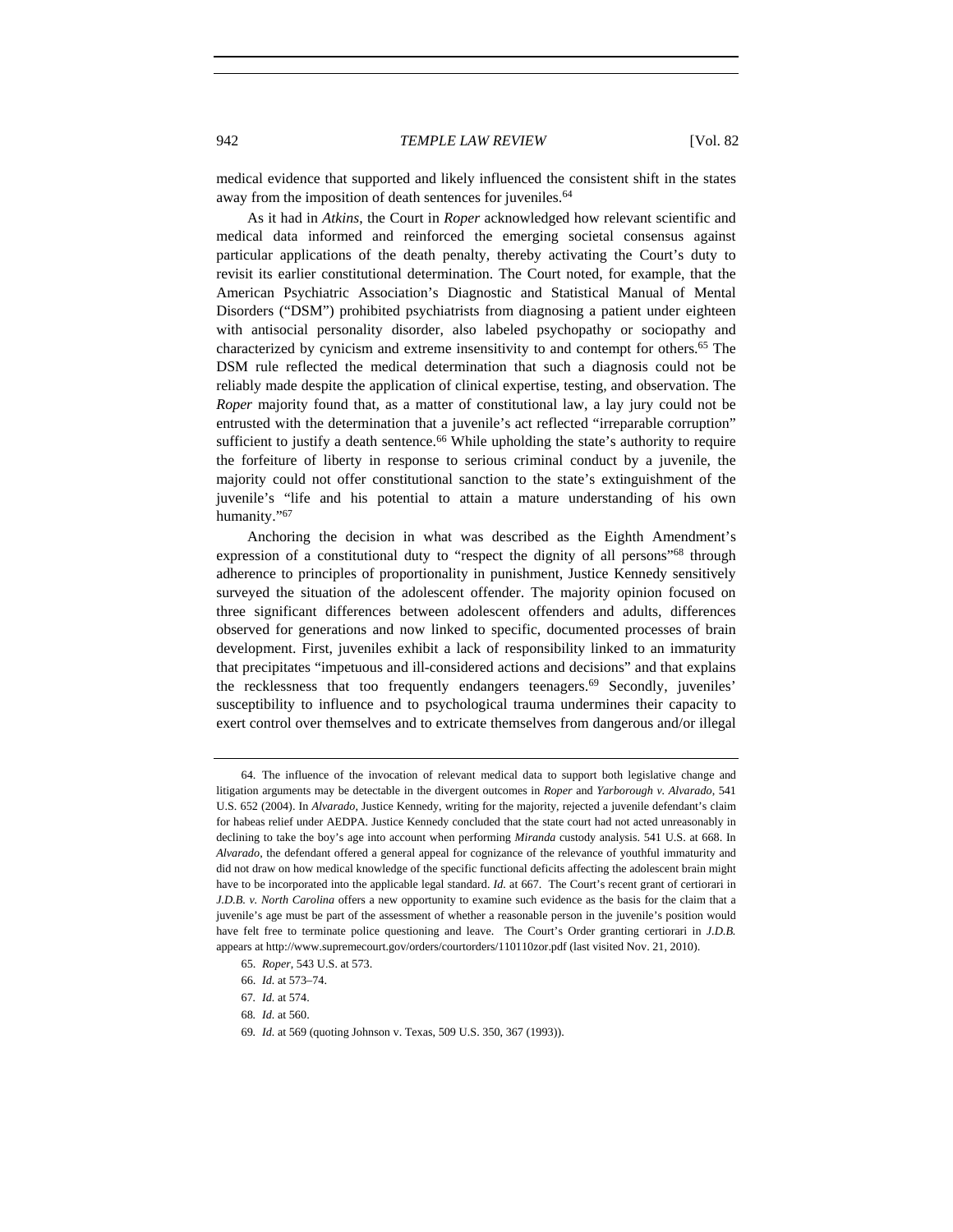medical evidence that supported and likely influenced the consistent shift in the states away from the imposition of death sentences for juveniles.[64]

As it had in *Atkins*, the Court in *Roper* acknowledged how relevant scientific and medical data informed and reinforced the emerging societal consensus against particular applications of the death penalty, thereby activating the Court's duty to revisit its earlier constitutional determination. The Court noted, for example, that the American Psychiatric Association's Diagnostic and Statistical Manual of Mental Disorders ("DSM") prohibited psychiatrists from diagnosing a patient under eighteen with antisocial personality disorder, also labeled psychopathy or sociopathy and characterized by cynicism and extreme insensitivity to and contempt for others.[65] The DSM rule reflected the medical determination that such a diagnosis could not be reliably made despite the application of clinical expertise, testing, and observation. The *Roper* majority found that, as a matter of constitutional law, a lay jury could not be entrusted with the determination that a juvenile's act reflected "irreparable corruption" sufficient to justify a death sentence.[66] While upholding the state's authority to require the forfeiture of liberty in response to serious criminal conduct by a juvenile, the majority could not offer constitutional sanction to the state's extinguishment of the juvenile's "life and his potential to attain a mature understanding of his own humanity."[67]

Anchoring the decision in what was described as the Eighth Amendment's expression of a constitutional duty to "respect the dignity of all persons"[68] through adherence to principles of proportionality in punishment, Justice Kennedy sensitively surveyed the situation of the adolescent offender. The majority opinion focused on three significant differences between adolescent offenders and adults, differences observed for generations and now linked to specific, documented processes of brain development. First, juveniles exhibit a lack of responsibility linked to an immaturity that precipitates "impetuous and ill-considered actions and decisions" and that explains the recklessness that too frequently endangers teenagers.[69] Secondly, juveniles' susceptibility to influence and to psychological trauma undermines their capacity to exert control over themselves and to extricate themselves from dangerous and/or illegal

---

64. The influence of the invocation of relevant medical data to support both legislative change and litigation arguments may be detectable in the divergent outcomes in *Roper* and *Yarborough v. Alvarado*, 541 U.S. 652 (2004). In *Alvarado*, Justice Kennedy, writing for the majority, rejected a juvenile defendant's claim for habeas relief under AEDPA. Justice Kennedy concluded that the state court had not acted unreasonably in declining to take the boy's age into account when performing *Miranda* custody analysis. 541 U.S. at 668. In *Alvarado*, the defendant offered a general appeal for cognizance of the relevance of youthful immaturity and did not draw on how medical knowledge of the specific functional deficits affecting the adolescent brain might have to be incorporated into the applicable legal standard. *Id.* at 667. The Court's recent grant of certiorari in *J.D.B. v. North Carolina* offers a new opportunity to examine such evidence as the basis for the claim that a juvenile's age must be part of the assessment of whether a reasonable person in the juvenile's position would have felt free to terminate police questioning and leave. The Court's Order granting certiorari in *J.D.B.* appears at http://www.supremecourt.gov/orders/courtorders/110110zor.pdf (last visited Nov. 21, 2010).

65. *Roper*, 543 U.S. at 573.

66. *Id.* at 573–74.

67. *Id.* at 574.

68. *Id.* at 560.

69. *Id.* at 569 (quoting Johnson v. Texas, 509 U.S. 350, 367 (1993)).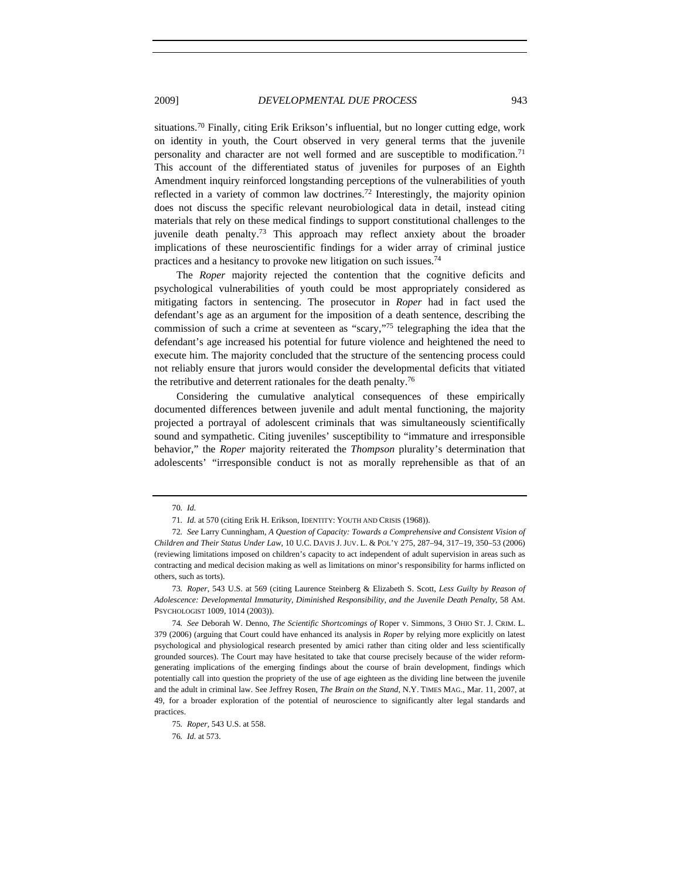situations.[70] Finally, citing Erik Erikson's influential, but no longer cutting edge, work on identity in youth, the Court observed in very general terms that the juvenile personality and character are not well formed and are susceptible to modification.[71] This account of the differentiated status of juveniles for purposes of an Eighth Amendment inquiry reinforced longstanding perceptions of the vulnerabilities of youth reflected in a variety of common law doctrines.[72] Interestingly, the majority opinion does not discuss the specific relevant neurobiological data in detail, instead citing materials that rely on these medical findings to support constitutional challenges to the juvenile death penalty.[73] This approach may reflect anxiety about the broader implications of these neuroscientific findings for a wider array of criminal justice practices and a hesitancy to provoke new litigation on such issues.[74]

The *Roper* majority rejected the contention that the cognitive deficits and psychological vulnerabilities of youth could be most appropriately considered as mitigating factors in sentencing. The prosecutor in *Roper* had in fact used the defendant's age as an argument for the imposition of a death sentence, describing the commission of such a crime at seventeen as "scary,"[75] telegraphing the idea that the defendant's age increased his potential for future violence and heightened the need to execute him. The majority concluded that the structure of the sentencing process could not reliably ensure that jurors would consider the developmental deficits that vitiated the retributive and deterrent rationales for the death penalty.[76]

Considering the cumulative analytical consequences of these empirically documented differences between juvenile and adult mental functioning, the majority projected a portrayal of adolescent criminals that was simultaneously scientifically sound and sympathetic. Citing juveniles' susceptibility to "immature and irresponsible behavior," the *Roper* majority reiterated the *Thompson* plurality's determination that adolescents' "irresponsible conduct is not as morally reprehensible as that of an

---

70. *Id.*

71. *Id.* at 570 (citing Erik H. Erikson, IDENTITY: YOUTH AND CRISIS (1968)).

72. *See* Larry Cunningham, *A Question of Capacity: Towards a Comprehensive and Consistent Vision of Children and Their Status Under Law*, 10 U.C. DAVIS J. JUV. L. & POL'Y 275, 287–94, 317–19, 350–53 (2006) (reviewing limitations imposed on children's capacity to act independent of adult supervision in areas such as contracting and medical decision making as well as limitations on minor's responsibility for harms inflicted on others, such as torts).

73. *Roper*, 543 U.S. at 569 (citing Laurence Steinberg & Elizabeth S. Scott, *Less Guilty by Reason of Adolescence: Developmental Immaturity, Diminished Responsibility, and the Juvenile Death Penalty*, 58 AM. PSYCHOLOGIST 1009, 1014 (2003)).

74. *See* Deborah W. Denno, *The Scientific Shortcomings of* Roper v. Simmons, 3 OHIO ST. J. CRIM. L. 379 (2006) (arguing that Court could have enhanced its analysis in *Roper* by relying more explicitly on latest psychological and physiological research presented by amici rather than citing older and less scientifically grounded sources). The Court may have hesitated to take that course precisely because of the wider reform-generating implications of the emerging findings about the course of brain development, findings which potentially call into question the propriety of the use of age eighteen as the dividing line between the juvenile and the adult in criminal law. See Jeffrey Rosen, *The Brain on the Stand*, N.Y. TIMES MAG., Mar. 11, 2007, at 49, for a broader exploration of the potential of neuroscience to significantly alter legal standards and practices.

75. *Roper*, 543 U.S. at 558.

76. *Id.* at 573.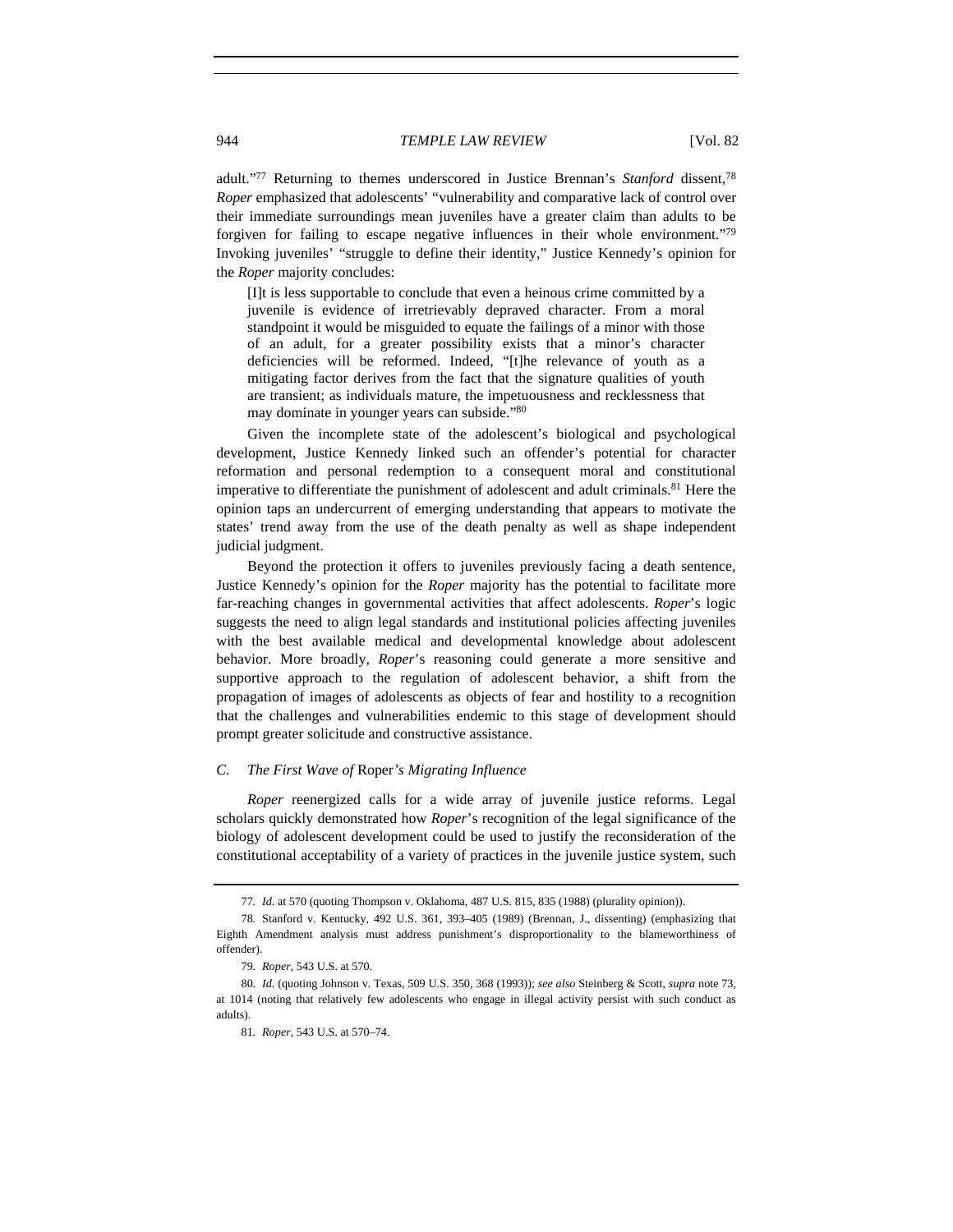adult."[77] Returning to themes underscored in Justice Brennan's *Stanford* dissent,[78] *Roper* emphasized that adolescents' "vulnerability and comparative lack of control over their immediate surroundings mean juveniles have a greater claim than adults to be forgiven for failing to escape negative influences in their whole environment."[79] Invoking juveniles' "struggle to define their identity," Justice Kennedy's opinion for the *Roper* majority concludes:

> [I]t is less supportable to conclude that even a heinous crime committed by a juvenile is evidence of irretrievably depraved character. From a moral standpoint it would be misguided to equate the failings of a minor with those of an adult, for a greater possibility exists that a minor's character deficiencies will be reformed. Indeed, "[t]he relevance of youth as a mitigating factor derives from the fact that the signature qualities of youth are transient; as individuals mature, the impetuousness and recklessness that may dominate in younger years can subside."[80]

Given the incomplete state of the adolescent's biological and psychological development, Justice Kennedy linked such an offender's potential for character reformation and personal redemption to a consequent moral and constitutional imperative to differentiate the punishment of adolescent and adult criminals.[81] Here the opinion taps an undercurrent of emerging understanding that appears to motivate the states' trend away from the use of the death penalty as well as shape independent judicial judgment.

Beyond the protection it offers to juveniles previously facing a death sentence, Justice Kennedy's opinion for the *Roper* majority has the potential to facilitate more far-reaching changes in governmental activities that affect adolescents. *Roper*'s logic suggests the need to align legal standards and institutional policies affecting juveniles with the best available medical and developmental knowledge about adolescent behavior. More broadly, *Roper*'s reasoning could generate a more sensitive and supportive approach to the regulation of adolescent behavior, a shift from the propagation of images of adolescents as objects of fear and hostility to a recognition that the challenges and vulnerabilities endemic to this stage of development should prompt greater solicitude and constructive assistance.

### *C. The First Wave of* Roper*'s Migrating Influence*

*Roper* reenergized calls for a wide array of juvenile justice reforms. Legal scholars quickly demonstrated how *Roper*'s recognition of the legal significance of the biology of adolescent development could be used to justify the reconsideration of the constitutional acceptability of a variety of practices in the juvenile justice system, such

---

77. *Id.* at 570 (quoting Thompson v. Oklahoma, 487 U.S. 815, 835 (1988) (plurality opinion)).

78. Stanford v. Kentucky, 492 U.S. 361, 393–405 (1989) (Brennan, J., dissenting) (emphasizing that Eighth Amendment analysis must address punishment's disproportionality to the blameworthiness of offender).

79. *Roper*, 543 U.S. at 570.

80. *Id.* (quoting Johnson v. Texas, 509 U.S. 350, 368 (1993)); *see also* Steinberg & Scott, *supra* note 73, at 1014 (noting that relatively few adolescents who engage in illegal activity persist with such conduct as adults).

81. *Roper*, 543 U.S. at 570–74.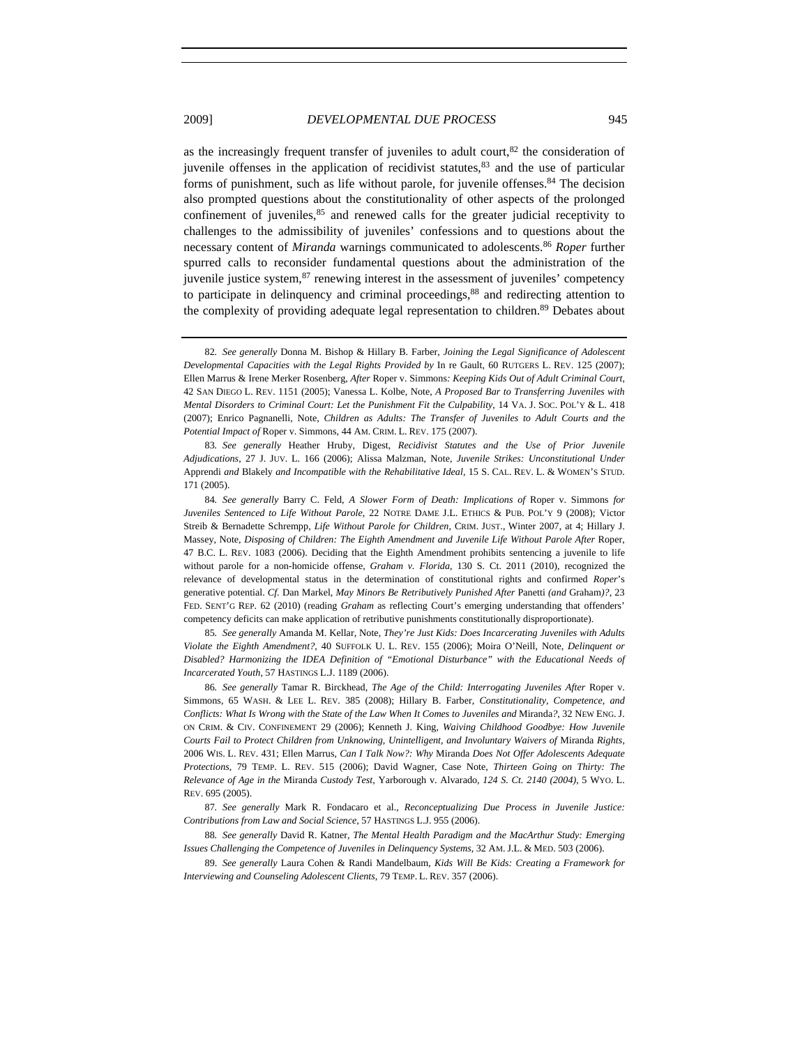as the increasingly frequent transfer of juveniles to adult court,[82] the consideration of juvenile offenses in the application of recidivist statutes,[83] and the use of particular forms of punishment, such as life without parole, for juvenile offenses.[84] The decision also prompted questions about the constitutionality of other aspects of the prolonged confinement of juveniles,[85] and renewed calls for the greater judicial receptivity to challenges to the admissibility of juveniles' confessions and to questions about the necessary content of *Miranda* warnings communicated to adolescents.[86] *Roper* further spurred calls to reconsider fundamental questions about the administration of the juvenile justice system,[87] renewing interest in the assessment of juveniles' competency to participate in delinquency and criminal proceedings,[88] and redirecting attention to the complexity of providing adequate legal representation to children.[89] Debates about

---

82. *See generally* Donna M. Bishop & Hillary B. Farber, *Joining the Legal Significance of Adolescent Developmental Capacities with the Legal Rights Provided by* In re Gault, 60 RUTGERS L. REV. 125 (2007); Ellen Marrus & Irene Merker Rosenberg, *After* Roper v. Simmons*: Keeping Kids Out of Adult Criminal Court*, 42 SAN DIEGO L. REV. 1151 (2005); Vanessa L. Kolbe, Note, *A Proposed Bar to Transferring Juveniles with Mental Disorders to Criminal Court: Let the Punishment Fit the Culpability*, 14 VA. J. SOC. POL'Y & L. 418 (2007); Enrico Pagnanelli, Note, *Children as Adults: The Transfer of Juveniles to Adult Courts and the Potential Impact of* Roper v. Simmons, 44 AM. CRIM. L. REV. 175 (2007).

83. *See generally* Heather Hruby, Digest, *Recidivist Statutes and the Use of Prior Juvenile Adjudications*, 27 J. JUV. L. 166 (2006); Alissa Malzman, Note, *Juvenile Strikes: Unconstitutional Under* Apprendi *and* Blakely *and Incompatible with the Rehabilitative Ideal*, 15 S. CAL. REV. L. & WOMEN'S STUD. 171 (2005).

84. *See generally* Barry C. Feld, *A Slower Form of Death: Implications of* Roper v. Simmons *for Juveniles Sentenced to Life Without Parole*, 22 NOTRE DAME J.L. ETHICS & PUB. POL'Y 9 (2008); Victor Streib & Bernadette Schrempp, *Life Without Parole for Children*, CRIM. JUST., Winter 2007, at 4; Hillary J. Massey, Note, *Disposing of Children: The Eighth Amendment and Juvenile Life Without Parole After* Roper, 47 B.C. L. REV. 1083 (2006). Deciding that the Eighth Amendment prohibits sentencing a juvenile to life without parole for a non-homicide offense, *Graham v. Florida*, 130 S. Ct. 2011 (2010), recognized the relevance of developmental status in the determination of constitutional rights and confirmed *Roper*'s generative potential. *Cf.* Dan Markel, *May Minors Be Retributively Punished After* Panetti *(and* Graham*)?*, 23 FED. SENT'G REP. 62 (2010) (reading *Graham* as reflecting Court's emerging understanding that offenders' competency deficits can make application of retributive punishments constitutionally disproportionate).

85. *See generally* Amanda M. Kellar, Note, *They're Just Kids: Does Incarcerating Juveniles with Adults Violate the Eighth Amendment?*, 40 SUFFOLK U. L. REV. 155 (2006); Moira O'Neill, Note, *Delinquent or Disabled? Harmonizing the IDEA Definition of "Emotional Disturbance" with the Educational Needs of Incarcerated Youth*, 57 HASTINGS L.J. 1189 (2006).

86. *See generally* Tamar R. Birckhead, *The Age of the Child: Interrogating Juveniles After* Roper v. Simmons, 65 WASH. & LEE L. REV. 385 (2008); Hillary B. Farber, *Constitutionality, Competence, and Conflicts: What Is Wrong with the State of the Law When It Comes to Juveniles and* Miranda*?*, 32 NEW ENG. J. ON CRIM. & CIV. CONFINEMENT 29 (2006); Kenneth J. King, *Waiving Childhood Goodbye: How Juvenile Courts Fail to Protect Children from Unknowing, Unintelligent, and Involuntary Waivers of* Miranda *Rights*, 2006 WIS. L. REV. 431; Ellen Marrus, *Can I Talk Now?: Why* Miranda *Does Not Offer Adolescents Adequate Protections*, 79 TEMP. L. REV. 515 (2006); David Wagner, Case Note, *Thirteen Going on Thirty: The Relevance of Age in the* Miranda *Custody Test*, Yarborough v. Alvarado*, 124 S. Ct. 2140 (2004)*, 5 WYO. L. REV. 695 (2005).

87. *See generally* Mark R. Fondacaro et al., *Reconceptualizing Due Process in Juvenile Justice: Contributions from Law and Social Science*, 57 HASTINGS L.J. 955 (2006).

88. *See generally* David R. Katner, *The Mental Health Paradigm and the MacArthur Study: Emerging Issues Challenging the Competence of Juveniles in Delinquency Systems*, 32 AM. J.L. & MED. 503 (2006).

89. *See generally* Laura Cohen & Randi Mandelbaum, *Kids Will Be Kids: Creating a Framework for Interviewing and Counseling Adolescent Clients*, 79 TEMP. L. REV. 357 (2006).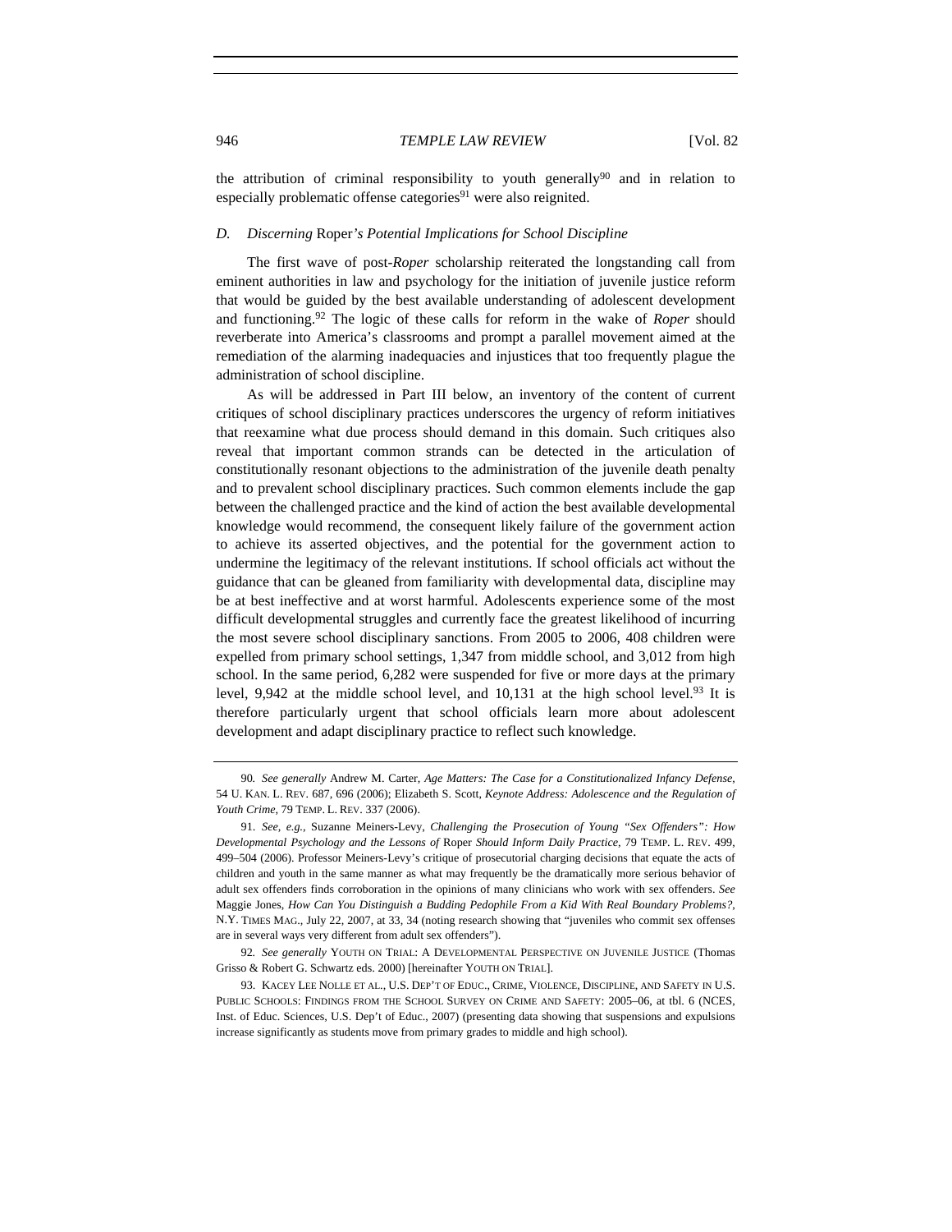the attribution of criminal responsibility to youth generally[90] and in relation to especially problematic offense categories[91] were also reignited.

### D. *Discerning* Roper*'s Potential Implications for School Discipline*

The first wave of post-*Roper* scholarship reiterated the longstanding call from eminent authorities in law and psychology for the initiation of juvenile justice reform that would be guided by the best available understanding of adolescent development and functioning.[92] The logic of these calls for reform in the wake of *Roper* should reverberate into America's classrooms and prompt a parallel movement aimed at the remediation of the alarming inadequacies and injustices that too frequently plague the administration of school discipline.

As will be addressed in Part III below, an inventory of the content of current critiques of school disciplinary practices underscores the urgency of reform initiatives that reexamine what due process should demand in this domain. Such critiques also reveal that important common strands can be detected in the articulation of constitutionally resonant objections to the administration of the juvenile death penalty and to prevalent school disciplinary practices. Such common elements include the gap between the challenged practice and the kind of action the best available developmental knowledge would recommend, the consequent likely failure of the government action to achieve its asserted objectives, and the potential for the government action to undermine the legitimacy of the relevant institutions. If school officials act without the guidance that can be gleaned from familiarity with developmental data, discipline may be at best ineffective and at worst harmful. Adolescents experience some of the most difficult developmental struggles and currently face the greatest likelihood of incurring the most severe school disciplinary sanctions. From 2005 to 2006, 408 children were expelled from primary school settings, 1,347 from middle school, and 3,012 from high school. In the same period, 6,282 were suspended for five or more days at the primary level, 9,942 at the middle school level, and 10,131 at the high school level.[93] It is therefore particularly urgent that school officials learn more about adolescent development and adapt disciplinary practice to reflect such knowledge.

---

90. *See generally* Andrew M. Carter, *Age Matters: The Case for a Constitutionalized Infancy Defense*, 54 U. KAN. L. REV. 687, 696 (2006); Elizabeth S. Scott, *Keynote Address: Adolescence and the Regulation of Youth Crime*, 79 TEMP. L. REV. 337 (2006).

91. *See, e.g.*, Suzanne Meiners-Levy, *Challenging the Prosecution of Young "Sex Offenders": How Developmental Psychology and the Lessons of* Roper *Should Inform Daily Practice*, 79 TEMP. L. REV. 499, 499–504 (2006). Professor Meiners-Levy's critique of prosecutorial charging decisions that equate the acts of children and youth in the same manner as what may frequently be the dramatically more serious behavior of adult sex offenders finds corroboration in the opinions of many clinicians who work with sex offenders. *See* Maggie Jones, *How Can You Distinguish a Budding Pedophile From a Kid With Real Boundary Problems?*, N.Y. TIMES MAG., July 22, 2007, at 33, 34 (noting research showing that "juveniles who commit sex offenses are in several ways very different from adult sex offenders").

92. *See generally* YOUTH ON TRIAL: A DEVELOPMENTAL PERSPECTIVE ON JUVENILE JUSTICE (Thomas Grisso & Robert G. Schwartz eds. 2000) [hereinafter YOUTH ON TRIAL].

93. KACEY LEE NOLLE ET AL., U.S. DEP'T OF EDUC., CRIME, VIOLENCE, DISCIPLINE, AND SAFETY IN U.S. PUBLIC SCHOOLS: FINDINGS FROM THE SCHOOL SURVEY ON CRIME AND SAFETY: 2005–06, at tbl. 6 (NCES, Inst. of Educ. Sciences, U.S. Dep't of Educ., 2007) (presenting data showing that suspensions and expulsions increase significantly as students move from primary grades to middle and high school).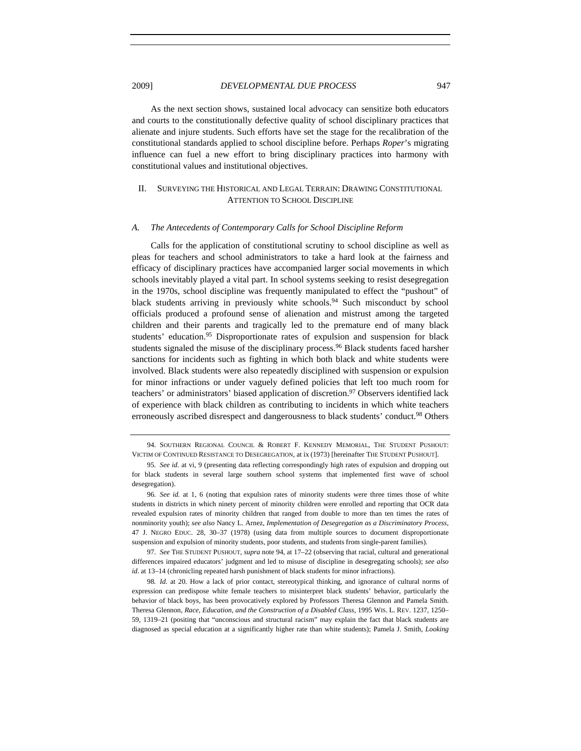As the next section shows, sustained local advocacy can sensitize both educators and courts to the constitutionally defective quality of school disciplinary practices that alienate and injure students. Such efforts have set the stage for the recalibration of the constitutional standards applied to school discipline before. Perhaps *Roper*'s migrating influence can fuel a new effort to bring disciplinary practices into harmony with constitutional values and institutional objectives.

## II. SURVEYING THE HISTORICAL AND LEGAL TERRAIN: DRAWING CONSTITUTIONAL ATTENTION TO SCHOOL DISCIPLINE

### *A. The Antecedents of Contemporary Calls for School Discipline Reform*

Calls for the application of constitutional scrutiny to school discipline as well as pleas for teachers and school administrators to take a hard look at the fairness and efficacy of disciplinary practices have accompanied larger social movements in which schools inevitably played a vital part. In school systems seeking to resist desegregation in the 1970s, school discipline was frequently manipulated to effect the "pushout" of black students arriving in previously white schools.[94] Such misconduct by school officials produced a profound sense of alienation and mistrust among the targeted children and their parents and tragically led to the premature end of many black students' education.[95] Disproportionate rates of expulsion and suspension for black students signaled the misuse of the disciplinary process.[96] Black students faced harsher sanctions for incidents such as fighting in which both black and white students were involved. Black students were also repeatedly disciplined with suspension or expulsion for minor infractions or under vaguely defined policies that left too much room for teachers' or administrators' biased application of discretion.[97] Observers identified lack of experience with black children as contributing to incidents in which white teachers erroneously ascribed disrespect and dangerousness to black students' conduct.[98] Others

---

94. SOUTHERN REGIONAL COUNCIL & ROBERT F. KENNEDY MEMORIAL, THE STUDENT PUSHOUT: VICTIM OF CONTINUED RESISTANCE TO DESEGREGATION, at ix (1973) [hereinafter THE STUDENT PUSHOUT].

95. *See id.* at vi, 9 (presenting data reflecting correspondingly high rates of expulsion and dropping out for black students in several large southern school systems that implemented first wave of school desegregation).

96. *See id.* at 1, 6 (noting that expulsion rates of minority students were three times those of white students in districts in which ninety percent of minority children were enrolled and reporting that OCR data revealed expulsion rates of minority children that ranged from double to more than ten times the rates of nonminority youth); *see also* Nancy L. Arnez, *Implementation of Desegregation as a Discriminatory Process*, 47 J. NEGRO EDUC. 28, 30–37 (1978) (using data from multiple sources to document disproportionate suspension and expulsion of minority students, poor students, and students from single-parent families).

97. *See* THE STUDENT PUSHOUT, *supra* note 94, at 17–22 (observing that racial, cultural and generational differences impaired educators' judgment and led to misuse of discipline in desegregating schools); *see also id.* at 13–14 (chronicling repeated harsh punishment of black students for minor infractions).

98. *Id.* at 20. How a lack of prior contact, stereotypical thinking, and ignorance of cultural norms of expression can predispose white female teachers to misinterpret black students' behavior, particularly the behavior of black boys, has been provocatively explored by Professors Theresa Glennon and Pamela Smith. Theresa Glennon, *Race, Education, and the Construction of a Disabled Class*, 1995 WIS. L. REV. 1237, 1250–59, 1319–21 (positing that "unconscious and structural racism" may explain the fact that black students are diagnosed as special education at a significantly higher rate than white students); Pamela J. Smith, *Looking*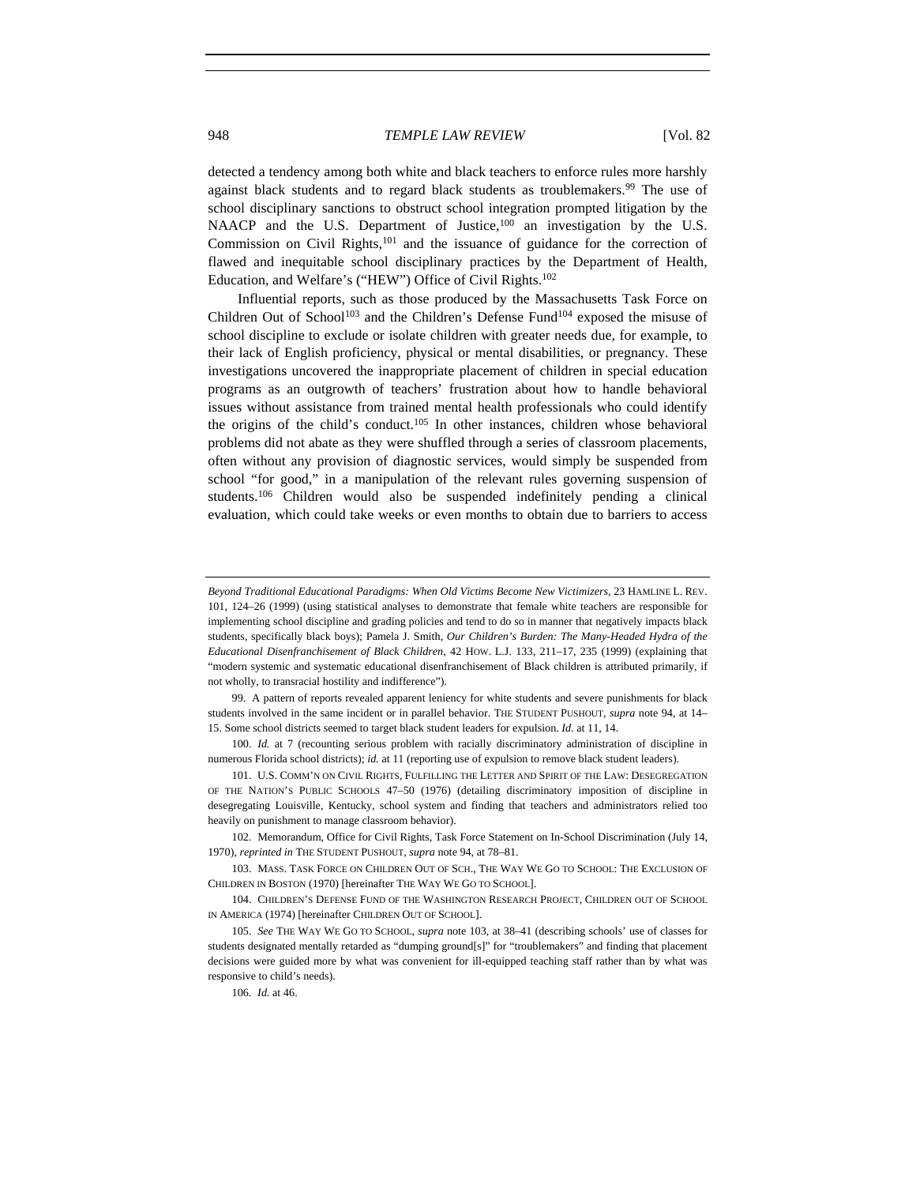detected a tendency among both white and black teachers to enforce rules more harshly against black students and to regard black students as troublemakers.[99] The use of school disciplinary sanctions to obstruct school integration prompted litigation by the NAACP and the U.S. Department of Justice,[100] an investigation by the U.S. Commission on Civil Rights,[101] and the issuance of guidance for the correction of flawed and inequitable school disciplinary practices by the Department of Health, Education, and Welfare's ("HEW") Office of Civil Rights.[102]

Influential reports, such as those produced by the Massachusetts Task Force on Children Out of School[103] and the Children's Defense Fund[104] exposed the misuse of school discipline to exclude or isolate children with greater needs due, for example, to their lack of English proficiency, physical or mental disabilities, or pregnancy. These investigations uncovered the inappropriate placement of children in special education programs as an outgrowth of teachers' frustration about how to handle behavioral issues without assistance from trained mental health professionals who could identify the origins of the child's conduct.[105] In other instances, children whose behavioral problems did not abate as they were shuffled through a series of classroom placements, often without any provision of diagnostic services, would simply be suspended from school "for good," in a manipulation of the relevant rules governing suspension of students.[106] Children would also be suspended indefinitely pending a clinical evaluation, which could take weeks or even months to obtain due to barriers to access

---

*Beyond Traditional Educational Paradigms: When Old Victims Become New Victimizers*, 23 HAMLINE L. REV. 101, 124–26 (1999) (using statistical analyses to demonstrate that female white teachers are responsible for implementing school discipline and grading policies and tend to do so in manner that negatively impacts black students, specifically black boys); Pamela J. Smith, *Our Children's Burden: The Many-Headed Hydra of the Educational Disenfranchisement of Black Children*, 42 HOW. L.J. 133, 211–17, 235 (1999) (explaining that "modern systemic and systematic educational disenfranchisement of Black children is attributed primarily, if not wholly, to transracial hostility and indifference").

99. A pattern of reports revealed apparent leniency for white students and severe punishments for black students involved in the same incident or in parallel behavior. THE STUDENT PUSHOUT, *supra* note 94, at 14–15. Some school districts seemed to target black student leaders for expulsion. *Id.* at 11, 14.

100. *Id.* at 7 (recounting serious problem with racially discriminatory administration of discipline in numerous Florida school districts); *id.* at 11 (reporting use of expulsion to remove black student leaders).

101. U.S. COMM'N ON CIVIL RIGHTS, FULFILLING THE LETTER AND SPIRIT OF THE LAW: DESEGREGATION OF THE NATION'S PUBLIC SCHOOLS 47–50 (1976) (detailing discriminatory imposition of discipline in desegregating Louisville, Kentucky, school system and finding that teachers and administrators relied too heavily on punishment to manage classroom behavior).

102. Memorandum, Office for Civil Rights, Task Force Statement on In-School Discrimination (July 14, 1970), *reprinted in* THE STUDENT PUSHOUT, *supra* note 94, at 78–81.

103. MASS. TASK FORCE ON CHILDREN OUT OF SCH., THE WAY WE GO TO SCHOOL: THE EXCLUSION OF CHILDREN IN BOSTON (1970) [hereinafter THE WAY WE GO TO SCHOOL].

104. CHILDREN'S DEFENSE FUND OF THE WASHINGTON RESEARCH PROJECT, CHILDREN OUT OF SCHOOL IN AMERICA (1974) [hereinafter CHILDREN OUT OF SCHOOL].

105. *See* THE WAY WE GO TO SCHOOL, *supra* note 103, at 38–41 (describing schools' use of classes for students designated mentally retarded as "dumping ground[s]" for "troublemakers" and finding that placement decisions were guided more by what was convenient for ill-equipped teaching staff rather than by what was responsive to child's needs).

106. *Id.* at 46.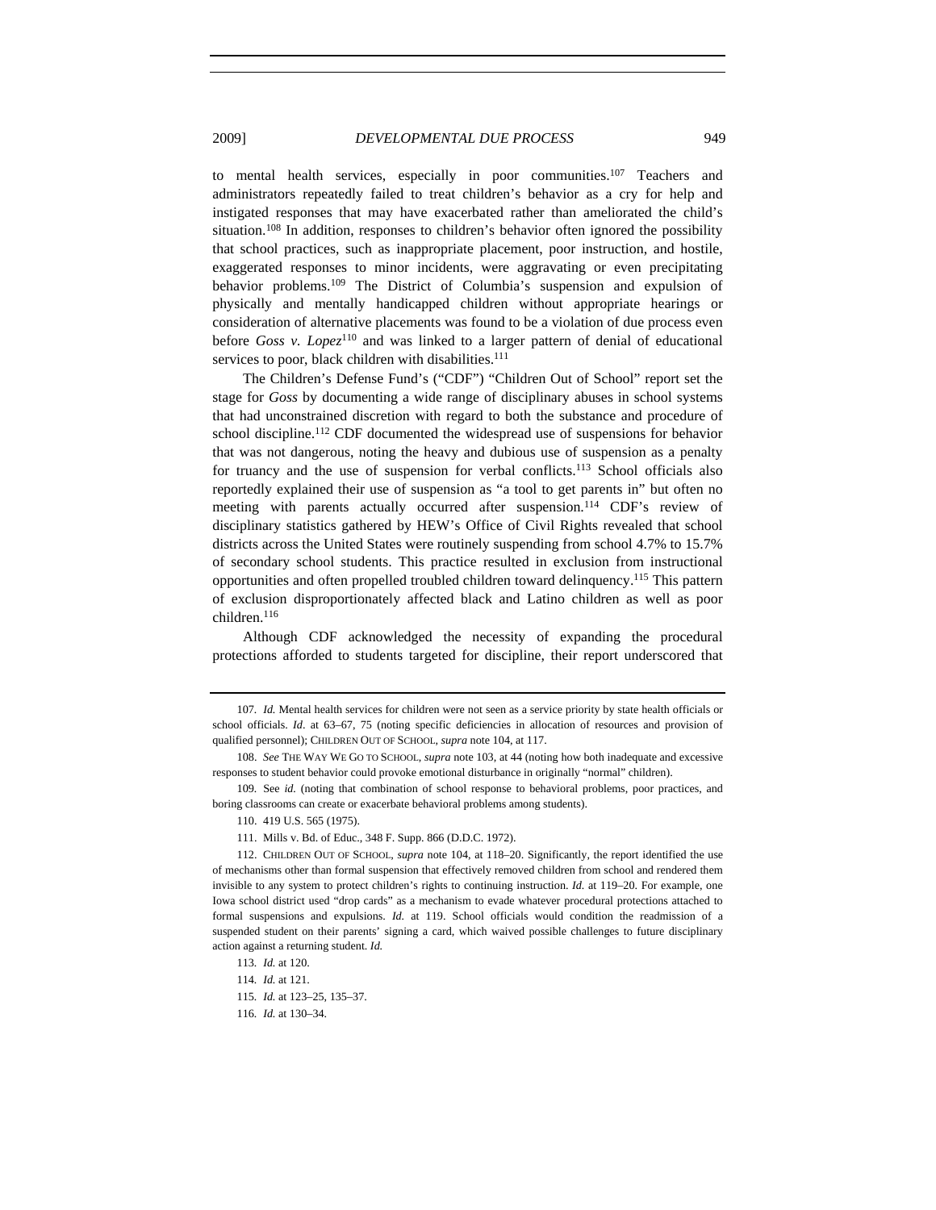to mental health services, especially in poor communities.[107] Teachers and administrators repeatedly failed to treat children's behavior as a cry for help and instigated responses that may have exacerbated rather than ameliorated the child's situation.[108] In addition, responses to children's behavior often ignored the possibility that school practices, such as inappropriate placement, poor instruction, and hostile, exaggerated responses to minor incidents, were aggravating or even precipitating behavior problems.[109] The District of Columbia's suspension and expulsion of physically and mentally handicapped children without appropriate hearings or consideration of alternative placements was found to be a violation of due process even before *Goss v. Lopez*[110] and was linked to a larger pattern of denial of educational services to poor, black children with disabilities.[111]

The Children's Defense Fund's ("CDF") "Children Out of School" report set the stage for *Goss* by documenting a wide range of disciplinary abuses in school systems that had unconstrained discretion with regard to both the substance and procedure of school discipline.[112] CDF documented the widespread use of suspensions for behavior that was not dangerous, noting the heavy and dubious use of suspension as a penalty for truancy and the use of suspension for verbal conflicts.[113] School officials also reportedly explained their use of suspension as "a tool to get parents in" but often no meeting with parents actually occurred after suspension.[114] CDF's review of disciplinary statistics gathered by HEW's Office of Civil Rights revealed that school districts across the United States were routinely suspending from school 4.7% to 15.7% of secondary school students. This practice resulted in exclusion from instructional opportunities and often propelled troubled children toward delinquency.[115] This pattern of exclusion disproportionately affected black and Latino children as well as poor children.[116]

Although CDF acknowledged the necessity of expanding the procedural protections afforded to students targeted for discipline, their report underscored that

---

107. *Id.* Mental health services for children were not seen as a service priority by state health officials or school officials. *Id*. at 63–67, 75 (noting specific deficiencies in allocation of resources and provision of qualified personnel); CHILDREN OUT OF SCHOOL, *supra* note 104, at 117.

108. *See* THE WAY WE GO TO SCHOOL, *supra* note 103, at 44 (noting how both inadequate and excessive responses to student behavior could provoke emotional disturbance in originally "normal" children).

109. See *id.* (noting that combination of school response to behavioral problems, poor practices, and boring classrooms can create or exacerbate behavioral problems among students).

110. 419 U.S. 565 (1975).

111. Mills v. Bd. of Educ., 348 F. Supp. 866 (D.D.C. 1972).

112. CHILDREN OUT OF SCHOOL, *supra* note 104, at 118–20. Significantly, the report identified the use of mechanisms other than formal suspension that effectively removed children from school and rendered them invisible to any system to protect children's rights to continuing instruction. *Id.* at 119–20. For example, one Iowa school district used "drop cards" as a mechanism to evade whatever procedural protections attached to formal suspensions and expulsions. *Id.* at 119. School officials would condition the readmission of a suspended student on their parents' signing a card, which waived possible challenges to future disciplinary action against a returning student. *Id.*

113. *Id.* at 120.

114. *Id.* at 121.

115. *Id.* at 123–25, 135–37.

116. *Id.* at 130–34.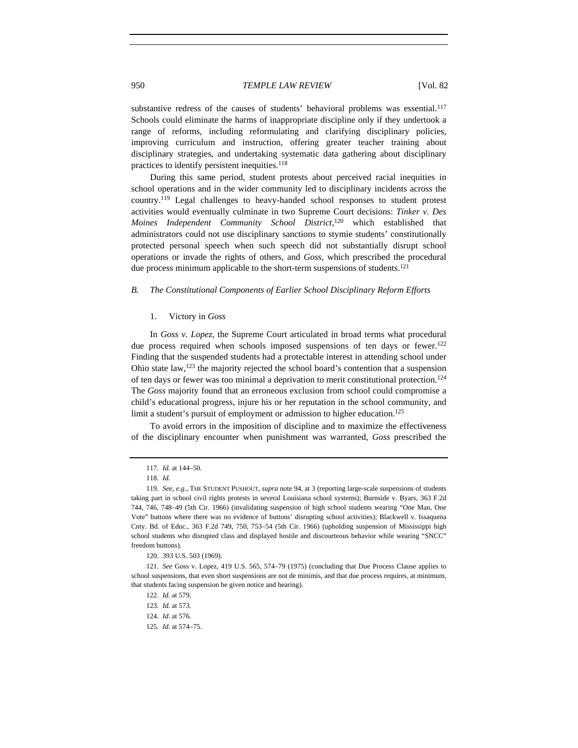substantive redress of the causes of students' behavioral problems was essential.[117] Schools could eliminate the harms of inappropriate discipline only if they undertook a range of reforms, including reformulating and clarifying disciplinary policies, improving curriculum and instruction, offering greater teacher training about disciplinary strategies, and undertaking systematic data gathering about disciplinary practices to identify persistent inequities.[118]

During this same period, student protests about perceived racial inequities in school operations and in the wider community led to disciplinary incidents across the country.[119] Legal challenges to heavy-handed school responses to student protest activities would eventually culminate in two Supreme Court decisions: *Tinker v. Des Moines Independent Community School District*,[120] which established that administrators could not use disciplinary sanctions to stymie students' constitutionally protected personal speech when such speech did not substantially disrupt school operations or invade the rights of others, and *Goss*, which prescribed the procedural due process minimum applicable to the short-term suspensions of students.[121]

### *B. The Constitutional Components of Earlier School Disciplinary Reform Efforts*

#### 1. Victory in *Goss*

In *Goss v. Lopez*, the Supreme Court articulated in broad terms what procedural due process required when schools imposed suspensions of ten days or fewer.[122] Finding that the suspended students had a protectable interest in attending school under Ohio state law,[123] the majority rejected the school board's contention that a suspension of ten days or fewer was too minimal a deprivation to merit constitutional protection.[124] The *Goss* majority found that an erroneous exclusion from school could compromise a child's educational progress, injure his or her reputation in the school community, and limit a student's pursuit of employment or admission to higher education.[125]

To avoid errors in the imposition of discipline and to maximize the effectiveness of the disciplinary encounter when punishment was warranted, *Goss* prescribed the

---

117. *Id.* at 144–50.

118. *Id.*

119. *See, e.g.*, THE STUDENT PUSHOUT, *supra* note 94, at 3 (reporting large-scale suspensions of students taking part in school civil rights protests in several Louisiana school systems); Burnside v. Byars, 363 F.2d 744, 746, 748–49 (5th Cir. 1966) (invalidating suspension of high school students wearing "One Man, One Vote" buttons where there was no evidence of buttons' disrupting school activities); Blackwell v. Issaquena Cnty. Bd. of Educ., 363 F.2d 749, 750, 753–54 (5th Cir. 1966) (upholding suspension of Mississippi high school students who disrupted class and displayed hostile and discourteous behavior while wearing "SNCC" freedom buttons).

120. 393 U.S. 503 (1969).

121. *See* Goss v. Lopez, 419 U.S. 565, 574–79 (1975) (concluding that Due Process Clause applies to school suspensions, that even short suspensions are not de minimis, and that due process requires, at minimum, that students facing suspension be given notice and hearing).

122. *Id.* at 579.

123. *Id.* at 573.

124. *Id.* at 576.

125. *Id.* at 574–75.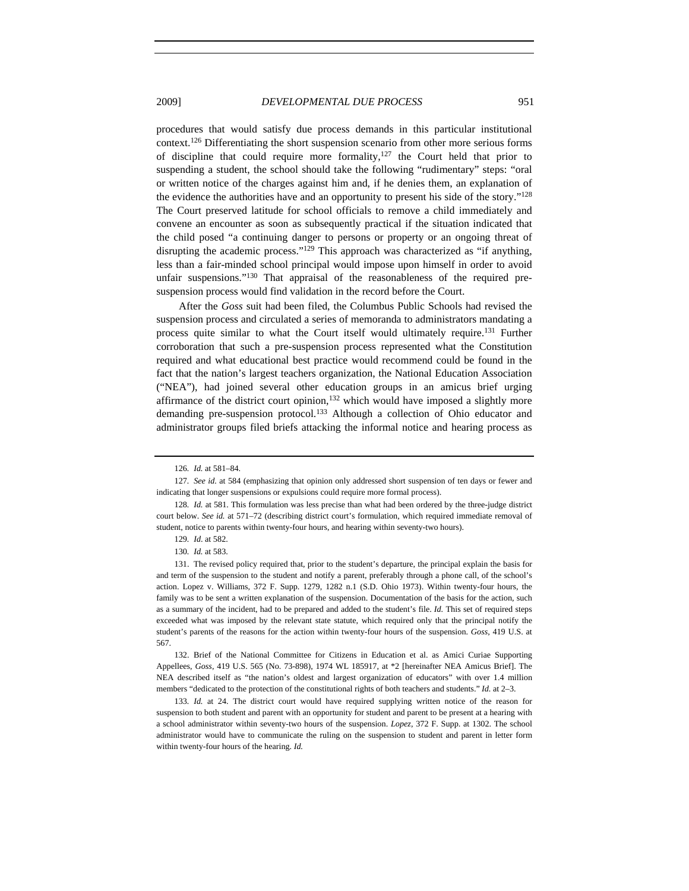procedures that would satisfy due process demands in this particular institutional context.[126] Differentiating the short suspension scenario from other more serious forms of discipline that could require more formality,[127] the Court held that prior to suspending a student, the school should take the following "rudimentary" steps: "oral or written notice of the charges against him and, if he denies them, an explanation of the evidence the authorities have and an opportunity to present his side of the story."[128] The Court preserved latitude for school officials to remove a child immediately and convene an encounter as soon as subsequently practical if the situation indicated that the child posed "a continuing danger to persons or property or an ongoing threat of disrupting the academic process."[129] This approach was characterized as "if anything, less than a fair-minded school principal would impose upon himself in order to avoid unfair suspensions."[130] That appraisal of the reasonableness of the required pre-suspension process would find validation in the record before the Court.

After the *Goss* suit had been filed, the Columbus Public Schools had revised the suspension process and circulated a series of memoranda to administrators mandating a process quite similar to what the Court itself would ultimately require.[131] Further corroboration that such a pre-suspension process represented what the Constitution required and what educational best practice would recommend could be found in the fact that the nation's largest teachers organization, the National Education Association ("NEA"), had joined several other education groups in an amicus brief urging affirmance of the district court opinion,[132] which would have imposed a slightly more demanding pre-suspension protocol.[133] Although a collection of Ohio educator and administrator groups filed briefs attacking the informal notice and hearing process as

---

126. *Id.* at 581–84.

127. *See id.* at 584 (emphasizing that opinion only addressed short suspension of ten days or fewer and indicating that longer suspensions or expulsions could require more formal process).

128. *Id.* at 581. This formulation was less precise than what had been ordered by the three-judge district court below. *See id.* at 571–72 (describing district court's formulation, which required immediate removal of student, notice to parents within twenty-four hours, and hearing within seventy-two hours).

129. *Id.* at 582.

130. *Id.* at 583.

131. The revised policy required that, prior to the student's departure, the principal explain the basis for and term of the suspension to the student and notify a parent, preferably through a phone call, of the school's action. Lopez v. Williams, 372 F. Supp. 1279, 1282 n.1 (S.D. Ohio 1973). Within twenty-four hours, the family was to be sent a written explanation of the suspension. Documentation of the basis for the action, such as a summary of the incident, had to be prepared and added to the student's file. *Id.* This set of required steps exceeded what was imposed by the relevant state statute, which required only that the principal notify the student's parents of the reasons for the action within twenty-four hours of the suspension. *Goss*, 419 U.S. at 567.

132. Brief of the National Committee for Citizens in Education et al. as Amici Curiae Supporting Appellees, *Goss*, 419 U.S. 565 (No. 73-898), 1974 WL 185917, at *2 [hereinafter NEA Amicus Brief]. The NEA described itself as "the nation's oldest and largest organization of educators" with over 1.4 million members "dedicated to the protection of the constitutional rights of both teachers and students." *Id.* at 2–3.

133. *Id.* at 24. The district court would have required supplying written notice of the reason for suspension to both student and parent with an opportunity for student and parent to be present at a hearing with a school administrator within seventy-two hours of the suspension. *Lopez*, 372 F. Supp. at 1302. The school administrator would have to communicate the ruling on the suspension to student and parent in letter form within twenty-four hours of the hearing. *Id.*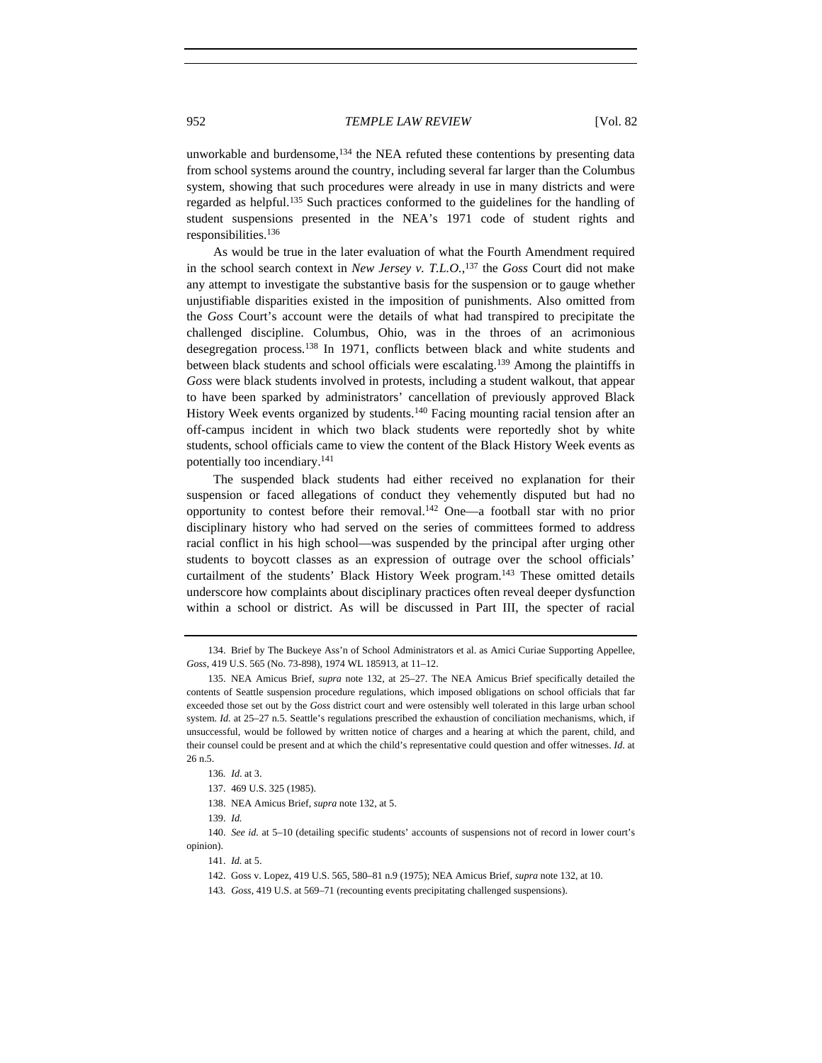unworkable and burdensome,[134] the NEA refuted these contentions by presenting data from school systems around the country, including several far larger than the Columbus system, showing that such procedures were already in use in many districts and were regarded as helpful.[135] Such practices conformed to the guidelines for the handling of student suspensions presented in the NEA's 1971 code of student rights and responsibilities.[136]

As would be true in the later evaluation of what the Fourth Amendment required in the school search context in *New Jersey v. T.L.O.*,[137] the *Goss* Court did not make any attempt to investigate the substantive basis for the suspension or to gauge whether unjustifiable disparities existed in the imposition of punishments. Also omitted from the *Goss* Court's account were the details of what had transpired to precipitate the challenged discipline. Columbus, Ohio, was in the throes of an acrimonious desegregation process.[138] In 1971, conflicts between black and white students and between black students and school officials were escalating.[139] Among the plaintiffs in *Goss* were black students involved in protests, including a student walkout, that appear to have been sparked by administrators' cancellation of previously approved Black History Week events organized by students.[140] Facing mounting racial tension after an off-campus incident in which two black students were reportedly shot by white students, school officials came to view the content of the Black History Week events as potentially too incendiary.[141]

The suspended black students had either received no explanation for their suspension or faced allegations of conduct they vehemently disputed but had no opportunity to contest before their removal.[142] One—a football star with no prior disciplinary history who had served on the series of committees formed to address racial conflict in his high school—was suspended by the principal after urging other students to boycott classes as an expression of outrage over the school officials' curtailment of the students' Black History Week program.[143] These omitted details underscore how complaints about disciplinary practices often reveal deeper dysfunction within a school or district. As will be discussed in Part III, the specter of racial

---

134. Brief by The Buckeye Ass'n of School Administrators et al. as Amici Curiae Supporting Appellee, *Goss*, 419 U.S. 565 (No. 73-898), 1974 WL 185913, at 11–12.

135. NEA Amicus Brief, *supra* note 132, at 25–27. The NEA Amicus Brief specifically detailed the contents of Seattle suspension procedure regulations, which imposed obligations on school officials that far exceeded those set out by the *Goss* district court and were ostensibly well tolerated in this large urban school system. *Id.* at 25–27 n.5. Seattle's regulations prescribed the exhaustion of conciliation mechanisms, which, if unsuccessful, would be followed by written notice of charges and a hearing at which the parent, child, and their counsel could be present and at which the child's representative could question and offer witnesses. *Id.* at 26 n.5.

136. *Id.* at 3.

137. 469 U.S. 325 (1985).

138. NEA Amicus Brief, *supra* note 132, at 5.

139. *Id.*

140. *See id.* at 5–10 (detailing specific students' accounts of suspensions not of record in lower court's opinion).

141. *Id.* at 5.

142. Goss v. Lopez, 419 U.S. 565, 580–81 n.9 (1975); NEA Amicus Brief, *supra* note 132, at 10.

143. *Goss*, 419 U.S. at 569–71 (recounting events precipitating challenged suspensions).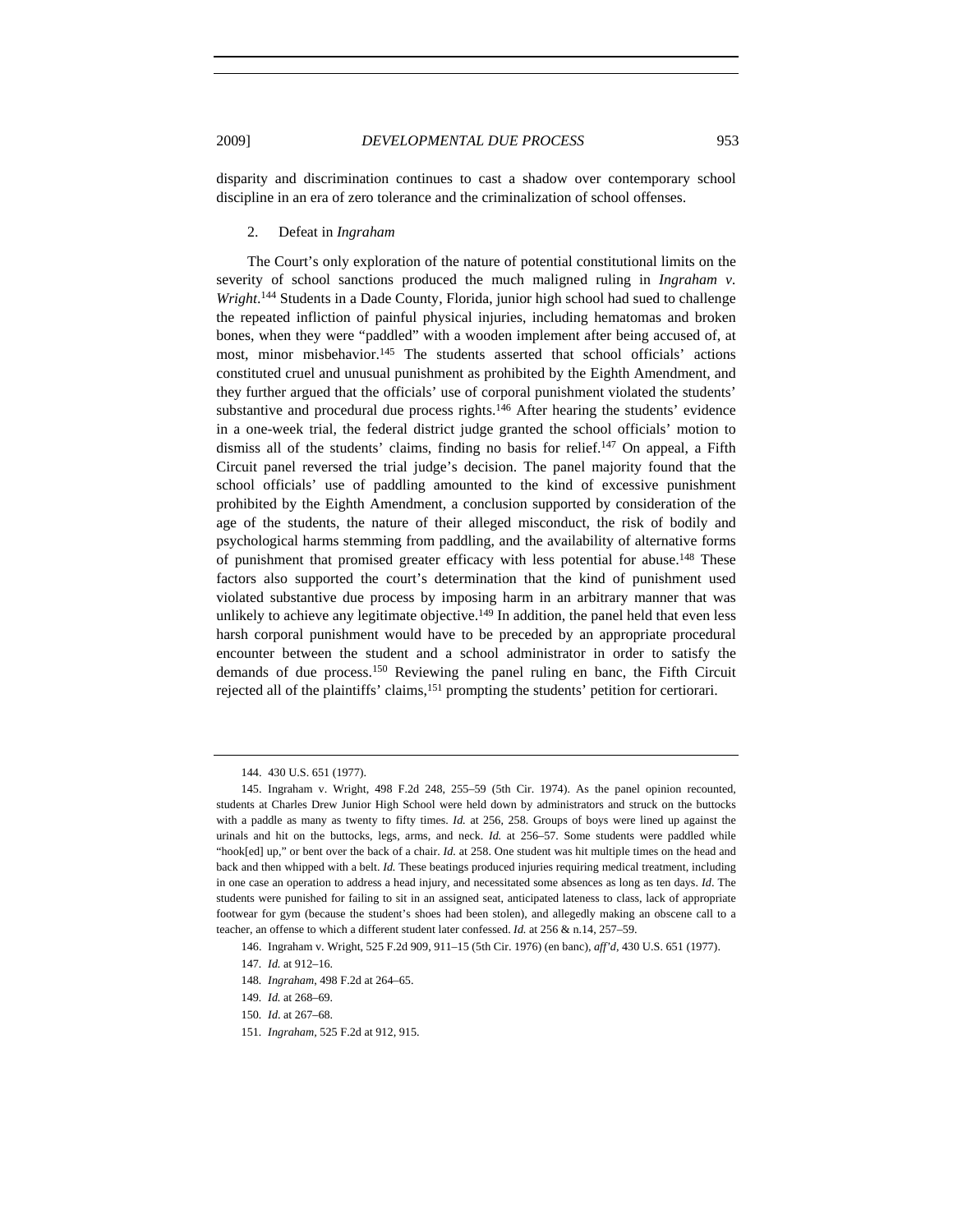disparity and discrimination continues to cast a shadow over contemporary school discipline in an era of zero tolerance and the criminalization of school offenses.

### 2. Defeat in *Ingraham*

The Court's only exploration of the nature of potential constitutional limits on the severity of school sanctions produced the much maligned ruling in *Ingraham v. Wright*.[144] Students in a Dade County, Florida, junior high school had sued to challenge the repeated infliction of painful physical injuries, including hematomas and broken bones, when they were "paddled" with a wooden implement after being accused of, at most, minor misbehavior.[145] The students asserted that school officials' actions constituted cruel and unusual punishment as prohibited by the Eighth Amendment, and they further argued that the officials' use of corporal punishment violated the students' substantive and procedural due process rights.[146] After hearing the students' evidence in a one-week trial, the federal district judge granted the school officials' motion to dismiss all of the students' claims, finding no basis for relief.[147] On appeal, a Fifth Circuit panel reversed the trial judge's decision. The panel majority found that the school officials' use of paddling amounted to the kind of excessive punishment prohibited by the Eighth Amendment, a conclusion supported by consideration of the age of the students, the nature of their alleged misconduct, the risk of bodily and psychological harms stemming from paddling, and the availability of alternative forms of punishment that promised greater efficacy with less potential for abuse.[148] These factors also supported the court's determination that the kind of punishment used violated substantive due process by imposing harm in an arbitrary manner that was unlikely to achieve any legitimate objective.[149] In addition, the panel held that even less harsh corporal punishment would have to be preceded by an appropriate procedural encounter between the student and a school administrator in order to satisfy the demands of due process.[150] Reviewing the panel ruling en banc, the Fifth Circuit rejected all of the plaintiffs' claims,[151] prompting the students' petition for certiorari.

---

144. 430 U.S. 651 (1977).

145. Ingraham v. Wright, 498 F.2d 248, 255–59 (5th Cir. 1974). As the panel opinion recounted, students at Charles Drew Junior High School were held down by administrators and struck on the buttocks with a paddle as many as twenty to fifty times. *Id.* at 256, 258. Groups of boys were lined up against the urinals and hit on the buttocks, legs, arms, and neck. *Id.* at 256–57. Some students were paddled while "hook[ed] up," or bent over the back of a chair. *Id.* at 258. One student was hit multiple times on the head and back and then whipped with a belt. *Id.* These beatings produced injuries requiring medical treatment, including in one case an operation to address a head injury, and necessitated some absences as long as ten days. *Id*. The students were punished for failing to sit in an assigned seat, anticipated lateness to class, lack of appropriate footwear for gym (because the student's shoes had been stolen), and allegedly making an obscene call to a teacher, an offense to which a different student later confessed. *Id.* at 256 & n.14, 257–59.

146. Ingraham v. Wright, 525 F.2d 909, 911–15 (5th Cir. 1976) (en banc), *aff'd*, 430 U.S. 651 (1977).

147. *Id.* at 912–16.

148. *Ingraham*, 498 F.2d at 264–65.

149. *Id.* at 268–69.

150. *Id*. at 267–68.

151. *Ingraham*, 525 F.2d at 912, 915.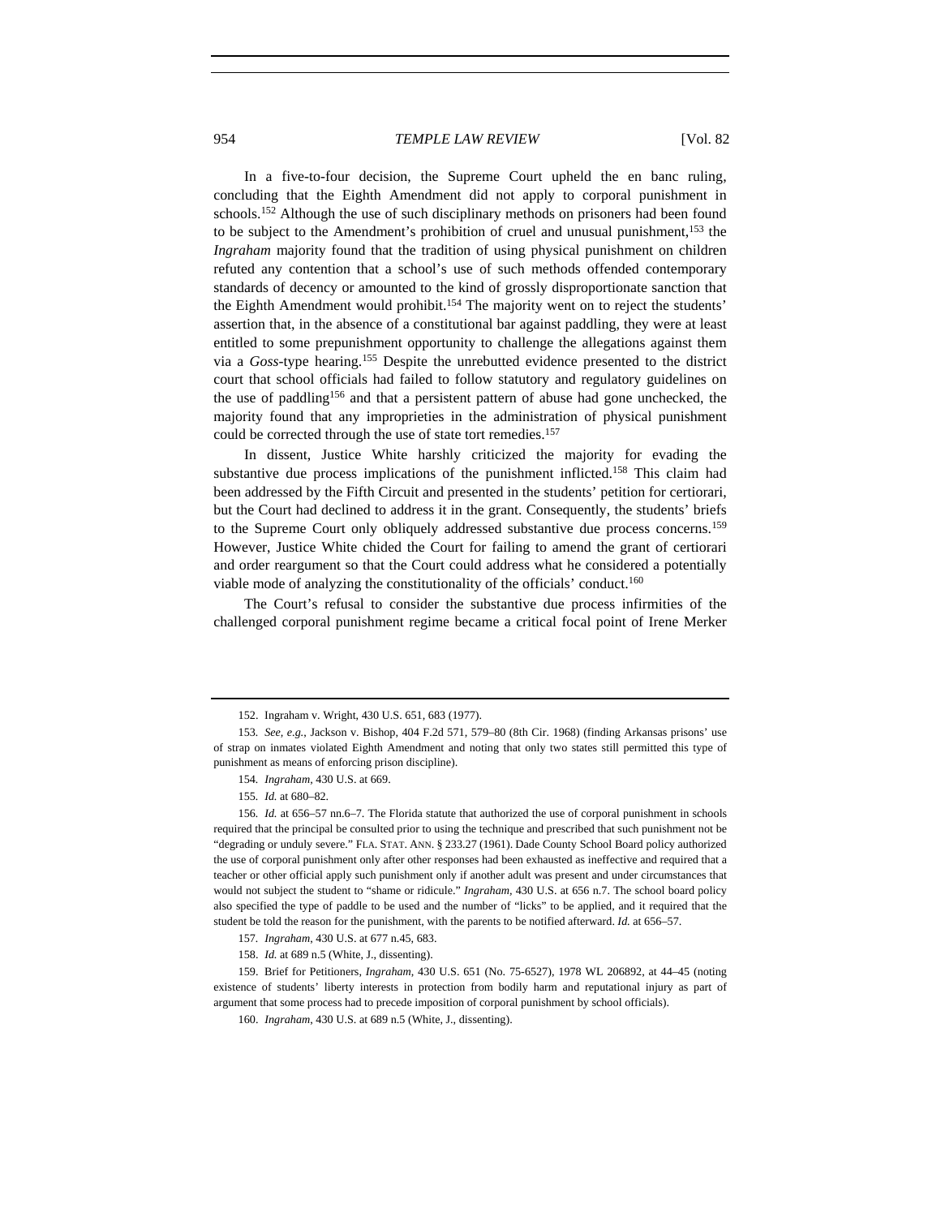In a five-to-four decision, the Supreme Court upheld the en banc ruling, concluding that the Eighth Amendment did not apply to corporal punishment in schools.[152] Although the use of such disciplinary methods on prisoners had been found to be subject to the Amendment's prohibition of cruel and unusual punishment,[153] the *Ingraham* majority found that the tradition of using physical punishment on children refuted any contention that a school's use of such methods offended contemporary standards of decency or amounted to the kind of grossly disproportionate sanction that the Eighth Amendment would prohibit.[154] The majority went on to reject the students' assertion that, in the absence of a constitutional bar against paddling, they were at least entitled to some prepunishment opportunity to challenge the allegations against them via a *Goss*-type hearing.[155] Despite the unrebutted evidence presented to the district court that school officials had failed to follow statutory and regulatory guidelines on the use of paddling[156] and that a persistent pattern of abuse had gone unchecked, the majority found that any improprieties in the administration of physical punishment could be corrected through the use of state tort remedies.[157]

In dissent, Justice White harshly criticized the majority for evading the substantive due process implications of the punishment inflicted.[158] This claim had been addressed by the Fifth Circuit and presented in the students' petition for certiorari, but the Court had declined to address it in the grant. Consequently, the students' briefs to the Supreme Court only obliquely addressed substantive due process concerns.[159] However, Justice White chided the Court for failing to amend the grant of certiorari and order reargument so that the Court could address what he considered a potentially viable mode of analyzing the constitutionality of the officials' conduct.[160]

The Court's refusal to consider the substantive due process infirmities of the challenged corporal punishment regime became a critical focal point of Irene Merker

---

152. Ingraham v. Wright, 430 U.S. 651, 683 (1977).

153. *See, e.g.*, Jackson v. Bishop, 404 F.2d 571, 579–80 (8th Cir. 1968) (finding Arkansas prisons' use of strap on inmates violated Eighth Amendment and noting that only two states still permitted this type of punishment as means of enforcing prison discipline).

154. *Ingraham*, 430 U.S. at 669.

155. *Id.* at 680–82.

156. *Id.* at 656–57 nn.6–7. The Florida statute that authorized the use of corporal punishment in schools required that the principal be consulted prior to using the technique and prescribed that such punishment not be "degrading or unduly severe." FLA. STAT. ANN. § 233.27 (1961). Dade County School Board policy authorized the use of corporal punishment only after other responses had been exhausted as ineffective and required that a teacher or other official apply such punishment only if another adult was present and under circumstances that would not subject the student to "shame or ridicule." *Ingraham*, 430 U.S. at 656 n.7. The school board policy also specified the type of paddle to be used and the number of "licks" to be applied, and it required that the student be told the reason for the punishment, with the parents to be notified afterward. *Id.* at 656–57.

157. *Ingraham*, 430 U.S. at 677 n.45, 683.

158. *Id.* at 689 n.5 (White, J., dissenting).

159. Brief for Petitioners, *Ingraham*, 430 U.S. 651 (No. 75-6527), 1978 WL 206892, at 44–45 (noting existence of students' liberty interests in protection from bodily harm and reputational injury as part of argument that some process had to precede imposition of corporal punishment by school officials).

160. *Ingraham*, 430 U.S. at 689 n.5 (White, J., dissenting).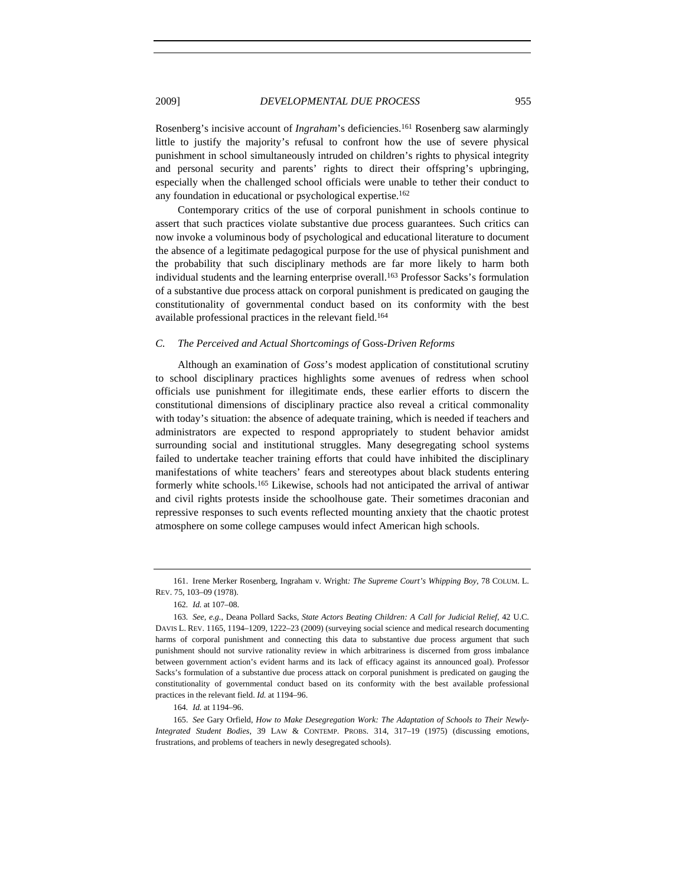Rosenberg's incisive account of *Ingraham*'s deficiencies.[161] Rosenberg saw alarmingly little to justify the majority's refusal to confront how the use of severe physical punishment in school simultaneously intruded on children's rights to physical integrity and personal security and parents' rights to direct their offspring's upbringing, especially when the challenged school officials were unable to tether their conduct to any foundation in educational or psychological expertise.[162]

Contemporary critics of the use of corporal punishment in schools continue to assert that such practices violate substantive due process guarantees. Such critics can now invoke a voluminous body of psychological and educational literature to document the absence of a legitimate pedagogical purpose for the use of physical punishment and the probability that such disciplinary methods are far more likely to harm both individual students and the learning enterprise overall.[163] Professor Sacks's formulation of a substantive due process attack on corporal punishment is predicated on gauging the constitutionality of governmental conduct based on its conformity with the best available professional practices in the relevant field.[164]

### *C. The Perceived and Actual Shortcomings of* Goss*-Driven Reforms*

Although an examination of *Goss*'s modest application of constitutional scrutiny to school disciplinary practices highlights some avenues of redress when school officials use punishment for illegitimate ends, these earlier efforts to discern the constitutional dimensions of disciplinary practice also reveal a critical commonality with today's situation: the absence of adequate training, which is needed if teachers and administrators are expected to respond appropriately to student behavior amidst surrounding social and institutional struggles. Many desegregating school systems failed to undertake teacher training efforts that could have inhibited the disciplinary manifestations of white teachers' fears and stereotypes about black students entering formerly white schools.[165] Likewise, schools had not anticipated the arrival of antiwar and civil rights protests inside the schoolhouse gate. Their sometimes draconian and repressive responses to such events reflected mounting anxiety that the chaotic protest atmosphere on some college campuses would infect American high schools.

---

161. Irene Merker Rosenberg, Ingraham v. Wright*: The Supreme Court's Whipping Boy*, 78 COLUM. L. REV. 75, 103–09 (1978).

162. *Id.* at 107–08.

163. *See, e.g.*, Deana Pollard Sacks, *State Actors Beating Children: A Call for Judicial Relief*, 42 U.C. DAVIS L. REV. 1165, 1194–1209, 1222–23 (2009) (surveying social science and medical research documenting harms of corporal punishment and connecting this data to substantive due process argument that such punishment should not survive rationality review in which arbitrariness is discerned from gross imbalance between government action's evident harms and its lack of efficacy against its announced goal). Professor Sacks's formulation of a substantive due process attack on corporal punishment is predicated on gauging the constitutionality of governmental conduct based on its conformity with the best available professional practices in the relevant field. *Id.* at 1194–96.

164. *Id.* at 1194–96.

165. *See* Gary Orfield, *How to Make Desegregation Work: The Adaptation of Schools to Their Newly-Integrated Student Bodies*, 39 LAW & CONTEMP. PROBS. 314, 317–19 (1975) (discussing emotions, frustrations, and problems of teachers in newly desegregated schools).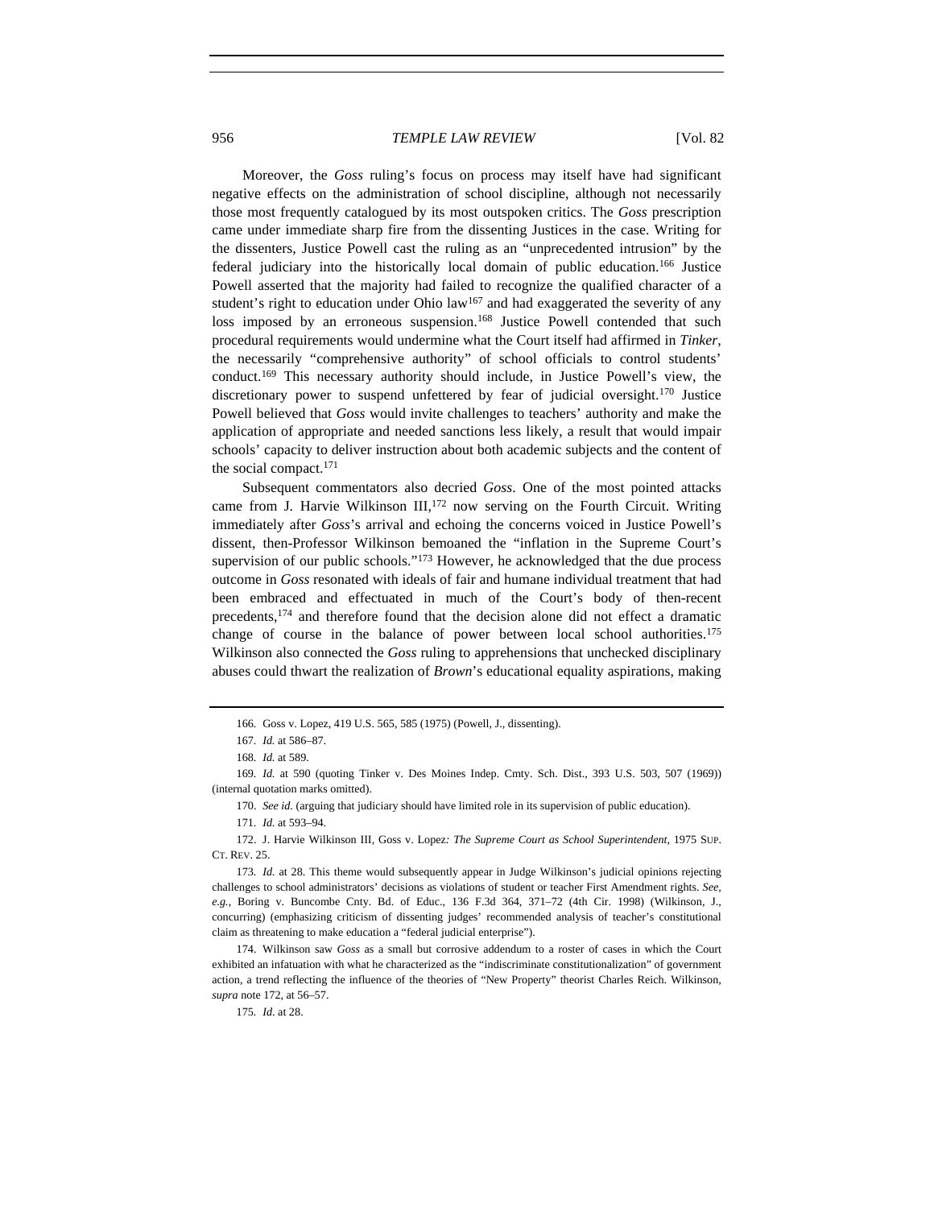Moreover, the *Goss* ruling's focus on process may itself have had significant negative effects on the administration of school discipline, although not necessarily those most frequently catalogued by its most outspoken critics. The *Goss* prescription came under immediate sharp fire from the dissenting Justices in the case. Writing for the dissenters, Justice Powell cast the ruling as an "unprecedented intrusion" by the federal judiciary into the historically local domain of public education.[166] Justice Powell asserted that the majority had failed to recognize the qualified character of a student's right to education under Ohio law[167] and had exaggerated the severity of any loss imposed by an erroneous suspension.[168] Justice Powell contended that such procedural requirements would undermine what the Court itself had affirmed in *Tinker*, the necessarily "comprehensive authority" of school officials to control students' conduct.[169] This necessary authority should include, in Justice Powell's view, the discretionary power to suspend unfettered by fear of judicial oversight.[170] Justice Powell believed that *Goss* would invite challenges to teachers' authority and make the application of appropriate and needed sanctions less likely, a result that would impair schools' capacity to deliver instruction about both academic subjects and the content of the social compact.[171]

Subsequent commentators also decried *Goss*. One of the most pointed attacks came from J. Harvie Wilkinson III,[172] now serving on the Fourth Circuit. Writing immediately after *Goss*'s arrival and echoing the concerns voiced in Justice Powell's dissent, then-Professor Wilkinson bemoaned the "inflation in the Supreme Court's supervision of our public schools."[173] However, he acknowledged that the due process outcome in *Goss* resonated with ideals of fair and humane individual treatment that had been embraced and effectuated in much of the Court's body of then-recent precedents,[174] and therefore found that the decision alone did not effect a dramatic change of course in the balance of power between local school authorities.[175] Wilkinson also connected the *Goss* ruling to apprehensions that unchecked disciplinary abuses could thwart the realization of *Brown*'s educational equality aspirations, making

---

166. Goss v. Lopez, 419 U.S. 565, 585 (1975) (Powell, J., dissenting).

167. *Id.* at 586–87.

168. *Id.* at 589.

169. *Id.* at 590 (quoting Tinker v. Des Moines Indep. Cmty. Sch. Dist., 393 U.S. 503, 507 (1969)) (internal quotation marks omitted).

170. *See id.* (arguing that judiciary should have limited role in its supervision of public education).

171. *Id.* at 593–94.

172. J. Harvie Wilkinson III, Goss v. Lopez*: The Supreme Court as School Superintendent*, 1975 SUP. CT. REV. 25.

173. *Id.* at 28. This theme would subsequently appear in Judge Wilkinson's judicial opinions rejecting challenges to school administrators' decisions as violations of student or teacher First Amendment rights. *See, e.g.*, Boring v. Buncombe Cnty. Bd. of Educ., 136 F.3d 364, 371–72 (4th Cir. 1998) (Wilkinson, J., concurring) (emphasizing criticism of dissenting judges' recommended analysis of teacher's constitutional claim as threatening to make education a "federal judicial enterprise").

174. Wilkinson saw *Goss* as a small but corrosive addendum to a roster of cases in which the Court exhibited an infatuation with what he characterized as the "indiscriminate constitutionalization" of government action, a trend reflecting the influence of the theories of "New Property" theorist Charles Reich. Wilkinson, *supra* note 172, at 56–57.

175. *Id.* at 28.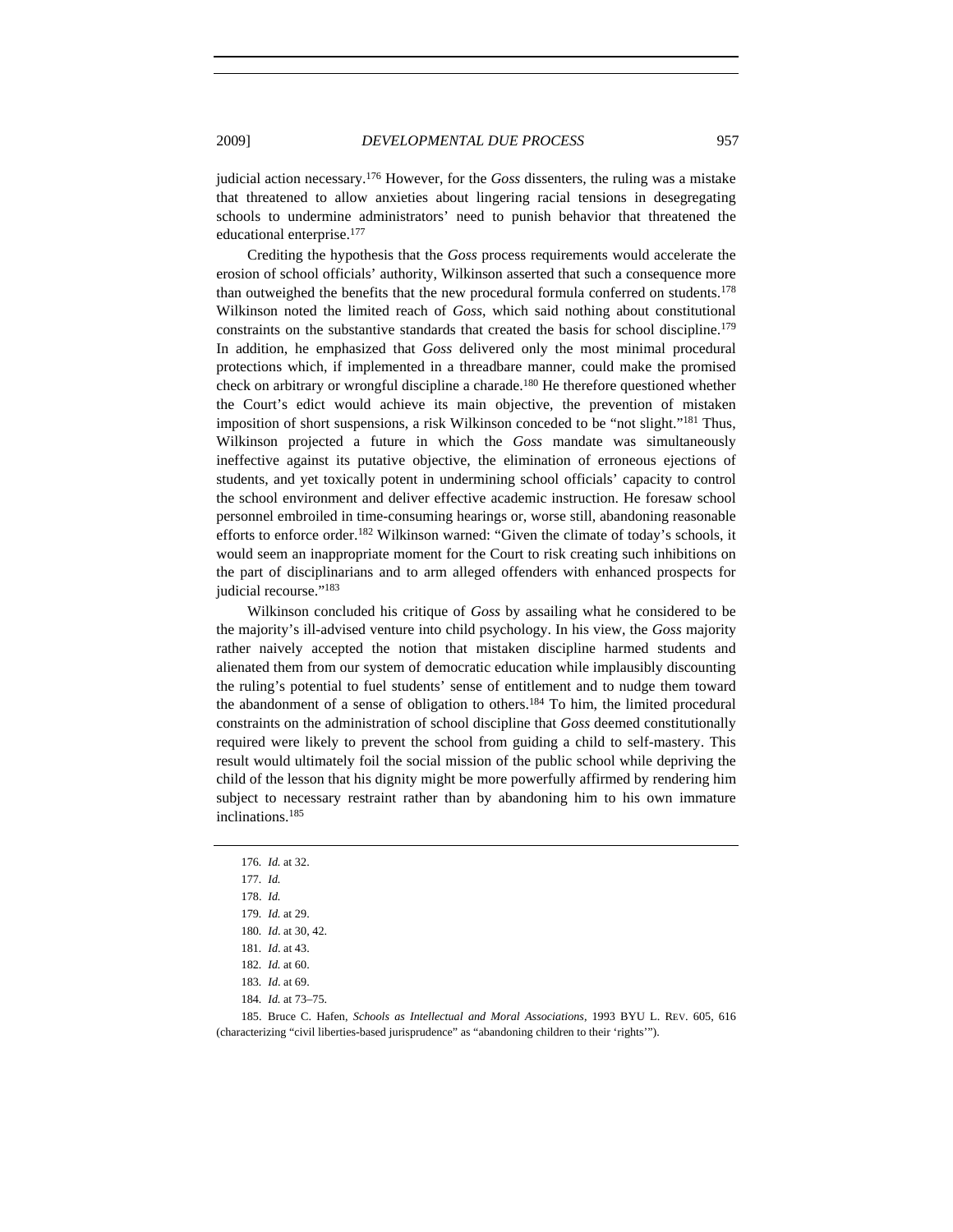judicial action necessary.[176] However, for the *Goss* dissenters, the ruling was a mistake that threatened to allow anxieties about lingering racial tensions in desegregating schools to undermine administrators' need to punish behavior that threatened the educational enterprise.[177]

Crediting the hypothesis that the *Goss* process requirements would accelerate the erosion of school officials' authority, Wilkinson asserted that such a consequence more than outweighed the benefits that the new procedural formula conferred on students.[178] Wilkinson noted the limited reach of *Goss*, which said nothing about constitutional constraints on the substantive standards that created the basis for school discipline.[179] In addition, he emphasized that *Goss* delivered only the most minimal procedural protections which, if implemented in a threadbare manner, could make the promised check on arbitrary or wrongful discipline a charade.[180] He therefore questioned whether the Court's edict would achieve its main objective, the prevention of mistaken imposition of short suspensions, a risk Wilkinson conceded to be "not slight."[181] Thus, Wilkinson projected a future in which the *Goss* mandate was simultaneously ineffective against its putative objective, the elimination of erroneous ejections of students, and yet toxically potent in undermining school officials' capacity to control the school environment and deliver effective academic instruction. He foresaw school personnel embroiled in time-consuming hearings or, worse still, abandoning reasonable efforts to enforce order.[182] Wilkinson warned: "Given the climate of today's schools, it would seem an inappropriate moment for the Court to risk creating such inhibitions on the part of disciplinarians and to arm alleged offenders with enhanced prospects for judicial recourse."[183]

Wilkinson concluded his critique of *Goss* by assailing what he considered to be the majority's ill-advised venture into child psychology. In his view, the *Goss* majority rather naively accepted the notion that mistaken discipline harmed students and alienated them from our system of democratic education while implausibly discounting the ruling's potential to fuel students' sense of entitlement and to nudge them toward the abandonment of a sense of obligation to others.[184] To him, the limited procedural constraints on the administration of school discipline that *Goss* deemed constitutionally required were likely to prevent the school from guiding a child to self-mastery. This result would ultimately foil the social mission of the public school while depriving the child of the lesson that his dignity might be more powerfully affirmed by rendering him subject to necessary restraint rather than by abandoning him to his own immature inclinations.[185]

---

176. *Id.* at 32.

177. *Id.*

178. *Id.*

179. *Id.* at 29.

180. *Id.* at 30, 42.

181. *Id.* at 43.

182. *Id.* at 60.

183. *Id.* at 69.

184. *Id.* at 73–75.

185. Bruce C. Hafen, *Schools as Intellectual and Moral Associations*, 1993 BYU L. REV. 605, 616 (characterizing "civil liberties-based jurisprudence" as "abandoning children to their 'rights'").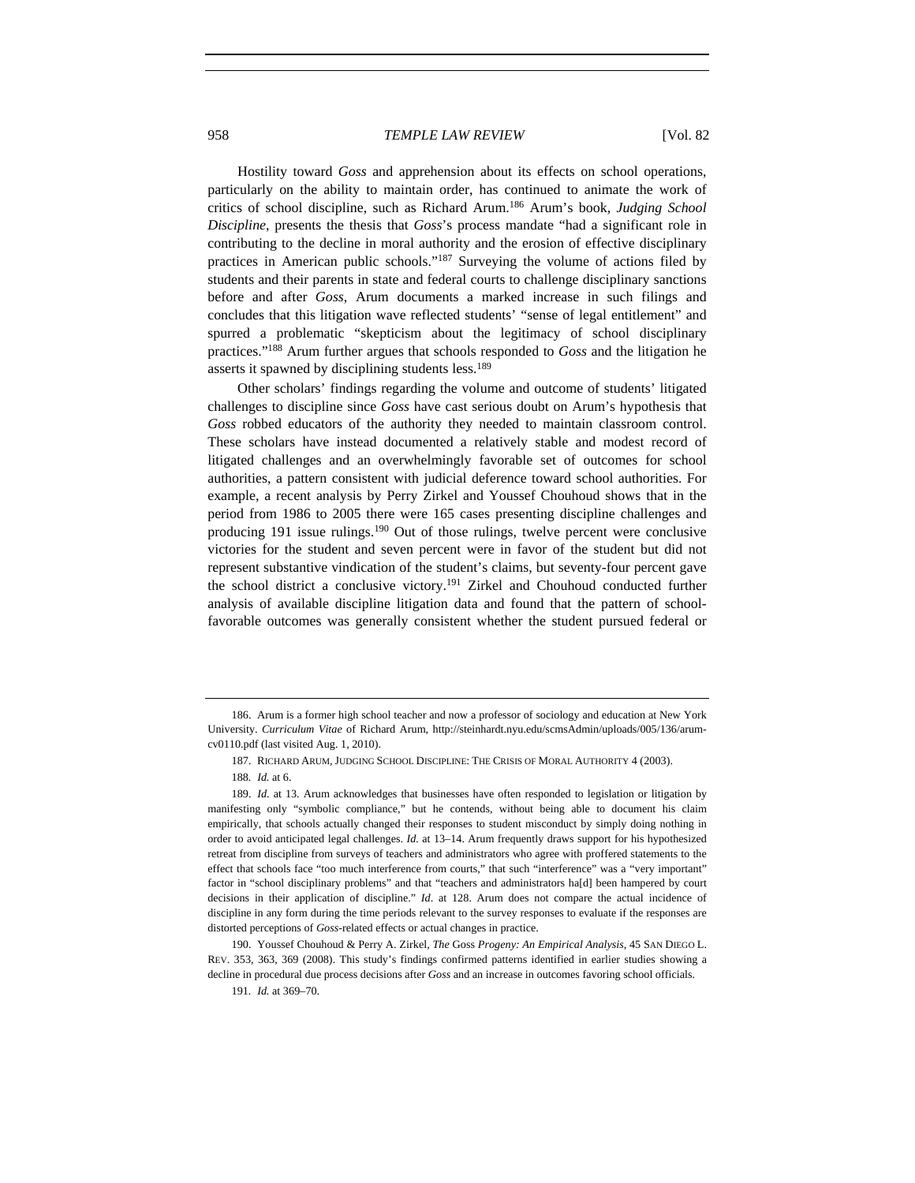Hostility toward *Goss* and apprehension about its effects on school operations, particularly on the ability to maintain order, has continued to animate the work of critics of school discipline, such as Richard Arum.[186] Arum's book, *Judging School Discipline*, presents the thesis that *Goss*'s process mandate "had a significant role in contributing to the decline in moral authority and the erosion of effective disciplinary practices in American public schools."[187] Surveying the volume of actions filed by students and their parents in state and federal courts to challenge disciplinary sanctions before and after *Goss*, Arum documents a marked increase in such filings and concludes that this litigation wave reflected students' "sense of legal entitlement" and spurred a problematic "skepticism about the legitimacy of school disciplinary practices."[188] Arum further argues that schools responded to *Goss* and the litigation he asserts it spawned by disciplining students less.[189]

Other scholars' findings regarding the volume and outcome of students' litigated challenges to discipline since *Goss* have cast serious doubt on Arum's hypothesis that *Goss* robbed educators of the authority they needed to maintain classroom control. These scholars have instead documented a relatively stable and modest record of litigated challenges and an overwhelmingly favorable set of outcomes for school authorities, a pattern consistent with judicial deference toward school authorities. For example, a recent analysis by Perry Zirkel and Youssef Chouhoud shows that in the period from 1986 to 2005 there were 165 cases presenting discipline challenges and producing 191 issue rulings.[190] Out of those rulings, twelve percent were conclusive victories for the student and seven percent were in favor of the student but did not represent substantive vindication of the student's claims, but seventy-four percent gave the school district a conclusive victory.[191] Zirkel and Chouhoud conducted further analysis of available discipline litigation data and found that the pattern of school-favorable outcomes was generally consistent whether the student pursued federal or

---

186. Arum is a former high school teacher and now a professor of sociology and education at New York University. *Curriculum Vitae* of Richard Arum, http://steinhardt.nyu.edu/scmsAdmin/uploads/005/136/arum-cv0110.pdf (last visited Aug. 1, 2010).

187. RICHARD ARUM, JUDGING SCHOOL DISCIPLINE: THE CRISIS OF MORAL AUTHORITY 4 (2003).

188. *Id.* at 6.

189. *Id.* at 13. Arum acknowledges that businesses have often responded to legislation or litigation by manifesting only "symbolic compliance," but he contends, without being able to document his claim empirically, that schools actually changed their responses to student misconduct by simply doing nothing in order to avoid anticipated legal challenges. *Id.* at 13–14. Arum frequently draws support for his hypothesized retreat from discipline from surveys of teachers and administrators who agree with proffered statements to the effect that schools face "too much interference from courts," that such "interference" was a "very important" factor in "school disciplinary problems" and that "teachers and administrators ha[d] been hampered by court decisions in their application of discipline." *Id.* at 128. Arum does not compare the actual incidence of discipline in any form during the time periods relevant to the survey responses to evaluate if the responses are distorted perceptions of *Goss*-related effects or actual changes in practice.

190. Youssef Chouhoud & Perry A. Zirkel, *The* Goss *Progeny: An Empirical Analysis*, 45 SAN DIEGO L. REV. 353, 363, 369 (2008). This study's findings confirmed patterns identified in earlier studies showing a decline in procedural due process decisions after *Goss* and an increase in outcomes favoring school officials.

191. *Id.* at 369–70.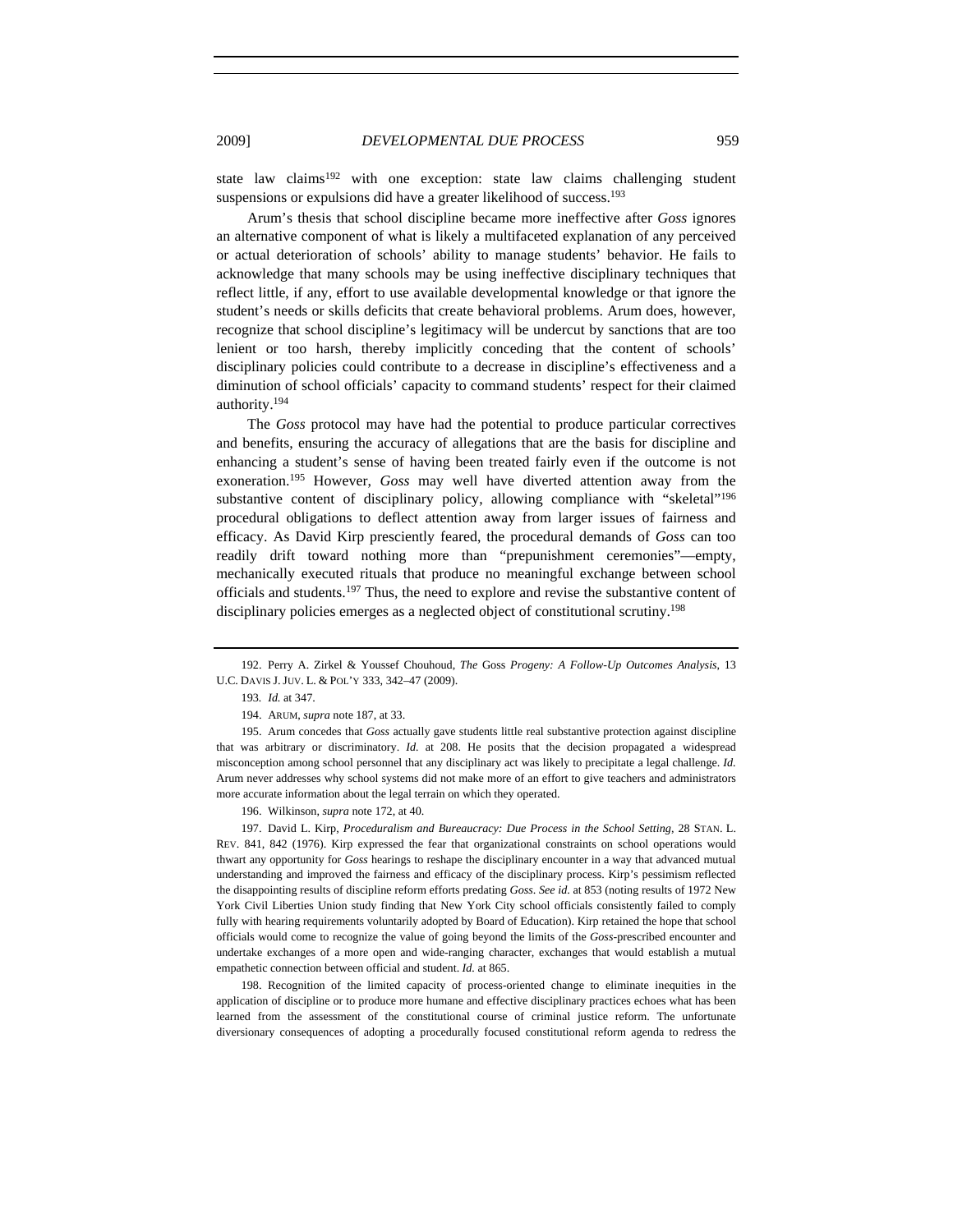state law claims[192] with one exception: state law claims challenging student suspensions or expulsions did have a greater likelihood of success.[193]

Arum's thesis that school discipline became more ineffective after *Goss* ignores an alternative component of what is likely a multifaceted explanation of any perceived or actual deterioration of schools' ability to manage students' behavior. He fails to acknowledge that many schools may be using ineffective disciplinary techniques that reflect little, if any, effort to use available developmental knowledge or that ignore the student's needs or skills deficits that create behavioral problems. Arum does, however, recognize that school discipline's legitimacy will be undercut by sanctions that are too lenient or too harsh, thereby implicitly conceding that the content of schools' disciplinary policies could contribute to a decrease in discipline's effectiveness and a diminution of school officials' capacity to command students' respect for their claimed authority.[194]

The *Goss* protocol may have had the potential to produce particular correctives and benefits, ensuring the accuracy of allegations that are the basis for discipline and enhancing a student's sense of having been treated fairly even if the outcome is not exoneration.[195] However, *Goss* may well have diverted attention away from the substantive content of disciplinary policy, allowing compliance with "skeletal"[196] procedural obligations to deflect attention away from larger issues of fairness and efficacy. As David Kirp presciently feared, the procedural demands of *Goss* can too readily drift toward nothing more than "prepunishment ceremonies"—empty, mechanically executed rituals that produce no meaningful exchange between school officials and students.[197] Thus, the need to explore and revise the substantive content of disciplinary policies emerges as a neglected object of constitutional scrutiny.[198]

---

192. Perry A. Zirkel & Youssef Chouhoud, *The* Goss *Progeny: A Follow-Up Outcomes Analysis*, 13 U.C. DAVIS J. JUV. L. & POL'Y 333, 342–47 (2009).

193. *Id.* at 347.

194. ARUM, *supra* note 187, at 33.

195. Arum concedes that *Goss* actually gave students little real substantive protection against discipline that was arbitrary or discriminatory. *Id.* at 208. He posits that the decision propagated a widespread misconception among school personnel that any disciplinary act was likely to precipitate a legal challenge. *Id.* Arum never addresses why school systems did not make more of an effort to give teachers and administrators more accurate information about the legal terrain on which they operated.

196. Wilkinson, *supra* note 172, at 40.

197. David L. Kirp, *Proceduralism and Bureaucracy: Due Process in the School Setting*, 28 STAN. L. REV. 841, 842 (1976). Kirp expressed the fear that organizational constraints on school operations would thwart any opportunity for *Goss* hearings to reshape the disciplinary encounter in a way that advanced mutual understanding and improved the fairness and efficacy of the disciplinary process. Kirp's pessimism reflected the disappointing results of discipline reform efforts predating *Goss*. *See id.* at 853 (noting results of 1972 New York Civil Liberties Union study finding that New York City school officials consistently failed to comply fully with hearing requirements voluntarily adopted by Board of Education). Kirp retained the hope that school officials would come to recognize the value of going beyond the limits of the *Goss*-prescribed encounter and undertake exchanges of a more open and wide-ranging character, exchanges that would establish a mutual empathetic connection between official and student. *Id.* at 865.

198. Recognition of the limited capacity of process-oriented change to eliminate inequities in the application of discipline or to produce more humane and effective disciplinary practices echoes what has been learned from the assessment of the constitutional course of criminal justice reform. The unfortunate diversionary consequences of adopting a procedurally focused constitutional reform agenda to redress the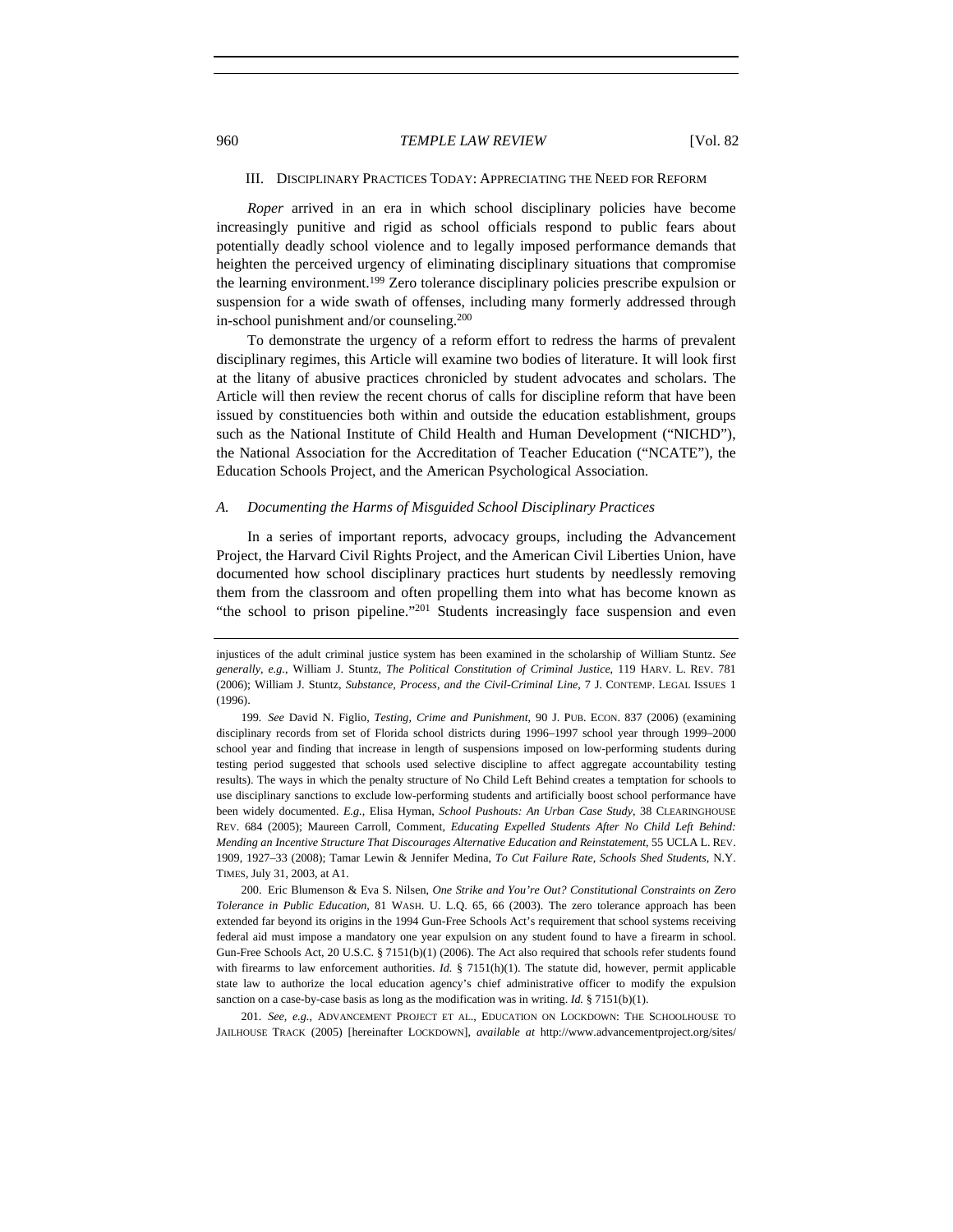## III. Disciplinary Practices Today: Appreciating the Need for Reform

*Roper* arrived in an era in which school disciplinary policies have become increasingly punitive and rigid as school officials respond to public fears about potentially deadly school violence and to legally imposed performance demands that heighten the perceived urgency of eliminating disciplinary situations that compromise the learning environment.[199] Zero tolerance disciplinary policies prescribe expulsion or suspension for a wide swath of offenses, including many formerly addressed through in-school punishment and/or counseling.[200]

To demonstrate the urgency of a reform effort to redress the harms of prevalent disciplinary regimes, this Article will examine two bodies of literature. It will look first at the litany of abusive practices chronicled by student advocates and scholars. The Article will then review the recent chorus of calls for discipline reform that have been issued by constituencies both within and outside the education establishment, groups such as the National Institute of Child Health and Human Development ("NICHD"), the National Association for the Accreditation of Teacher Education ("NCATE"), the Education Schools Project, and the American Psychological Association.

### A. Documenting the Harms of Misguided School Disciplinary Practices

In a series of important reports, advocacy groups, including the Advancement Project, the Harvard Civil Rights Project, and the American Civil Liberties Union, have documented how school disciplinary practices hurt students by needlessly removing them from the classroom and often propelling them into what has become known as "the school to prison pipeline."[201] Students increasingly face suspension and even

---

injustices of the adult criminal justice system has been examined in the scholarship of William Stuntz. *See generally, e.g.*, William J. Stuntz, *The Political Constitution of Criminal Justice*, 119 HARV. L. REV. 781 (2006); William J. Stuntz, *Substance, Process, and the Civil-Criminal Line*, 7 J. CONTEMP. LEGAL ISSUES 1 (1996).

199. *See* David N. Figlio, *Testing, Crime and Punishment*, 90 J. PUB. ECON. 837 (2006) (examining disciplinary records from set of Florida school districts during 1996–1997 school year through 1999–2000 school year and finding that increase in length of suspensions imposed on low-performing students during testing period suggested that schools used selective discipline to affect aggregate accountability testing results). The ways in which the penalty structure of No Child Left Behind creates a temptation for schools to use disciplinary sanctions to exclude low-performing students and artificially boost school performance have been widely documented. *E.g.*, Elisa Hyman, *School Pushouts: An Urban Case Study*, 38 CLEARINGHOUSE REV. 684 (2005); Maureen Carroll, Comment, *Educating Expelled Students After No Child Left Behind: Mending an Incentive Structure That Discourages Alternative Education and Reinstatement*, 55 UCLA L. REV. 1909, 1927–33 (2008); Tamar Lewin & Jennifer Medina, *To Cut Failure Rate, Schools Shed Students*, N.Y. TIMES, July 31, 2003, at A1.

200. Eric Blumenson & Eva S. Nilsen, *One Strike and You're Out? Constitutional Constraints on Zero Tolerance in Public Education*, 81 WASH. U. L.Q. 65, 66 (2003). The zero tolerance approach has been extended far beyond its origins in the 1994 Gun-Free Schools Act's requirement that school systems receiving federal aid must impose a mandatory one year expulsion on any student found to have a firearm in school. Gun-Free Schools Act, 20 U.S.C. § 7151(b)(1) (2006). The Act also required that schools refer students found with firearms to law enforcement authorities. *Id.* § 7151(h)(1). The statute did, however, permit applicable state law to authorize the local education agency's chief administrative officer to modify the expulsion sanction on a case-by-case basis as long as the modification was in writing. *Id.* § 7151(b)(1).

201. *See, e.g.*, ADVANCEMENT PROJECT ET AL., EDUCATION ON LOCKDOWN: THE SCHOOLHOUSE TO JAILHOUSE TRACK (2005) [hereinafter LOCKDOWN], *available at* http://www.advancementproject.org/sites/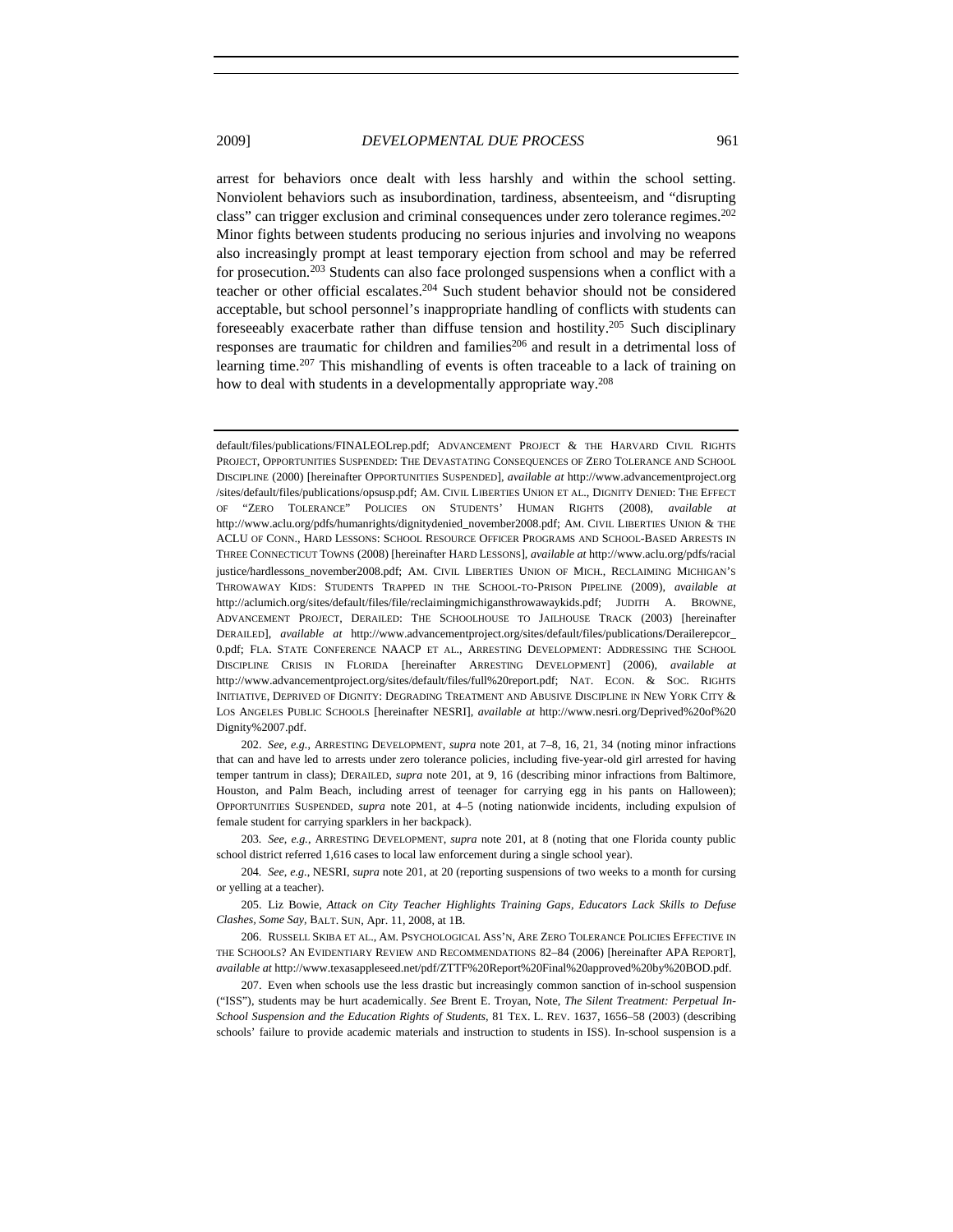arrest for behaviors once dealt with less harshly and within the school setting. Nonviolent behaviors such as insubordination, tardiness, absenteeism, and "disrupting class" can trigger exclusion and criminal consequences under zero tolerance regimes.[202] Minor fights between students producing no serious injuries and involving no weapons also increasingly prompt at least temporary ejection from school and may be referred for prosecution.[203] Students can also face prolonged suspensions when a conflict with a teacher or other official escalates.[204] Such student behavior should not be considered acceptable, but school personnel's inappropriate handling of conflicts with students can foreseeably exacerbate rather than diffuse tension and hostility.[205] Such disciplinary responses are traumatic for children and families[206] and result in a detrimental loss of learning time.[207] This mishandling of events is often traceable to a lack of training on how to deal with students in a developmentally appropriate way.[208]

---

default/files/publications/FINALEOLrep.pdf; ADVANCEMENT PROJECT & THE HARVARD CIVIL RIGHTS PROJECT, OPPORTUNITIES SUSPENDED: THE DEVASTATING CONSEQUENCES OF ZERO TOLERANCE AND SCHOOL DISCIPLINE (2000) [hereinafter OPPORTUNITIES SUSPENDED], *available at* http://www.advancementproject.org /sites/default/files/publications/opsusp.pdf; AM. CIVIL LIBERTIES UNION ET AL., DIGNITY DENIED: THE EFFECT OF "ZERO TOLERANCE" POLICIES ON STUDENTS' HUMAN RIGHTS (2008), *available at* http://www.aclu.org/pdfs/humanrights/dignitydenied_november2008.pdf; AM. CIVIL LIBERTIES UNION & THE ACLU OF CONN., HARD LESSONS: SCHOOL RESOURCE OFFICER PROGRAMS AND SCHOOL-BASED ARRESTS IN THREE CONNECTICUT TOWNS (2008) [hereinafter HARD LESSONS], *available at* http://www.aclu.org/pdfs/racial justice/hardlessons_november2008.pdf; AM. CIVIL LIBERTIES UNION OF MICH., RECLAIMING MICHIGAN'S THROWAWAY KIDS: STUDENTS TRAPPED IN THE SCHOOL-TO-PRISON PIPELINE (2009), *available at* http://aclumich.org/sites/default/files/file/reclaimingmichigansthrowawaykids.pdf; JUDITH A. BROWNE, ADVANCEMENT PROJECT, DERAILED: THE SCHOOLHOUSE TO JAILHOUSE TRACK (2003) [hereinafter DERAILED], *available at* http://www.advancementproject.org/sites/default/files/publications/Derailerepcor_ 0.pdf; FLA. STATE CONFERENCE NAACP ET AL., ARRESTING DEVELOPMENT: ADDRESSING THE SCHOOL DISCIPLINE CRISIS IN FLORIDA [hereinafter ARRESTING DEVELOPMENT] (2006), *available at* http://www.advancementproject.org/sites/default/files/full%20report.pdf; NAT. ECON. & SOC. RIGHTS INITIATIVE, DEPRIVED OF DIGNITY: DEGRADING TREATMENT AND ABUSIVE DISCIPLINE IN NEW YORK CITY & LOS ANGELES PUBLIC SCHOOLS [hereinafter NESRI], *available at* http://www.nesri.org/Deprived%20of%20 Dignity%2007.pdf.

202. *See, e.g.*, ARRESTING DEVELOPMENT, *supra* note 201, at 7–8, 16, 21, 34 (noting minor infractions that can and have led to arrests under zero tolerance policies, including five-year-old girl arrested for having temper tantrum in class); DERAILED, *supra* note 201, at 9, 16 (describing minor infractions from Baltimore, Houston, and Palm Beach, including arrest of teenager for carrying egg in his pants on Halloween); OPPORTUNITIES SUSPENDED, *supra* note 201, at 4–5 (noting nationwide incidents, including expulsion of female student for carrying sparklers in her backpack).

203. *See, e.g.*, ARRESTING DEVELOPMENT, *supra* note 201, at 8 (noting that one Florida county public school district referred 1,616 cases to local law enforcement during a single school year).

204. *See, e.g.*, NESRI, *supra* note 201, at 20 (reporting suspensions of two weeks to a month for cursing or yelling at a teacher).

205. Liz Bowie, *Attack on City Teacher Highlights Training Gaps, Educators Lack Skills to Defuse Clashes, Some Say*, BALT. SUN, Apr. 11, 2008, at 1B.

206. RUSSELL SKIBA ET AL., AM. PSYCHOLOGICAL ASS'N, ARE ZERO TOLERANCE POLICIES EFFECTIVE IN THE SCHOOLS? AN EVIDENTIARY REVIEW AND RECOMMENDATIONS 82–84 (2006) [hereinafter APA REPORT], *available at* http://www.texasappleseed.net/pdf/ZTTF%20Report%20Final%20approved%20by%20BOD.pdf.

207. Even when schools use the less drastic but increasingly common sanction of in-school suspension ("ISS"), students may be hurt academically. *See* Brent E. Troyan, Note, *The Silent Treatment: Perpetual In-School Suspension and the Education Rights of Students*, 81 TEX. L. REV. 1637, 1656–58 (2003) (describing schools' failure to provide academic materials and instruction to students in ISS). In-school suspension is a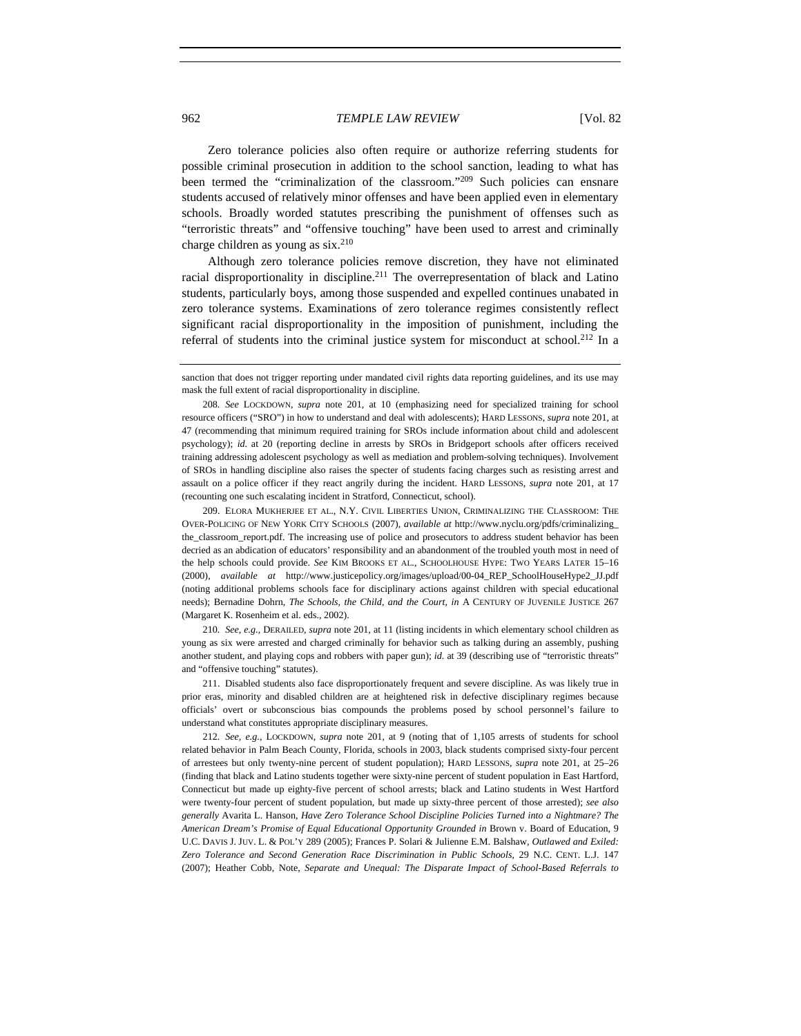Zero tolerance policies also often require or authorize referring students for possible criminal prosecution in addition to the school sanction, leading to what has been termed the "criminalization of the classroom."[209] Such policies can ensnare students accused of relatively minor offenses and have been applied even in elementary schools. Broadly worded statutes prescribing the punishment of offenses such as "terroristic threats" and "offensive touching" have been used to arrest and criminally charge children as young as six.[210]

Although zero tolerance policies remove discretion, they have not eliminated racial disproportionality in discipline.[211] The overrepresentation of black and Latino students, particularly boys, among those suspended and expelled continues unabated in zero tolerance systems. Examinations of zero tolerance regimes consistently reflect significant racial disproportionality in the imposition of punishment, including the referral of students into the criminal justice system for misconduct at school.[212] In a

---

sanction that does not trigger reporting under mandated civil rights data reporting guidelines, and its use may mask the full extent of racial disproportionality in discipline.

208. *See* LOCKDOWN, *supra* note 201, at 10 (emphasizing need for specialized training for school resource officers ("SRO") in how to understand and deal with adolescents); HARD LESSONS, *supra* note 201, at 47 (recommending that minimum required training for SROs include information about child and adolescent psychology); *id.* at 20 (reporting decline in arrests by SROs in Bridgeport schools after officers received training addressing adolescent psychology as well as mediation and problem-solving techniques). Involvement of SROs in handling discipline also raises the specter of students facing charges such as resisting arrest and assault on a police officer if they react angrily during the incident. HARD LESSONS, *supra* note 201, at 17 (recounting one such escalating incident in Stratford, Connecticut, school).

209. ELORA MUKHERJEE ET AL., N.Y. CIVIL LIBERTIES UNION, CRIMINALIZING THE CLASSROOM: THE OVER-POLICING OF NEW YORK CITY SCHOOLS (2007), *available at* http://www.nyclu.org/pdfs/criminalizing_the_classroom_report.pdf. The increasing use of police and prosecutors to address student behavior has been decried as an abdication of educators' responsibility and an abandonment of the troubled youth most in need of the help schools could provide. *See* KIM BROOKS ET AL., SCHOOLHOUSE HYPE: TWO YEARS LATER 15–16 (2000), *available at* http://www.justicepolicy.org/images/upload/00-04_REP_SchoolHouseHype2_JJ.pdf (noting additional problems schools face for disciplinary actions against children with special educational needs); Bernadine Dohrn, *The Schools, the Child, and the Court*, *in* A CENTURY OF JUVENILE JUSTICE 267 (Margaret K. Rosenheim et al. eds., 2002).

210. *See, e.g.*, DERAILED, *supra* note 201, at 11 (listing incidents in which elementary school children as young as six were arrested and charged criminally for behavior such as talking during an assembly, pushing another student, and playing cops and robbers with paper gun); *id.* at 39 (describing use of "terroristic threats" and "offensive touching" statutes).

211. Disabled students also face disproportionately frequent and severe discipline. As was likely true in prior eras, minority and disabled children are at heightened risk in defective disciplinary regimes because officials' overt or subconscious bias compounds the problems posed by school personnel's failure to understand what constitutes appropriate disciplinary measures.

212. *See, e.g.*, LOCKDOWN, *supra* note 201, at 9 (noting that of 1,105 arrests of students for school related behavior in Palm Beach County, Florida, schools in 2003, black students comprised sixty-four percent of arrestees but only twenty-nine percent of student population); HARD LESSONS, *supra* note 201, at 25–26 (finding that black and Latino students together were sixty-nine percent of student population in East Hartford, Connecticut but made up eighty-five percent of school arrests; black and Latino students in West Hartford were twenty-four percent of student population, but made up sixty-three percent of those arrested); *see also generally* Avarita L. Hanson, *Have Zero Tolerance School Discipline Policies Turned into a Nightmare? The American Dream's Promise of Equal Educational Opportunity Grounded in* Brown v. Board of Education, 9 U.C. DAVIS J. JUV. L. & POL'Y 289 (2005); Frances P. Solari & Julienne E.M. Balshaw, *Outlawed and Exiled: Zero Tolerance and Second Generation Race Discrimination in Public Schools*, 29 N.C. CENT. L.J. 147 (2007); Heather Cobb, Note, *Separate and Unequal: The Disparate Impact of School-Based Referrals to*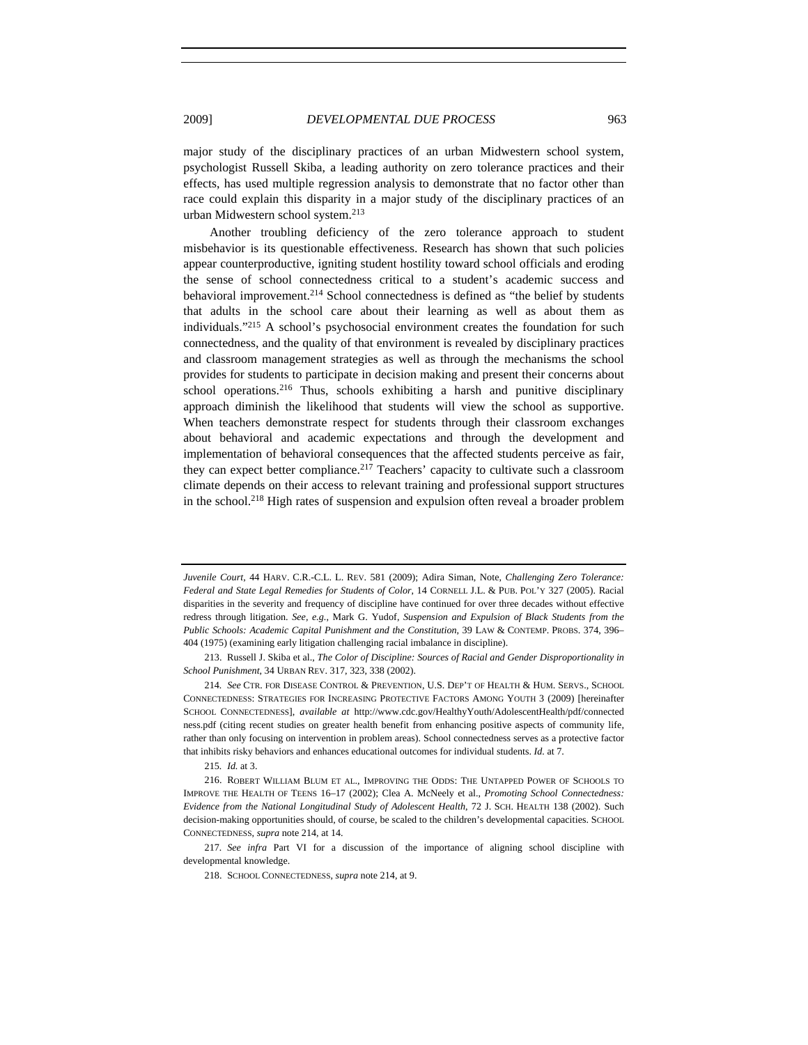major study of the disciplinary practices of an urban Midwestern school system, psychologist Russell Skiba, a leading authority on zero tolerance practices and their effects, has used multiple regression analysis to demonstrate that no factor other than race could explain this disparity in a major study of the disciplinary practices of an urban Midwestern school system.[213]

Another troubling deficiency of the zero tolerance approach to student misbehavior is its questionable effectiveness. Research has shown that such policies appear counterproductive, igniting student hostility toward school officials and eroding the sense of school connectedness critical to a student's academic success and behavioral improvement.[214] School connectedness is defined as "the belief by students that adults in the school care about their learning as well as about them as individuals."[215] A school's psychosocial environment creates the foundation for such connectedness, and the quality of that environment is revealed by disciplinary practices and classroom management strategies as well as through the mechanisms the school provides for students to participate in decision making and present their concerns about school operations.[216] Thus, schools exhibiting a harsh and punitive disciplinary approach diminish the likelihood that students will view the school as supportive. When teachers demonstrate respect for students through their classroom exchanges about behavioral and academic expectations and through the development and implementation of behavioral consequences that the affected students perceive as fair, they can expect better compliance.[217] Teachers' capacity to cultivate such a classroom climate depends on their access to relevant training and professional support structures in the school.[218] High rates of suspension and expulsion often reveal a broader problem

---

*Juvenile Court*, 44 HARV. C.R.-C.L. L. REV. 581 (2009); Adira Siman, Note, *Challenging Zero Tolerance: Federal and State Legal Remedies for Students of Color*, 14 CORNELL J.L. & PUB. POL'Y 327 (2005). Racial disparities in the severity and frequency of discipline have continued for over three decades without effective redress through litigation. *See, e.g.*, Mark G. Yudof, *Suspension and Expulsion of Black Students from the Public Schools: Academic Capital Punishment and the Constitution*, 39 LAW & CONTEMP. PROBS. 374, 396–404 (1975) (examining early litigation challenging racial imbalance in discipline).

213. Russell J. Skiba et al., *The Color of Discipline: Sources of Racial and Gender Disproportionality in School Punishment*, 34 URBAN REV. 317, 323, 338 (2002).

214. *See* CTR. FOR DISEASE CONTROL & PREVENTION, U.S. DEP'T OF HEALTH & HUM. SERVS., SCHOOL CONNECTEDNESS: STRATEGIES FOR INCREASING PROTECTIVE FACTORS AMONG YOUTH 3 (2009) [hereinafter SCHOOL CONNECTEDNESS], *available at* http://www.cdc.gov/HealthyYouth/AdolescentHealth/pdf/connectedness.pdf (citing recent studies on greater health benefit from enhancing positive aspects of community life, rather than only focusing on intervention in problem areas). School connectedness serves as a protective factor that inhibits risky behaviors and enhances educational outcomes for individual students. *Id.* at 7.

215. *Id.* at 3.

216. ROBERT WILLIAM BLUM ET AL., IMPROVING THE ODDS: THE UNTAPPED POWER OF SCHOOLS TO IMPROVE THE HEALTH OF TEENS 16–17 (2002); Clea A. McNeely et al., *Promoting School Connectedness: Evidence from the National Longitudinal Study of Adolescent Health*, 72 J. SCH. HEALTH 138 (2002). Such decision-making opportunities should, of course, be scaled to the children's developmental capacities. SCHOOL CONNECTEDNESS, *supra* note 214, at 14.

217. *See infra* Part VI for a discussion of the importance of aligning school discipline with developmental knowledge.

218. SCHOOL CONNECTEDNESS, *supra* note 214, at 9.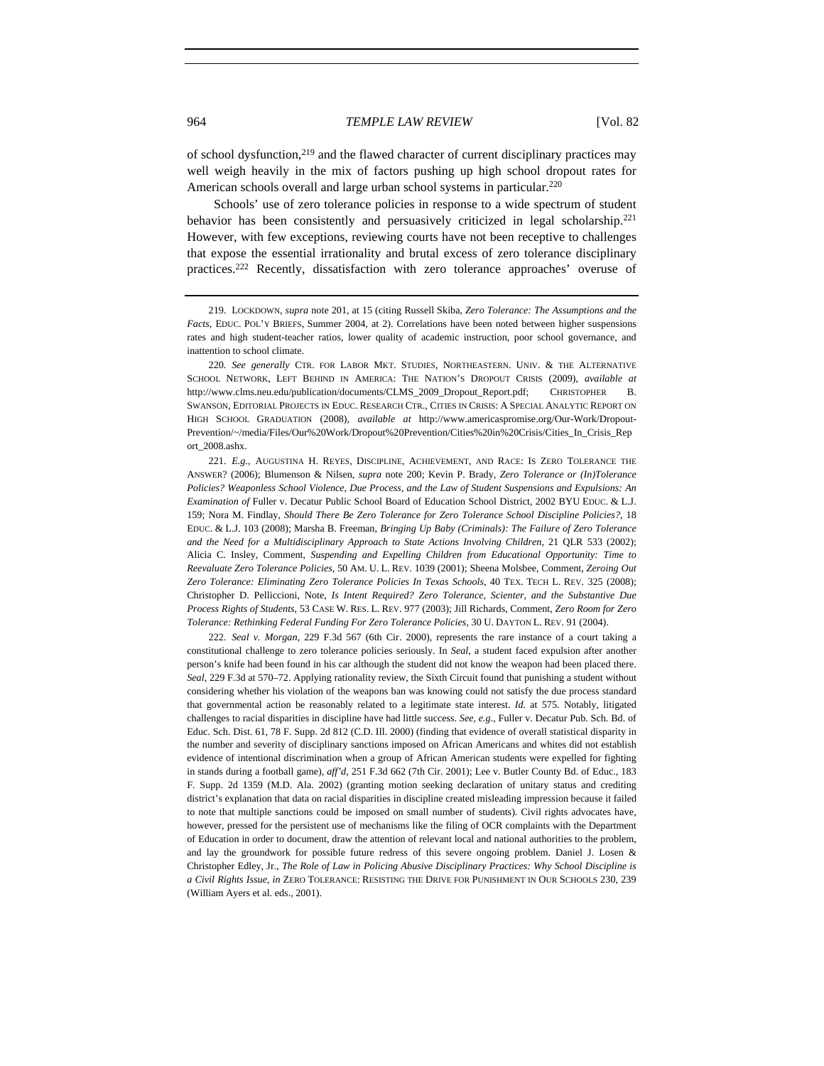of school dysfunction,[219] and the flawed character of current disciplinary practices may well weigh heavily in the mix of factors pushing up high school dropout rates for American schools overall and large urban school systems in particular.[220]

Schools' use of zero tolerance policies in response to a wide spectrum of student behavior has been consistently and persuasively criticized in legal scholarship.[221] However, with few exceptions, reviewing courts have not been receptive to challenges that expose the essential irrationality and brutal excess of zero tolerance disciplinary practices.[222] Recently, dissatisfaction with zero tolerance approaches' overuse of

---

219. LOCKDOWN, *supra* note 201, at 15 (citing Russell Skiba, *Zero Tolerance: The Assumptions and the Facts*, EDUC. POL'Y BRIEFS, Summer 2004, at 2). Correlations have been noted between higher suspensions rates and high student-teacher ratios, lower quality of academic instruction, poor school governance, and inattention to school climate.

220. *See generally* CTR. FOR LABOR MKT. STUDIES, NORTHEASTERN. UNIV. & THE ALTERNATIVE SCHOOL NETWORK, LEFT BEHIND IN AMERICA: THE NATION'S DROPOUT CRISIS (2009), *available at* http://www.clms.neu.edu/publication/documents/CLMS_2009_Dropout_Report.pdf; CHRISTOPHER B. SWANSON, EDITORIAL PROJECTS IN EDUC. RESEARCH CTR., CITIES IN CRISIS: A SPECIAL ANALYTIC REPORT ON HIGH SCHOOL GRADUATION (2008), *available at* http://www.americaspromise.org/Our-Work/Dropout-Prevention/~/media/Files/Our%20Work/Dropout%20Prevention/Cities%20in%20Crisis/Cities_In_Crisis_Report_2008.ashx.

221. *E.g.*, AUGUSTINA H. REYES, DISCIPLINE, ACHIEVEMENT, AND RACE: IS ZERO TOLERANCE THE ANSWER? (2006); Blumenson & Nilsen, *supra* note 200; Kevin P. Brady, *Zero Tolerance or (In)Tolerance Policies? Weaponless School Violence, Due Process, and the Law of Student Suspensions and Expulsions: An Examination of* Fuller v. Decatur Public School Board of Education School District, 2002 BYU EDUC. & L.J. 159; Nora M. Findlay, *Should There Be Zero Tolerance for Zero Tolerance School Discipline Policies?*, 18 EDUC. & L.J. 103 (2008); Marsha B. Freeman, *Bringing Up Baby (Criminals): The Failure of Zero Tolerance and the Need for a Multidisciplinary Approach to State Actions Involving Children*, 21 QLR 533 (2002); Alicia C. Insley, Comment, *Suspending and Expelling Children from Educational Opportunity: Time to Reevaluate Zero Tolerance Policies*, 50 AM. U. L. REV. 1039 (2001); Sheena Molsbee, Comment, *Zeroing Out Zero Tolerance: Eliminating Zero Tolerance Policies In Texas Schools*, 40 TEX. TECH L. REV. 325 (2008); Christopher D. Pelliccioni, Note, *Is Intent Required? Zero Tolerance, Scienter, and the Substantive Due Process Rights of Students*, 53 CASE W. RES. L. REV. 977 (2003); Jill Richards, Comment, *Zero Room for Zero Tolerance: Rethinking Federal Funding For Zero Tolerance Policies*, 30 U. DAYTON L. REV. 91 (2004).

222. *Seal v. Morgan*, 229 F.3d 567 (6th Cir. 2000), represents the rare instance of a court taking a constitutional challenge to zero tolerance policies seriously. In *Seal*, a student faced expulsion after another person's knife had been found in his car although the student did not know the weapon had been placed there. *Seal*, 229 F.3d at 570–72. Applying rationality review, the Sixth Circuit found that punishing a student without considering whether his violation of the weapons ban was knowing could not satisfy the due process standard that governmental action be reasonably related to a legitimate state interest. *Id.* at 575. Notably, litigated challenges to racial disparities in discipline have had little success. *See, e.g.*, Fuller v. Decatur Pub. Sch. Bd. of Educ. Sch. Dist. 61, 78 F. Supp. 2d 812 (C.D. Ill. 2000) (finding that evidence of overall statistical disparity in the number and severity of disciplinary sanctions imposed on African Americans and whites did not establish evidence of intentional discrimination when a group of African American students were expelled for fighting in stands during a football game), *aff'd*, 251 F.3d 662 (7th Cir. 2001); Lee v. Butler County Bd. of Educ., 183 F. Supp. 2d 1359 (M.D. Ala. 2002) (granting motion seeking declaration of unitary status and crediting district's explanation that data on racial disparities in discipline created misleading impression because it failed to note that multiple sanctions could be imposed on small number of students). Civil rights advocates have, however, pressed for the persistent use of mechanisms like the filing of OCR complaints with the Department of Education in order to document, draw the attention of relevant local and national authorities to the problem, and lay the groundwork for possible future redress of this severe ongoing problem. Daniel J. Losen & Christopher Edley, Jr., *The Role of Law in Policing Abusive Disciplinary Practices: Why School Discipline is a Civil Rights Issue*, *in* ZERO TOLERANCE: RESISTING THE DRIVE FOR PUNISHMENT IN OUR SCHOOLS 230, 239 (William Ayers et al. eds., 2001).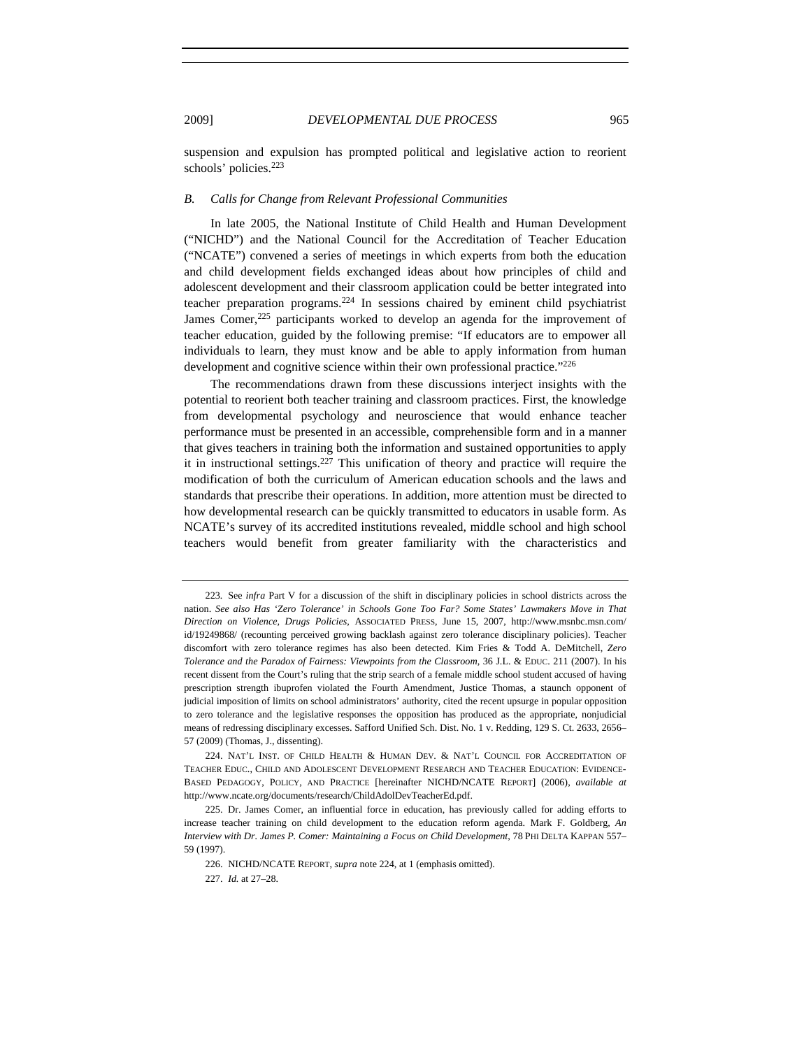suspension and expulsion has prompted political and legislative action to reorient schools' policies.[223]

### B. Calls for Change from Relevant Professional Communities

In late 2005, the National Institute of Child Health and Human Development ("NICHD") and the National Council for the Accreditation of Teacher Education ("NCATE") convened a series of meetings in which experts from both the education and child development fields exchanged ideas about how principles of child and adolescent development and their classroom application could be better integrated into teacher preparation programs.[224] In sessions chaired by eminent child psychiatrist James Comer,[225] participants worked to develop an agenda for the improvement of teacher education, guided by the following premise: "If educators are to empower all individuals to learn, they must know and be able to apply information from human development and cognitive science within their own professional practice."[226]

The recommendations drawn from these discussions interject insights with the potential to reorient both teacher training and classroom practices. First, the knowledge from developmental psychology and neuroscience that would enhance teacher performance must be presented in an accessible, comprehensible form and in a manner that gives teachers in training both the information and sustained opportunities to apply it in instructional settings.[227] This unification of theory and practice will require the modification of both the curriculum of American education schools and the laws and standards that prescribe their operations. In addition, more attention must be directed to how developmental research can be quickly transmitted to educators in usable form. As NCATE's survey of its accredited institutions revealed, middle school and high school teachers would benefit from greater familiarity with the characteristics and

---

223. See *infra* Part V for a discussion of the shift in disciplinary policies in school districts across the nation. *See also Has 'Zero Tolerance' in Schools Gone Too Far? Some States' Lawmakers Move in That Direction on Violence, Drugs Policies*, ASSOCIATED PRESS, June 15, 2007, http://www.msnbc.msn.com/id/19249868/ (recounting perceived growing backlash against zero tolerance disciplinary policies). Teacher discomfort with zero tolerance regimes has also been detected. Kim Fries & Todd A. DeMitchell, *Zero Tolerance and the Paradox of Fairness: Viewpoints from the Classroom*, 36 J.L. & EDUC. 211 (2007). In his recent dissent from the Court's ruling that the strip search of a female middle school student accused of having prescription strength ibuprofen violated the Fourth Amendment, Justice Thomas, a staunch opponent of judicial imposition of limits on school administrators' authority, cited the recent upsurge in popular opposition to zero tolerance and the legislative responses the opposition has produced as the appropriate, nonjudicial means of redressing disciplinary excesses. Safford Unified Sch. Dist. No. 1 v. Redding, 129 S. Ct. 2633, 2656–57 (2009) (Thomas, J., dissenting).

224. NAT'L INST. OF CHILD HEALTH & HUMAN DEV. & NAT'L COUNCIL FOR ACCREDITATION OF TEACHER EDUC., CHILD AND ADOLESCENT DEVELOPMENT RESEARCH AND TEACHER EDUCATION: EVIDENCE-BASED PEDAGOGY, POLICY, AND PRACTICE [hereinafter NICHD/NCATE REPORT] (2006), *available at* http://www.ncate.org/documents/research/ChildAdolDevTeacherEd.pdf.

225. Dr. James Comer, an influential force in education, has previously called for adding efforts to increase teacher training on child development to the education reform agenda. Mark F. Goldberg, *An Interview with Dr. James P. Comer: Maintaining a Focus on Child Development*, 78 PHI DELTA KAPPAN 557–59 (1997).

226. NICHD/NCATE REPORT, *supra* note 224, at 1 (emphasis omitted).

227. *Id.* at 27–28.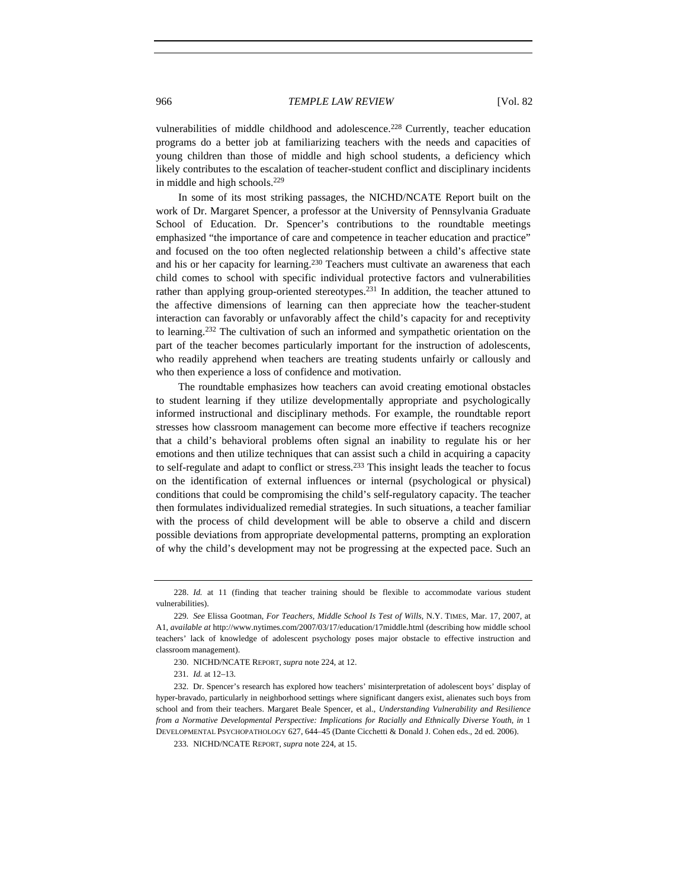vulnerabilities of middle childhood and adolescence.[228] Currently, teacher education programs do a better job at familiarizing teachers with the needs and capacities of young children than those of middle and high school students, a deficiency which likely contributes to the escalation of teacher-student conflict and disciplinary incidents in middle and high schools.[229]

In some of its most striking passages, the NICHD/NCATE Report built on the work of Dr. Margaret Spencer, a professor at the University of Pennsylvania Graduate School of Education. Dr. Spencer's contributions to the roundtable meetings emphasized "the importance of care and competence in teacher education and practice" and focused on the too often neglected relationship between a child's affective state and his or her capacity for learning.[230] Teachers must cultivate an awareness that each child comes to school with specific individual protective factors and vulnerabilities rather than applying group-oriented stereotypes.[231] In addition, the teacher attuned to the affective dimensions of learning can then appreciate how the teacher-student interaction can favorably or unfavorably affect the child's capacity for and receptivity to learning.[232] The cultivation of such an informed and sympathetic orientation on the part of the teacher becomes particularly important for the instruction of adolescents, who readily apprehend when teachers are treating students unfairly or callously and who then experience a loss of confidence and motivation.

The roundtable emphasizes how teachers can avoid creating emotional obstacles to student learning if they utilize developmentally appropriate and psychologically informed instructional and disciplinary methods. For example, the roundtable report stresses how classroom management can become more effective if teachers recognize that a child's behavioral problems often signal an inability to regulate his or her emotions and then utilize techniques that can assist such a child in acquiring a capacity to self-regulate and adapt to conflict or stress.[233] This insight leads the teacher to focus on the identification of external influences or internal (psychological or physical) conditions that could be compromising the child's self-regulatory capacity. The teacher then formulates individualized remedial strategies. In such situations, a teacher familiar with the process of child development will be able to observe a child and discern possible deviations from appropriate developmental patterns, prompting an exploration of why the child's development may not be progressing at the expected pace. Such an

---

228. *Id.* at 11 (finding that teacher training should be flexible to accommodate various student vulnerabilities).

229. *See* Elissa Gootman, *For Teachers, Middle School Is Test of Wills*, N.Y. TIMES, Mar. 17, 2007, at A1, *available at* http://www.nytimes.com/2007/03/17/education/17middle.html (describing how middle school teachers' lack of knowledge of adolescent psychology poses major obstacle to effective instruction and classroom management).

230. NICHD/NCATE REPORT, *supra* note 224, at 12.

231. *Id.* at 12–13.

232. Dr. Spencer's research has explored how teachers' misinterpretation of adolescent boys' display of hyper-bravado, particularly in neighborhood settings where significant dangers exist, alienates such boys from school and from their teachers. Margaret Beale Spencer, et al., *Understanding Vulnerability and Resilience from a Normative Developmental Perspective: Implications for Racially and Ethnically Diverse Youth*, *in* 1 DEVELOPMENTAL PSYCHOPATHOLOGY 627, 644–45 (Dante Cicchetti & Donald J. Cohen eds., 2d ed. 2006).

233. NICHD/NCATE REPORT, *supra* note 224, at 15.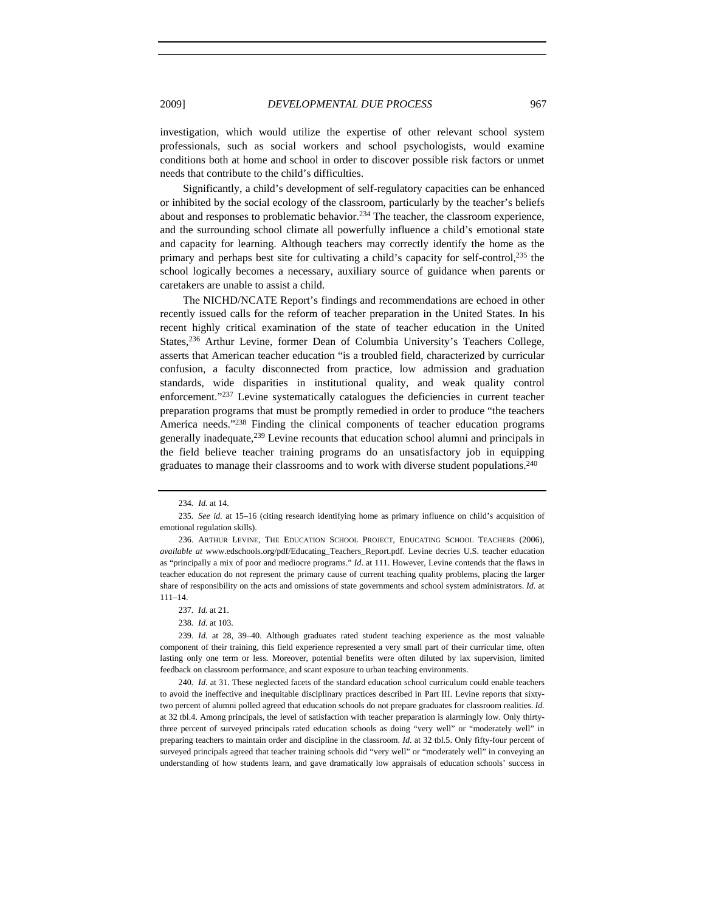investigation, which would utilize the expertise of other relevant school system professionals, such as social workers and school psychologists, would examine conditions both at home and school in order to discover possible risk factors or unmet needs that contribute to the child's difficulties.

Significantly, a child's development of self-regulatory capacities can be enhanced or inhibited by the social ecology of the classroom, particularly by the teacher's beliefs about and responses to problematic behavior.[234] The teacher, the classroom experience, and the surrounding school climate all powerfully influence a child's emotional state and capacity for learning. Although teachers may correctly identify the home as the primary and perhaps best site for cultivating a child's capacity for self-control,[235] the school logically becomes a necessary, auxiliary source of guidance when parents or caretakers are unable to assist a child.

The NICHD/NCATE Report's findings and recommendations are echoed in other recently issued calls for the reform of teacher preparation in the United States. In his recent highly critical examination of the state of teacher education in the United States,[236] Arthur Levine, former Dean of Columbia University's Teachers College, asserts that American teacher education "is a troubled field, characterized by curricular confusion, a faculty disconnected from practice, low admission and graduation standards, wide disparities in institutional quality, and weak quality control enforcement."[237] Levine systematically catalogues the deficiencies in current teacher preparation programs that must be promptly remedied in order to produce "the teachers America needs."[238] Finding the clinical components of teacher education programs generally inadequate,[239] Levine recounts that education school alumni and principals in the field believe teacher training programs do an unsatisfactory job in equipping graduates to manage their classrooms and to work with diverse student populations.[240]

---

234. *Id.* at 14.

235. *See id.* at 15–16 (citing research identifying home as primary influence on child's acquisition of emotional regulation skills).

236. Arthur Levine, The Education School Project, Educating School Teachers (2006), *available at* www.edschools.org/pdf/Educating_Teachers_Report.pdf. Levine decries U.S. teacher education as "principally a mix of poor and mediocre programs." *Id*. at 111. However, Levine contends that the flaws in teacher education do not represent the primary cause of current teaching quality problems, placing the larger share of responsibility on the acts and omissions of state governments and school system administrators. *Id.* at 111–14.

237. *Id.* at 21.

238. *Id*. at 103.

239. *Id.* at 28, 39–40. Although graduates rated student teaching experience as the most valuable component of their training, this field experience represented a very small part of their curricular time, often lasting only one term or less. Moreover, potential benefits were often diluted by lax supervision, limited feedback on classroom performance, and scant exposure to urban teaching environments.

240. *Id.* at 31. These neglected facets of the standard education school curriculum could enable teachers to avoid the ineffective and inequitable disciplinary practices described in Part III. Levine reports that sixty-two percent of alumni polled agreed that education schools do not prepare graduates for classroom realities. *Id.* at 32 tbl.4. Among principals, the level of satisfaction with teacher preparation is alarmingly low. Only thirty-three percent of surveyed principals rated education schools as doing "very well" or "moderately well" in preparing teachers to maintain order and discipline in the classroom. *Id.* at 32 tbl.5. Only fifty-four percent of surveyed principals agreed that teacher training schools did "very well" or "moderately well" in conveying an understanding of how students learn, and gave dramatically low appraisals of education schools' success in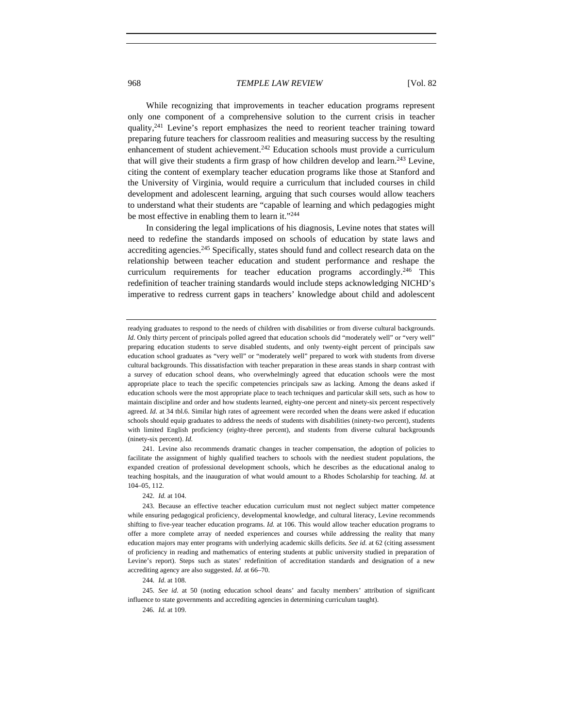While recognizing that improvements in teacher education programs represent only one component of a comprehensive solution to the current crisis in teacher quality,[241] Levine's report emphasizes the need to reorient teacher training toward preparing future teachers for classroom realities and measuring success by the resulting enhancement of student achievement.[242] Education schools must provide a curriculum that will give their students a firm grasp of how children develop and learn.[243] Levine, citing the content of exemplary teacher education programs like those at Stanford and the University of Virginia, would require a curriculum that included courses in child development and adolescent learning, arguing that such courses would allow teachers to understand what their students are "capable of learning and which pedagogies might be most effective in enabling them to learn it."[244]

In considering the legal implications of his diagnosis, Levine notes that states will need to redefine the standards imposed on schools of education by state laws and accrediting agencies.[245] Specifically, states should fund and collect research data on the relationship between teacher education and student performance and reshape the curriculum requirements for teacher education programs accordingly.[246] This redefinition of teacher training standards would include steps acknowledging NICHD's imperative to redress current gaps in teachers' knowledge about child and adolescent

---

readying graduates to respond to the needs of children with disabilities or from diverse cultural backgrounds. *Id*. Only thirty percent of principals polled agreed that education schools did "moderately well" or "very well" preparing education students to serve disabled students, and only twenty-eight percent of principals saw education school graduates as "very well" or "moderately well" prepared to work with students from diverse cultural backgrounds. This dissatisfaction with teacher preparation in these areas stands in sharp contrast with a survey of education school deans, who overwhelmingly agreed that education schools were the most appropriate place to teach the specific competencies principals saw as lacking. Among the deans asked if education schools were the most appropriate place to teach techniques and particular skill sets, such as how to maintain discipline and order and how students learned, eighty-one percent and ninety-six percent respectively agreed. *Id.* at 34 tbl.6. Similar high rates of agreement were recorded when the deans were asked if education schools should equip graduates to address the needs of students with disabilities (ninety-two percent), students with limited English proficiency (eighty-three percent), and students from diverse cultural backgrounds (ninety-six percent). *Id.*

241. Levine also recommends dramatic changes in teacher compensation, the adoption of policies to facilitate the assignment of highly qualified teachers to schools with the neediest student populations, the expanded creation of professional development schools, which he describes as the educational analog to teaching hospitals, and the inauguration of what would amount to a Rhodes Scholarship for teaching. *Id.* at 104–05, 112.

242. *Id.* at 104.

243. Because an effective teacher education curriculum must not neglect subject matter competence while ensuring pedagogical proficiency, developmental knowledge, and cultural literacy, Levine recommends shifting to five-year teacher education programs. *Id.* at 106. This would allow teacher education programs to offer a more complete array of needed experiences and courses while addressing the reality that many education majors may enter programs with underlying academic skills deficits. *See id.* at 62 (citing assessment of proficiency in reading and mathematics of entering students at public university studied in preparation of Levine's report). Steps such as states' redefinition of accreditation standards and designation of a new accrediting agency are also suggested. *Id.* at 66–70.

244. *Id.* at 108.

245. *See id.* at 50 (noting education school deans' and faculty members' attribution of significant influence to state governments and accrediting agencies in determining curriculum taught).

246. *Id.* at 109.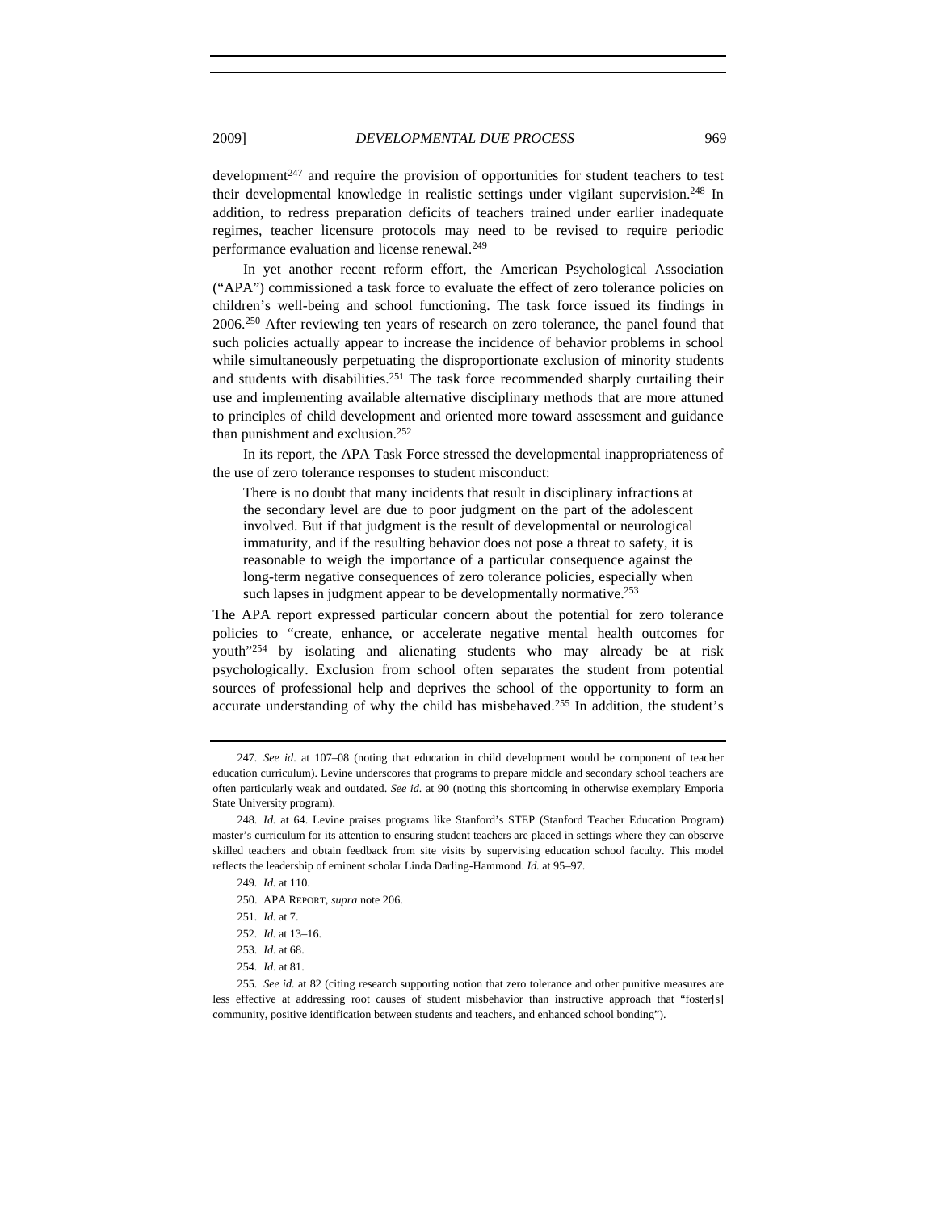development[247] and require the provision of opportunities for student teachers to test their developmental knowledge in realistic settings under vigilant supervision.[248] In addition, to redress preparation deficits of teachers trained under earlier inadequate regimes, teacher licensure protocols may need to be revised to require periodic performance evaluation and license renewal.[249]

In yet another recent reform effort, the American Psychological Association ("APA") commissioned a task force to evaluate the effect of zero tolerance policies on children's well-being and school functioning. The task force issued its findings in 2006.[250] After reviewing ten years of research on zero tolerance, the panel found that such policies actually appear to increase the incidence of behavior problems in school while simultaneously perpetuating the disproportionate exclusion of minority students and students with disabilities.[251] The task force recommended sharply curtailing their use and implementing available alternative disciplinary methods that are more attuned to principles of child development and oriented more toward assessment and guidance than punishment and exclusion.[252]

In its report, the APA Task Force stressed the developmental inappropriateness of the use of zero tolerance responses to student misconduct:

> There is no doubt that many incidents that result in disciplinary infractions at the secondary level are due to poor judgment on the part of the adolescent involved. But if that judgment is the result of developmental or neurological immaturity, and if the resulting behavior does not pose a threat to safety, it is reasonable to weigh the importance of a particular consequence against the long-term negative consequences of zero tolerance policies, especially when such lapses in judgment appear to be developmentally normative.[253]

The APA report expressed particular concern about the potential for zero tolerance policies to "create, enhance, or accelerate negative mental health outcomes for youth"[254] by isolating and alienating students who may already be at risk psychologically. Exclusion from school often separates the student from potential sources of professional help and deprives the school of the opportunity to form an accurate understanding of why the child has misbehaved.[255] In addition, the student's

---

247. *See id*. at 107–08 (noting that education in child development would be component of teacher education curriculum). Levine underscores that programs to prepare middle and secondary school teachers are often particularly weak and outdated. *See id.* at 90 (noting this shortcoming in otherwise exemplary Emporia State University program).

248. *Id.* at 64. Levine praises programs like Stanford's STEP (Stanford Teacher Education Program) master's curriculum for its attention to ensuring student teachers are placed in settings where they can observe skilled teachers and obtain feedback from site visits by supervising education school faculty. This model reflects the leadership of eminent scholar Linda Darling-Hammond. *Id.* at 95–97.

249. *Id.* at 110.

250. APA REPORT, *supra* note 206.

251. *Id.* at 7.

252. *Id.* at 13–16.

253. *Id.* at 68.

254. *Id.* at 81.

255. *See id.* at 82 (citing research supporting notion that zero tolerance and other punitive measures are less effective at addressing root causes of student misbehavior than instructive approach that "foster[s] community, positive identification between students and teachers, and enhanced school bonding").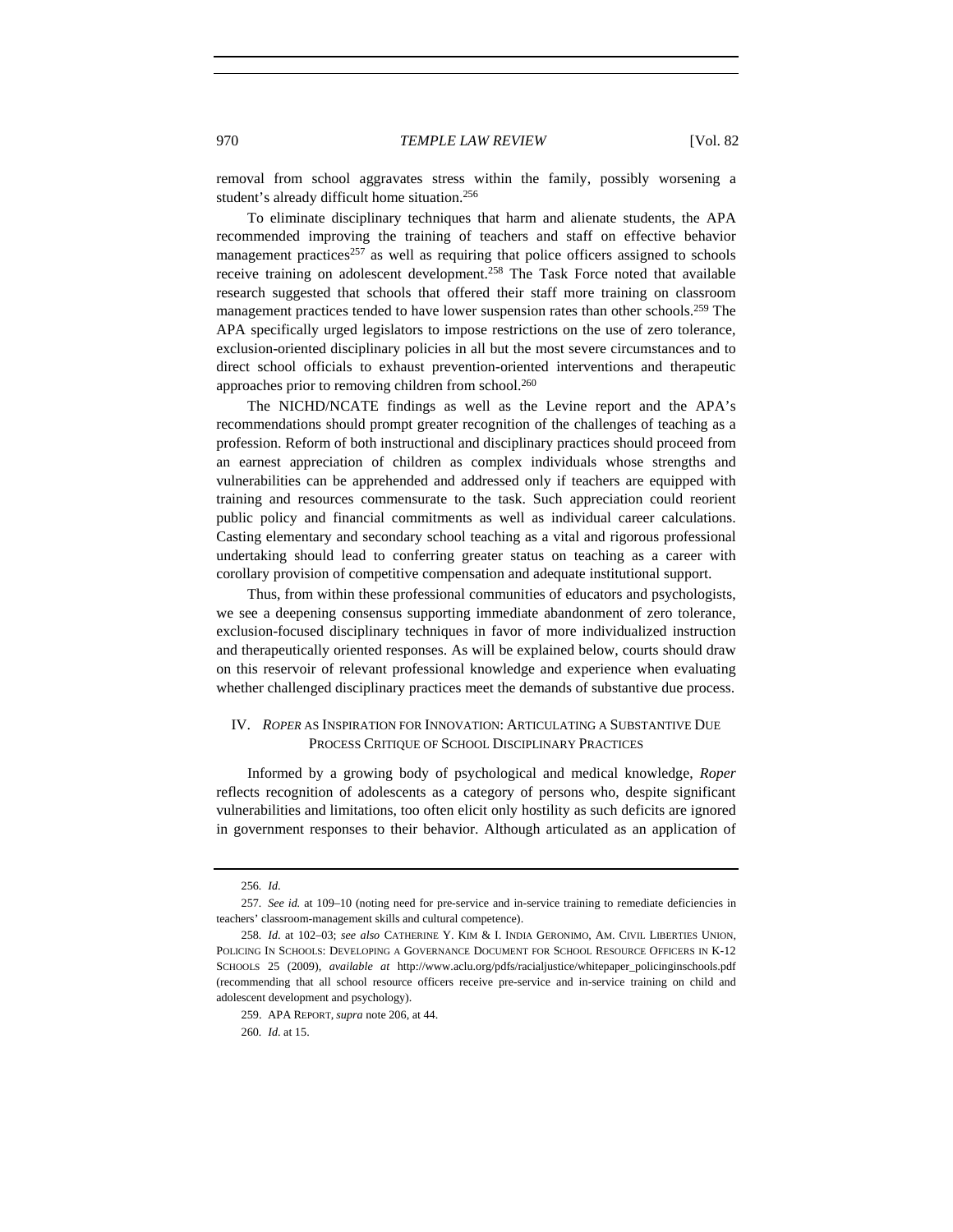removal from school aggravates stress within the family, possibly worsening a student's already difficult home situation.[256]

To eliminate disciplinary techniques that harm and alienate students, the APA recommended improving the training of teachers and staff on effective behavior management practices[257] as well as requiring that police officers assigned to schools receive training on adolescent development.[258] The Task Force noted that available research suggested that schools that offered their staff more training on classroom management practices tended to have lower suspension rates than other schools.[259] The APA specifically urged legislators to impose restrictions on the use of zero tolerance, exclusion-oriented disciplinary policies in all but the most severe circumstances and to direct school officials to exhaust prevention-oriented interventions and therapeutic approaches prior to removing children from school.[260]

The NICHD/NCATE findings as well as the Levine report and the APA's recommendations should prompt greater recognition of the challenges of teaching as a profession. Reform of both instructional and disciplinary practices should proceed from an earnest appreciation of children as complex individuals whose strengths and vulnerabilities can be apprehended and addressed only if teachers are equipped with training and resources commensurate to the task. Such appreciation could reorient public policy and financial commitments as well as individual career calculations. Casting elementary and secondary school teaching as a vital and rigorous professional undertaking should lead to conferring greater status on teaching as a career with corollary provision of competitive compensation and adequate institutional support.

Thus, from within these professional communities of educators and psychologists, we see a deepening consensus supporting immediate abandonment of zero tolerance, exclusion-focused disciplinary techniques in favor of more individualized instruction and therapeutically oriented responses. As will be explained below, courts should draw on this reservoir of relevant professional knowledge and experience when evaluating whether challenged disciplinary practices meet the demands of substantive due process.

## IV. *Roper* as Inspiration for Innovation: Articulating a Substantive Due Process Critique of School Disciplinary Practices

Informed by a growing body of psychological and medical knowledge, *Roper* reflects recognition of adolescents as a category of persons who, despite significant vulnerabilities and limitations, too often elicit only hostility as such deficits are ignored in government responses to their behavior. Although articulated as an application of

---

256. *Id.*

257. *See id.* at 109–10 (noting need for pre-service and in-service training to remediate deficiencies in teachers' classroom-management skills and cultural competence).

258. *Id.* at 102–03; *see also* Catherine Y. Kim & I. India Geronimo, Am. Civil Liberties Union, Policing In Schools: Developing a Governance Document for School Resource Officers in K-12 Schools 25 (2009), *available at* http://www.aclu.org/pdfs/racialjustice/whitepaper_policinginschools.pdf (recommending that all school resource officers receive pre-service and in-service training on child and adolescent development and psychology).

259. APA Report, *supra* note 206, at 44.

260. *Id.* at 15.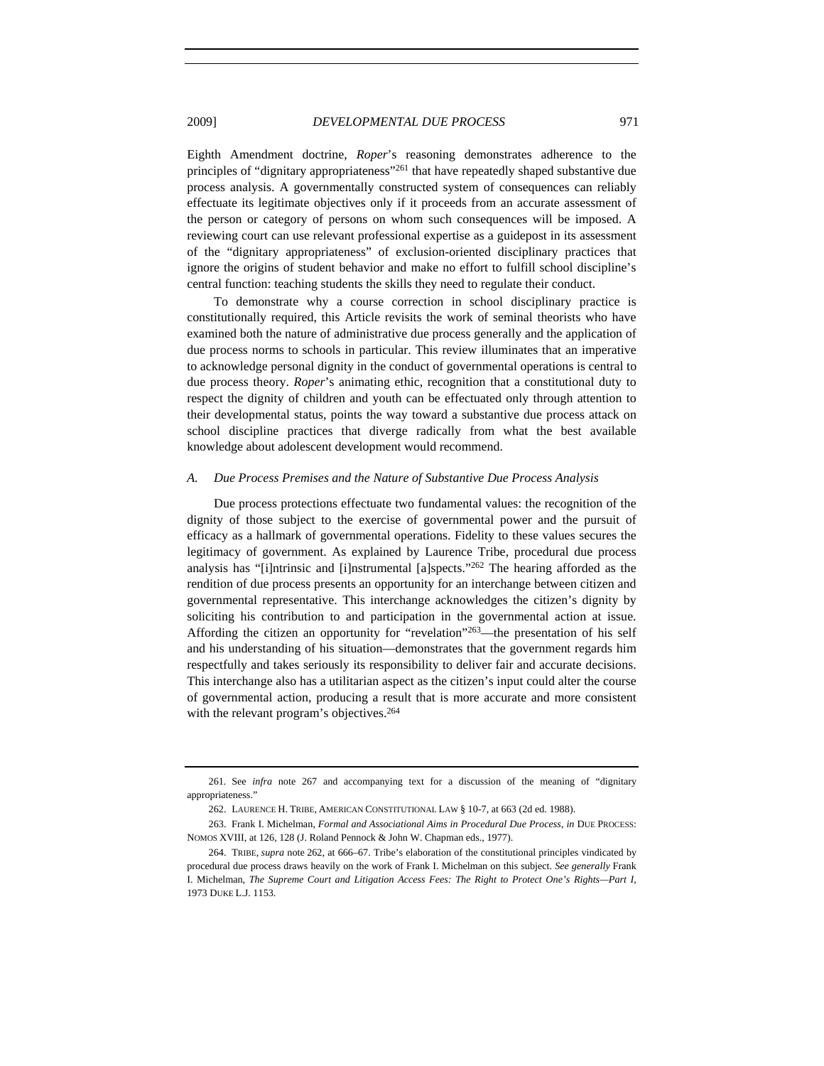Eighth Amendment doctrine, *Roper*'s reasoning demonstrates adherence to the principles of "dignitary appropriateness"[261] that have repeatedly shaped substantive due process analysis. A governmentally constructed system of consequences can reliably effectuate its legitimate objectives only if it proceeds from an accurate assessment of the person or category of persons on whom such consequences will be imposed. A reviewing court can use relevant professional expertise as a guidepost in its assessment of the "dignitary appropriateness" of exclusion-oriented disciplinary practices that ignore the origins of student behavior and make no effort to fulfill school discipline's central function: teaching students the skills they need to regulate their conduct.

To demonstrate why a course correction in school disciplinary practice is constitutionally required, this Article revisits the work of seminal theorists who have examined both the nature of administrative due process generally and the application of due process norms to schools in particular. This review illuminates that an imperative to acknowledge personal dignity in the conduct of governmental operations is central to due process theory. *Roper*'s animating ethic, recognition that a constitutional duty to respect the dignity of children and youth can be effectuated only through attention to their developmental status, points the way toward a substantive due process attack on school discipline practices that diverge radically from what the best available knowledge about adolescent development would recommend.

### *A. Due Process Premises and the Nature of Substantive Due Process Analysis*

Due process protections effectuate two fundamental values: the recognition of the dignity of those subject to the exercise of governmental power and the pursuit of efficacy as a hallmark of governmental operations. Fidelity to these values secures the legitimacy of government. As explained by Laurence Tribe, procedural due process analysis has "[i]ntrinsic and [i]nstrumental [a]spects."[262] The hearing afforded as the rendition of due process presents an opportunity for an interchange between citizen and governmental representative. This interchange acknowledges the citizen's dignity by soliciting his contribution to and participation in the governmental action at issue. Affording the citizen an opportunity for "revelation"[263]—the presentation of his self and his understanding of his situation—demonstrates that the government regards him respectfully and takes seriously its responsibility to deliver fair and accurate decisions. This interchange also has a utilitarian aspect as the citizen's input could alter the course of governmental action, producing a result that is more accurate and more consistent with the relevant program's objectives.[264]

---

261. See *infra* note 267 and accompanying text for a discussion of the meaning of "dignitary appropriateness."

262. LAURENCE H. TRIBE, AMERICAN CONSTITUTIONAL LAW § 10-7, at 663 (2d ed. 1988).

263. Frank I. Michelman, *Formal and Associational Aims in Procedural Due Process*, *in* DUE PROCESS: NOMOS XVIII, at 126, 128 (J. Roland Pennock & John W. Chapman eds., 1977).

264. TRIBE, *supra* note 262, at 666–67. Tribe's elaboration of the constitutional principles vindicated by procedural due process draws heavily on the work of Frank I. Michelman on this subject. *See generally* Frank I. Michelman, *The Supreme Court and Litigation Access Fees: The Right to Protect One's Rights—Part I*, 1973 DUKE L.J. 1153.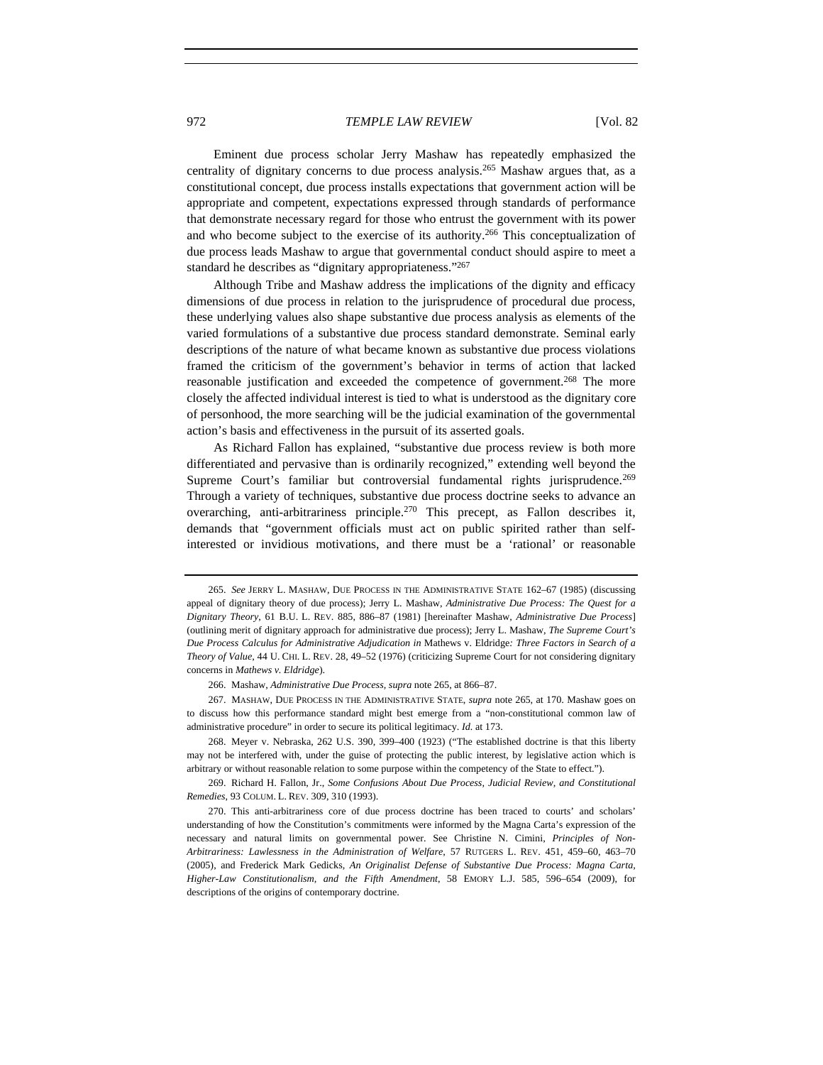Eminent due process scholar Jerry Mashaw has repeatedly emphasized the centrality of dignitary concerns to due process analysis.[265] Mashaw argues that, as a constitutional concept, due process installs expectations that government action will be appropriate and competent, expectations expressed through standards of performance that demonstrate necessary regard for those who entrust the government with its power and who become subject to the exercise of its authority.[266] This conceptualization of due process leads Mashaw to argue that governmental conduct should aspire to meet a standard he describes as "dignitary appropriateness."[267]

Although Tribe and Mashaw address the implications of the dignity and efficacy dimensions of due process in relation to the jurisprudence of procedural due process, these underlying values also shape substantive due process analysis as elements of the varied formulations of a substantive due process standard demonstrate. Seminal early descriptions of the nature of what became known as substantive due process violations framed the criticism of the government's behavior in terms of action that lacked reasonable justification and exceeded the competence of government.[268] The more closely the affected individual interest is tied to what is understood as the dignitary core of personhood, the more searching will be the judicial examination of the governmental action's basis and effectiveness in the pursuit of its asserted goals.

As Richard Fallon has explained, "substantive due process review is both more differentiated and pervasive than is ordinarily recognized," extending well beyond the Supreme Court's familiar but controversial fundamental rights jurisprudence.[269] Through a variety of techniques, substantive due process doctrine seeks to advance an overarching, anti-arbitrariness principle.[270] This precept, as Fallon describes it, demands that "government officials must act on public spirited rather than self-interested or invidious motivations, and there must be a 'rational' or reasonable

---

265. *See* JERRY L. MASHAW, DUE PROCESS IN THE ADMINISTRATIVE STATE 162–67 (1985) (discussing appeal of dignitary theory of due process); Jerry L. Mashaw, *Administrative Due Process: The Quest for a Dignitary Theory*, 61 B.U. L. REV. 885, 886–87 (1981) [hereinafter Mashaw, *Administrative Due Process*] (outlining merit of dignitary approach for administrative due process); Jerry L. Mashaw, *The Supreme Court's Due Process Calculus for Administrative Adjudication in* Mathews v. Eldridge*: Three Factors in Search of a Theory of Value*, 44 U. CHI. L. REV. 28, 49–52 (1976) (criticizing Supreme Court for not considering dignitary concerns in *Mathews v. Eldridge*).

266. Mashaw, *Administrative Due Process*, *supra* note 265, at 866–87.

267. MASHAW, DUE PROCESS IN THE ADMINISTRATIVE STATE, *supra* note 265, at 170. Mashaw goes on to discuss how this performance standard might best emerge from a "non-constitutional common law of administrative procedure" in order to secure its political legitimacy. *Id.* at 173.

268. Meyer v. Nebraska, 262 U.S. 390, 399–400 (1923) ("The established doctrine is that this liberty may not be interfered with, under the guise of protecting the public interest, by legislative action which is arbitrary or without reasonable relation to some purpose within the competency of the State to effect.").

269. Richard H. Fallon, Jr., *Some Confusions About Due Process, Judicial Review, and Constitutional Remedies*, 93 COLUM. L. REV. 309, 310 (1993).

270. This anti-arbitrariness core of due process doctrine has been traced to courts' and scholars' understanding of how the Constitution's commitments were informed by the Magna Carta's expression of the necessary and natural limits on governmental power. See Christine N. Cimini, *Principles of Non-Arbitrariness: Lawlessness in the Administration of Welfare*, 57 RUTGERS L. REV. 451, 459–60, 463–70 (2005), and Frederick Mark Gedicks, *An Originalist Defense of Substantive Due Process: Magna Carta, Higher-Law Constitutionalism, and the Fifth Amendment*, 58 EMORY L.J. 585, 596–654 (2009), for descriptions of the origins of contemporary doctrine.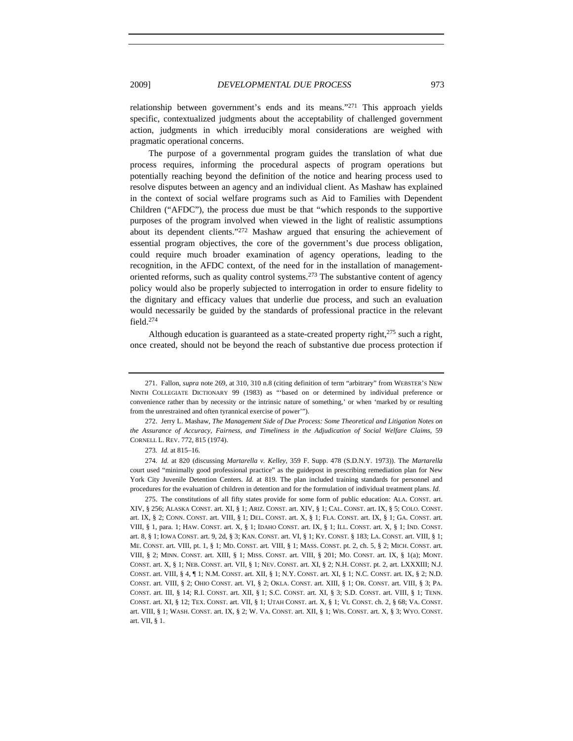relationship between government's ends and its means."[271] This approach yields specific, contextualized judgments about the acceptability of challenged government action, judgments in which irreducibly moral considerations are weighed with pragmatic operational concerns.

The purpose of a governmental program guides the translation of what due process requires, informing the procedural aspects of program operations but potentially reaching beyond the definition of the notice and hearing process used to resolve disputes between an agency and an individual client. As Mashaw has explained in the context of social welfare programs such as Aid to Families with Dependent Children ("AFDC"), the process due must be that "which responds to the supportive purposes of the program involved when viewed in the light of realistic assumptions about its dependent clients."[272] Mashaw argued that ensuring the achievement of essential program objectives, the core of the government's due process obligation, could require much broader examination of agency operations, leading to the recognition, in the AFDC context, of the need for in the installation of management-oriented reforms, such as quality control systems.[273] The substantive content of agency policy would also be properly subjected to interrogation in order to ensure fidelity to the dignitary and efficacy values that underlie due process, and such an evaluation would necessarily be guided by the standards of professional practice in the relevant field.[274]

Although education is guaranteed as a state-created property right,[275] such a right, once created, should not be beyond the reach of substantive due process protection if

---

271. Fallon, *supra* note 269, at 310, 310 n.8 (citing definition of term "arbitrary" from WEBSTER'S NEW NINTH COLLEGIATE DICTIONARY 99 (1983) as "'based on or determined by individual preference or convenience rather than by necessity or the intrinsic nature of something,' or when 'marked by or resulting from the unrestrained and often tyrannical exercise of power'").

272. Jerry L. Mashaw, *The Management Side of Due Process: Some Theoretical and Litigation Notes on the Assurance of Accuracy, Fairness, and Timeliness in the Adjudication of Social Welfare Claims*, 59 CORNELL L. REV. 772, 815 (1974).

273. *Id.* at 815–16.

274. *Id.* at 820 (discussing *Martarella v. Kelley*, 359 F. Supp. 478 (S.D.N.Y. 1973)). The *Martarella* court used "minimally good professional practice" as the guidepost in prescribing remediation plan for New York City Juvenile Detention Centers. *Id.* at 819. The plan included training standards for personnel and procedures for the evaluation of children in detention and for the formulation of individual treatment plans. *Id.*

275. The constitutions of all fifty states provide for some form of public education: ALA. CONST. art. XIV, § 256; ALASKA CONST. art. XI, § 1; ARIZ. CONST. art. XIV, § 1; CAL. CONST. art. IX, § 5; COLO. CONST. art. IX, § 2; CONN. CONST. art. VIII, § 1; DEL. CONST. art. X, § 1; FLA. CONST. art. IX, § 1; GA. CONST. art. VIII, § 1, para. 1; HAW. CONST. art. X, § 1; IDAHO CONST. art. IX, § 1; ILL. CONST. art. X, § 1; IND. CONST. art. 8, § 1; IOWA CONST. art. 9, 2d, § 3; KAN. CONST. art. VI, § 1; KY. CONST. § 183; LA. CONST. art. VIII, § 1; ME. CONST. art. VIII, pt. 1, § 1; MD. CONST. art. VIII, § 1; MASS. CONST. pt. 2, ch. 5, § 2; MICH. CONST. art. VIII, § 2; MINN. CONST. art. XIII, § 1; MISS. CONST. art. VIII, § 201; MO. CONST. art. IX, § 1(a); MONT. CONST. art. X, § 1; NEB. CONST. art. VII, § 1; NEV. CONST. art. XI, § 2; N.H. CONST. pt. 2, art. LXXXIII; N.J. CONST. art. VIII, § 4, ¶ 1; N.M. CONST. art. XII, § 1; N.Y. CONST. art. XI, § 1; N.C. CONST. art. IX, § 2; N.D. CONST. art. VIII, § 2; OHIO CONST. art. VI, § 2; OKLA. CONST. art. XIII, § 1; OR. CONST. art. VIII, § 3; PA. CONST. art. III, § 14; R.I. CONST. art. XII, § 1; S.C. CONST. art. XI, § 3; S.D. CONST. art. VIII, § 1; TENN. CONST. art. XI, § 12; TEX. CONST. art. VII, § 1; UTAH CONST. art. X, § 1; VT. CONST. ch. 2, § 68; VA. CONST. art. VIII, § 1; WASH. CONST. art. IX, § 2; W. VA. CONST. art. XII, § 1; WIS. CONST. art. X, § 3; WYO. CONST. art. VII, § 1.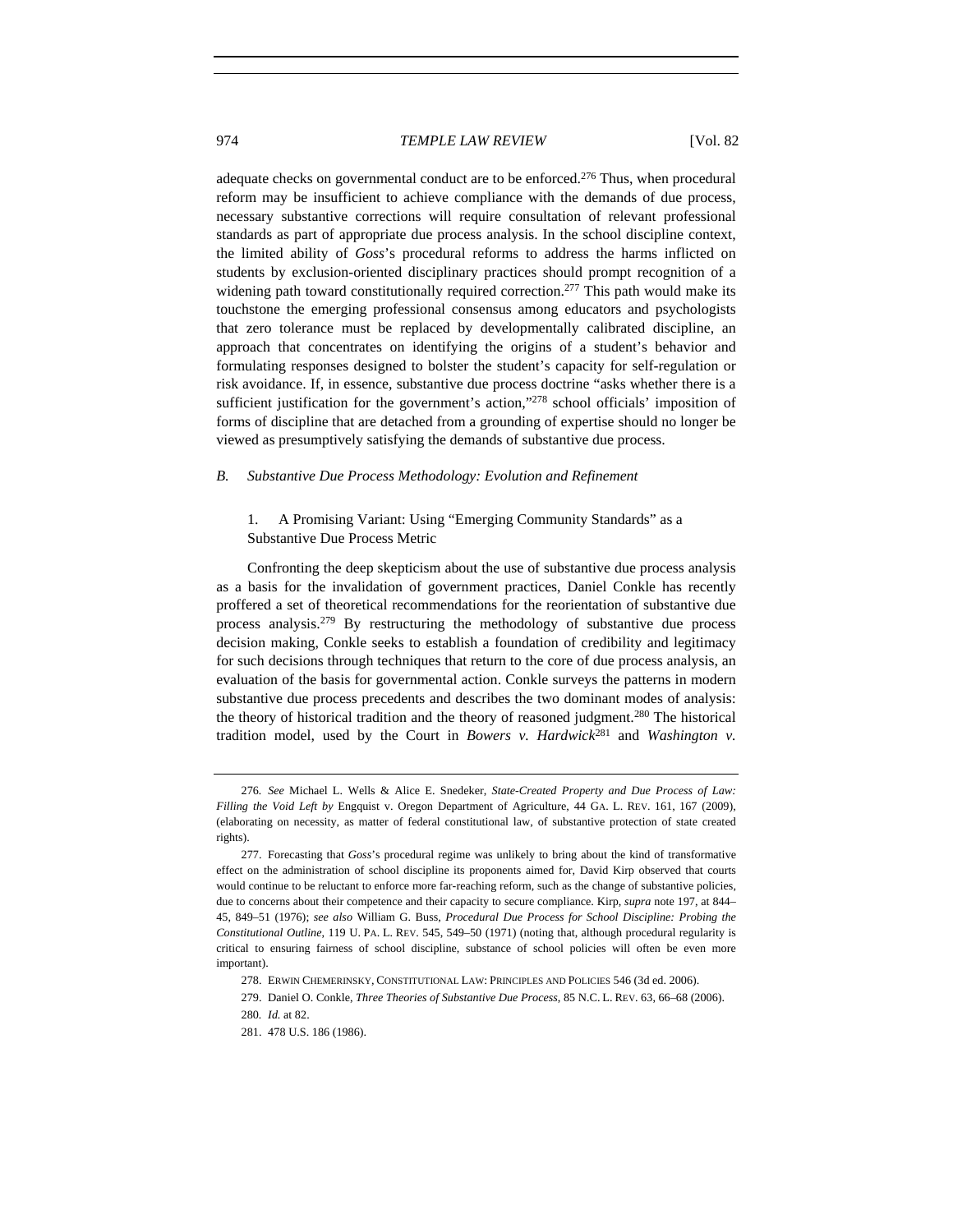adequate checks on governmental conduct are to be enforced.[276] Thus, when procedural reform may be insufficient to achieve compliance with the demands of due process, necessary substantive corrections will require consultation of relevant professional standards as part of appropriate due process analysis. In the school discipline context, the limited ability of *Goss*'s procedural reforms to address the harms inflicted on students by exclusion-oriented disciplinary practices should prompt recognition of a widening path toward constitutionally required correction.[277] This path would make its touchstone the emerging professional consensus among educators and psychologists that zero tolerance must be replaced by developmentally calibrated discipline, an approach that concentrates on identifying the origins of a student's behavior and formulating responses designed to bolster the student's capacity for self-regulation or risk avoidance. If, in essence, substantive due process doctrine "asks whether there is a sufficient justification for the government's action,"[278] school officials' imposition of forms of discipline that are detached from a grounding of expertise should no longer be viewed as presumptively satisfying the demands of substantive due process.

### *B. Substantive Due Process Methodology: Evolution and Refinement*

#### 1. A Promising Variant: Using "Emerging Community Standards" as a Substantive Due Process Metric

Confronting the deep skepticism about the use of substantive due process analysis as a basis for the invalidation of government practices, Daniel Conkle has recently proffered a set of theoretical recommendations for the reorientation of substantive due process analysis.[279] By restructuring the methodology of substantive due process decision making, Conkle seeks to establish a foundation of credibility and legitimacy for such decisions through techniques that return to the core of due process analysis, an evaluation of the basis for governmental action. Conkle surveys the patterns in modern substantive due process precedents and describes the two dominant modes of analysis: the theory of historical tradition and the theory of reasoned judgment.[280] The historical tradition model, used by the Court in *Bowers v. Hardwick*[281] and *Washington v.*

---

276. *See* Michael L. Wells & Alice E. Snedeker, *State-Created Property and Due Process of Law: Filling the Void Left by* Engquist v. Oregon Department of Agriculture, 44 GA. L. REV. 161, 167 (2009), (elaborating on necessity, as matter of federal constitutional law, of substantive protection of state created rights).

277. Forecasting that *Goss*'s procedural regime was unlikely to bring about the kind of transformative effect on the administration of school discipline its proponents aimed for, David Kirp observed that courts would continue to be reluctant to enforce more far-reaching reform, such as the change of substantive policies, due to concerns about their competence and their capacity to secure compliance. Kirp, *supra* note 197, at 844–45, 849–51 (1976); *see also* William G. Buss, *Procedural Due Process for School Discipline: Probing the Constitutional Outline*, 119 U. PA. L. REV. 545, 549–50 (1971) (noting that, although procedural regularity is critical to ensuring fairness of school discipline, substance of school policies will often be even more important).

278. ERWIN CHEMERINSKY, CONSTITUTIONAL LAW: PRINCIPLES AND POLICIES 546 (3d ed. 2006).

279. Daniel O. Conkle, *Three Theories of Substantive Due Process*, 85 N.C. L. REV. 63, 66–68 (2006).

280. *Id.* at 82.

281. 478 U.S. 186 (1986).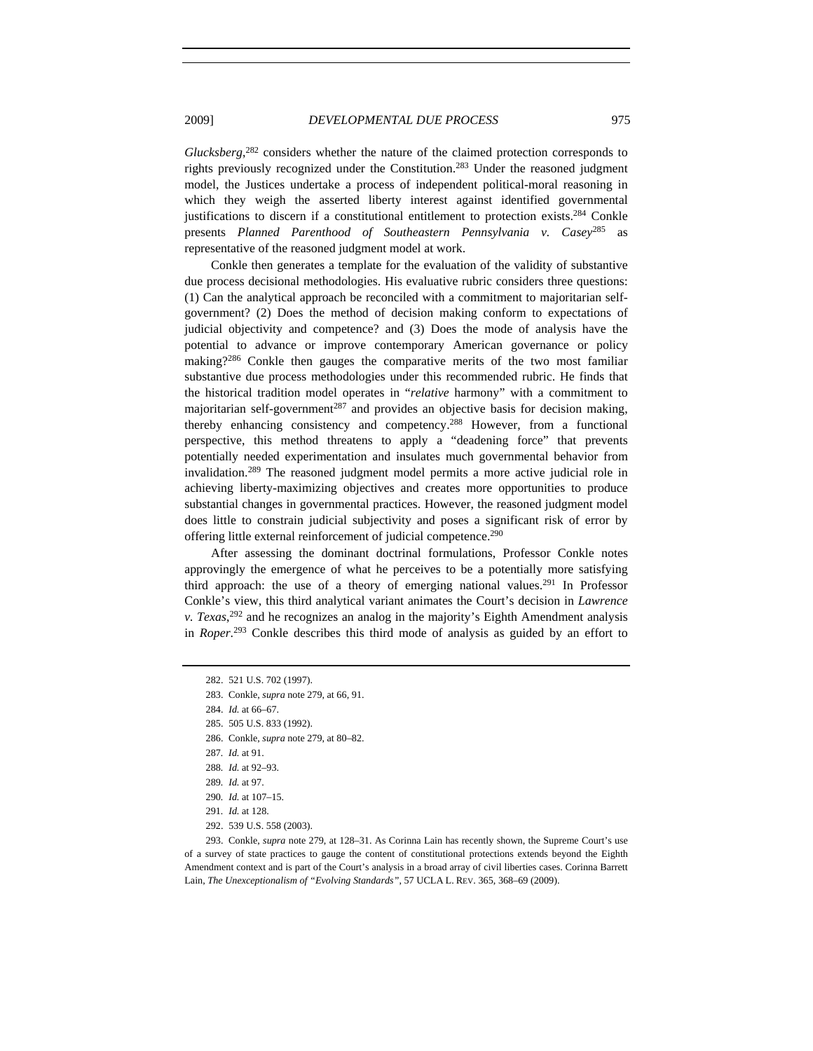*Glucksberg*,[282] considers whether the nature of the claimed protection corresponds to rights previously recognized under the Constitution.[283] Under the reasoned judgment model, the Justices undertake a process of independent political-moral reasoning in which they weigh the asserted liberty interest against identified governmental justifications to discern if a constitutional entitlement to protection exists.[284] Conkle presents *Planned Parenthood of Southeastern Pennsylvania v. Casey*[285] as representative of the reasoned judgment model at work.

Conkle then generates a template for the evaluation of the validity of substantive due process decisional methodologies. His evaluative rubric considers three questions: (1) Can the analytical approach be reconciled with a commitment to majoritarian self-government? (2) Does the method of decision making conform to expectations of judicial objectivity and competence? and (3) Does the mode of analysis have the potential to advance or improve contemporary American governance or policy making?[286] Conkle then gauges the comparative merits of the two most familiar substantive due process methodologies under this recommended rubric. He finds that the historical tradition model operates in "*relative* harmony" with a commitment to majoritarian self-government[287] and provides an objective basis for decision making, thereby enhancing consistency and competency.[288] However, from a functional perspective, this method threatens to apply a "deadening force" that prevents potentially needed experimentation and insulates much governmental behavior from invalidation.[289] The reasoned judgment model permits a more active judicial role in achieving liberty-maximizing objectives and creates more opportunities to produce substantial changes in governmental practices. However, the reasoned judgment model does little to constrain judicial subjectivity and poses a significant risk of error by offering little external reinforcement of judicial competence.[290]

After assessing the dominant doctrinal formulations, Professor Conkle notes approvingly the emergence of what he perceives to be a potentially more satisfying third approach: the use of a theory of emerging national values.[291] In Professor Conkle's view, this third analytical variant animates the Court's decision in *Lawrence v. Texas*,[292] and he recognizes an analog in the majority's Eighth Amendment analysis in *Roper*.[293] Conkle describes this third mode of analysis as guided by an effort to

---

282. 521 U.S. 702 (1997).

283. Conkle, *supra* note 279, at 66, 91.

284. *Id.* at 66–67.

285. 505 U.S. 833 (1992).

286. Conkle, *supra* note 279, at 80–82.

287. *Id.* at 91.

288. *Id.* at 92–93.

289. *Id.* at 97.

290. *Id.* at 107–15.

291. *Id.* at 128.

292. 539 U.S. 558 (2003).

293. Conkle, *supra* note 279, at 128–31. As Corinna Lain has recently shown, the Supreme Court's use of a survey of state practices to gauge the content of constitutional protections extends beyond the Eighth Amendment context and is part of the Court's analysis in a broad array of civil liberties cases. Corinna Barrett Lain, *The Unexceptionalism of "Evolving Standards"*, 57 UCLA L. REV. 365, 368–69 (2009).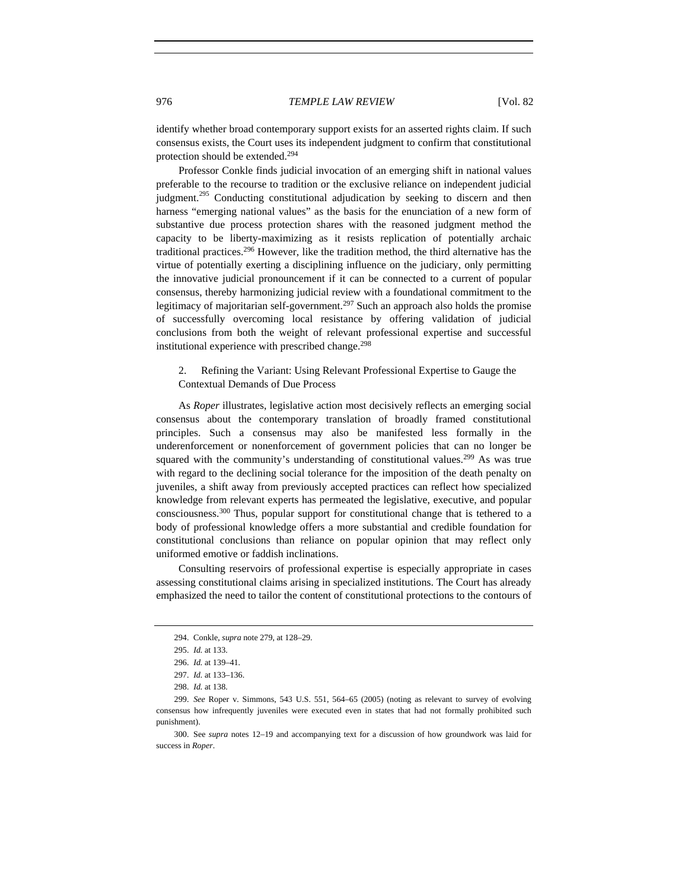identify whether broad contemporary support exists for an asserted rights claim. If such consensus exists, the Court uses its independent judgment to confirm that constitutional protection should be extended.[294]

Professor Conkle finds judicial invocation of an emerging shift in national values preferable to the recourse to tradition or the exclusive reliance on independent judicial judgment.[295] Conducting constitutional adjudication by seeking to discern and then harness "emerging national values" as the basis for the enunciation of a new form of substantive due process protection shares with the reasoned judgment method the capacity to be liberty-maximizing as it resists replication of potentially archaic traditional practices.[296] However, like the tradition method, the third alternative has the virtue of potentially exerting a disciplining influence on the judiciary, only permitting the innovative judicial pronouncement if it can be connected to a current of popular consensus, thereby harmonizing judicial review with a foundational commitment to the legitimacy of majoritarian self-government.[297] Such an approach also holds the promise of successfully overcoming local resistance by offering validation of judicial conclusions from both the weight of relevant professional expertise and successful institutional experience with prescribed change.[298]

### 2. Refining the Variant: Using Relevant Professional Expertise to Gauge the Contextual Demands of Due Process

As *Roper* illustrates, legislative action most decisively reflects an emerging social consensus about the contemporary translation of broadly framed constitutional principles. Such a consensus may also be manifested less formally in the underenforcement or nonenforcement of government policies that can no longer be squared with the community's understanding of constitutional values.[299] As was true with regard to the declining social tolerance for the imposition of the death penalty on juveniles, a shift away from previously accepted practices can reflect how specialized knowledge from relevant experts has permeated the legislative, executive, and popular consciousness.[300] Thus, popular support for constitutional change that is tethered to a body of professional knowledge offers a more substantial and credible foundation for constitutional conclusions than reliance on popular opinion that may reflect only uniformed emotive or faddish inclinations.

Consulting reservoirs of professional expertise is especially appropriate in cases assessing constitutional claims arising in specialized institutions. The Court has already emphasized the need to tailor the content of constitutional protections to the contours of

---

294. Conkle, *supra* note 279, at 128–29.

295. *Id.* at 133.

296. *Id.* at 139–41.

297. *Id.* at 133–136.

298. *Id.* at 138.

299. *See* Roper v. Simmons, 543 U.S. 551, 564–65 (2005) (noting as relevant to survey of evolving consensus how infrequently juveniles were executed even in states that had not formally prohibited such punishment).

300. See *supra* notes 12–19 and accompanying text for a discussion of how groundwork was laid for success in *Roper*.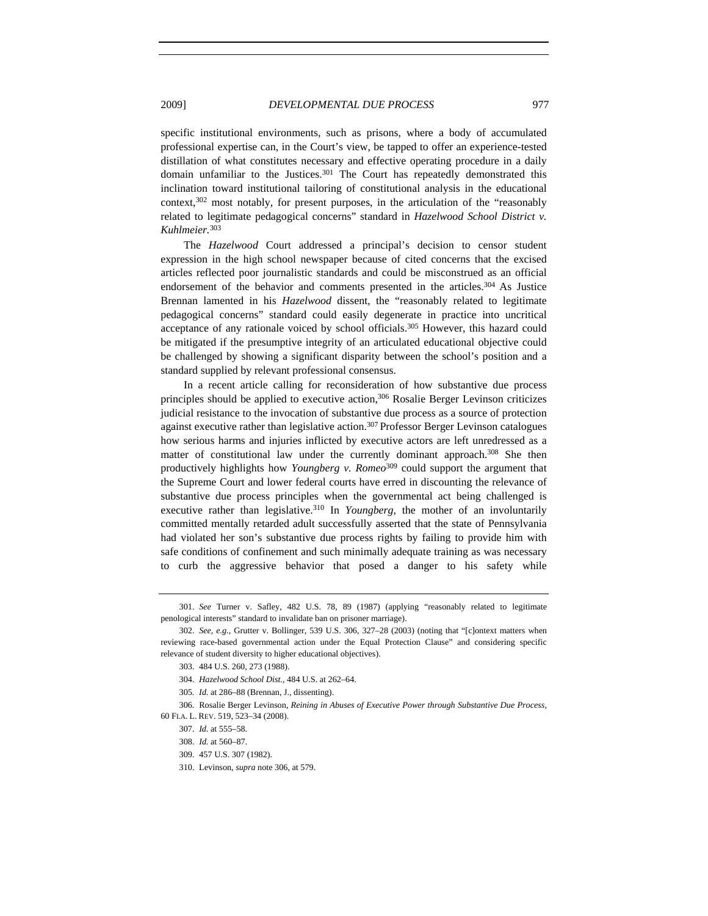specific institutional environments, such as prisons, where a body of accumulated professional expertise can, in the Court's view, be tapped to offer an experience-tested distillation of what constitutes necessary and effective operating procedure in a daily domain unfamiliar to the Justices.[301] The Court has repeatedly demonstrated this inclination toward institutional tailoring of constitutional analysis in the educational context,[302] most notably, for present purposes, in the articulation of the "reasonably related to legitimate pedagogical concerns" standard in *Hazelwood School District v. Kuhlmeier*.[303]

The *Hazelwood* Court addressed a principal's decision to censor student expression in the high school newspaper because of cited concerns that the excised articles reflected poor journalistic standards and could be misconstrued as an official endorsement of the behavior and comments presented in the articles.[304] As Justice Brennan lamented in his *Hazelwood* dissent, the "reasonably related to legitimate pedagogical concerns" standard could easily degenerate in practice into uncritical acceptance of any rationale voiced by school officials.[305] However, this hazard could be mitigated if the presumptive integrity of an articulated educational objective could be challenged by showing a significant disparity between the school's position and a standard supplied by relevant professional consensus.

In a recent article calling for reconsideration of how substantive due process principles should be applied to executive action,[306] Rosalie Berger Levinson criticizes judicial resistance to the invocation of substantive due process as a source of protection against executive rather than legislative action.[307] Professor Berger Levinson catalogues how serious harms and injuries inflicted by executive actors are left unredressed as a matter of constitutional law under the currently dominant approach.[308] She then productively highlights how *Youngberg v. Romeo*[309] could support the argument that the Supreme Court and lower federal courts have erred in discounting the relevance of substantive due process principles when the governmental act being challenged is executive rather than legislative.[310] In *Youngberg*, the mother of an involuntarily committed mentally retarded adult successfully asserted that the state of Pennsylvania had violated her son's substantive due process rights by failing to provide him with safe conditions of confinement and such minimally adequate training as was necessary to curb the aggressive behavior that posed a danger to his safety while

---

301. *See* Turner v. Safley, 482 U.S. 78, 89 (1987) (applying "reasonably related to legitimate penological interests" standard to invalidate ban on prisoner marriage).

302. *See, e.g.*, Grutter v. Bollinger, 539 U.S. 306, 327–28 (2003) (noting that "[c]ontext matters when reviewing race-based governmental action under the Equal Protection Clause" and considering specific relevance of student diversity to higher educational objectives).

303. 484 U.S. 260, 273 (1988).

304. *Hazelwood School Dist.*, 484 U.S. at 262–64.

305. *Id.* at 286–88 (Brennan, J., dissenting).

306. Rosalie Berger Levinson, *Reining in Abuses of Executive Power through Substantive Due Process*, 60 FLA. L. REV. 519, 523–34 (2008).

307. *Id.* at 555–58.

308. *Id.* at 560–87.

309. 457 U.S. 307 (1982).

310. Levinson, *supra* note 306, at 579.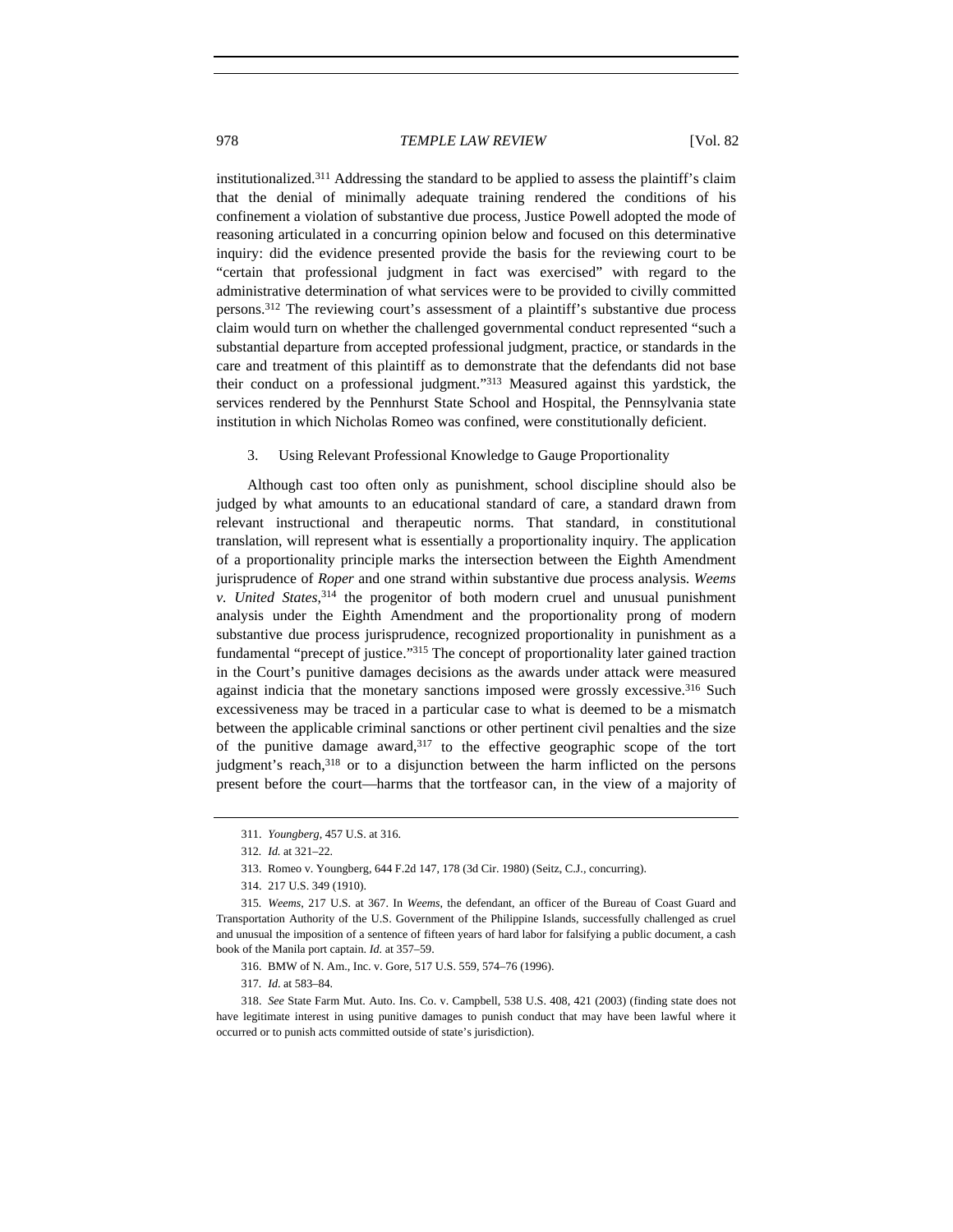institutionalized.[311] Addressing the standard to be applied to assess the plaintiff's claim that the denial of minimally adequate training rendered the conditions of his confinement a violation of substantive due process, Justice Powell adopted the mode of reasoning articulated in a concurring opinion below and focused on this determinative inquiry: did the evidence presented provide the basis for the reviewing court to be "certain that professional judgment in fact was exercised" with regard to the administrative determination of what services were to be provided to civilly committed persons.[312] The reviewing court's assessment of a plaintiff's substantive due process claim would turn on whether the challenged governmental conduct represented "such a substantial departure from accepted professional judgment, practice, or standards in the care and treatment of this plaintiff as to demonstrate that the defendants did not base their conduct on a professional judgment."[313] Measured against this yardstick, the services rendered by the Pennhurst State School and Hospital, the Pennsylvania state institution in which Nicholas Romeo was confined, were constitutionally deficient.

### 3. Using Relevant Professional Knowledge to Gauge Proportionality

Although cast too often only as punishment, school discipline should also be judged by what amounts to an educational standard of care, a standard drawn from relevant instructional and therapeutic norms. That standard, in constitutional translation, will represent what is essentially a proportionality inquiry. The application of a proportionality principle marks the intersection between the Eighth Amendment jurisprudence of *Roper* and one strand within substantive due process analysis. *Weems v. United States*,[314] the progenitor of both modern cruel and unusual punishment analysis under the Eighth Amendment and the proportionality prong of modern substantive due process jurisprudence, recognized proportionality in punishment as a fundamental "precept of justice."[315] The concept of proportionality later gained traction in the Court's punitive damages decisions as the awards under attack were measured against indicia that the monetary sanctions imposed were grossly excessive.[316] Such excessiveness may be traced in a particular case to what is deemed to be a mismatch between the applicable criminal sanctions or other pertinent civil penalties and the size of the punitive damage award,[317] to the effective geographic scope of the tort judgment's reach,[318] or to a disjunction between the harm inflicted on the persons present before the court—harms that the tortfeasor can, in the view of a majority of

---

311. *Youngberg*, 457 U.S. at 316.

312. *Id.* at 321–22.

313. Romeo v. Youngberg, 644 F.2d 147, 178 (3d Cir. 1980) (Seitz, C.J., concurring).

314. 217 U.S. 349 (1910).

315. *Weems*, 217 U.S. at 367. In *Weems*, the defendant, an officer of the Bureau of Coast Guard and Transportation Authority of the U.S. Government of the Philippine Islands, successfully challenged as cruel and unusual the imposition of a sentence of fifteen years of hard labor for falsifying a public document, a cash book of the Manila port captain. *Id.* at 357–59.

316. BMW of N. Am., Inc. v. Gore, 517 U.S. 559, 574–76 (1996).

317. *Id.* at 583–84.

318. *See* State Farm Mut. Auto. Ins. Co. v. Campbell, 538 U.S. 408, 421 (2003) (finding state does not have legitimate interest in using punitive damages to punish conduct that may have been lawful where it occurred or to punish acts committed outside of state's jurisdiction).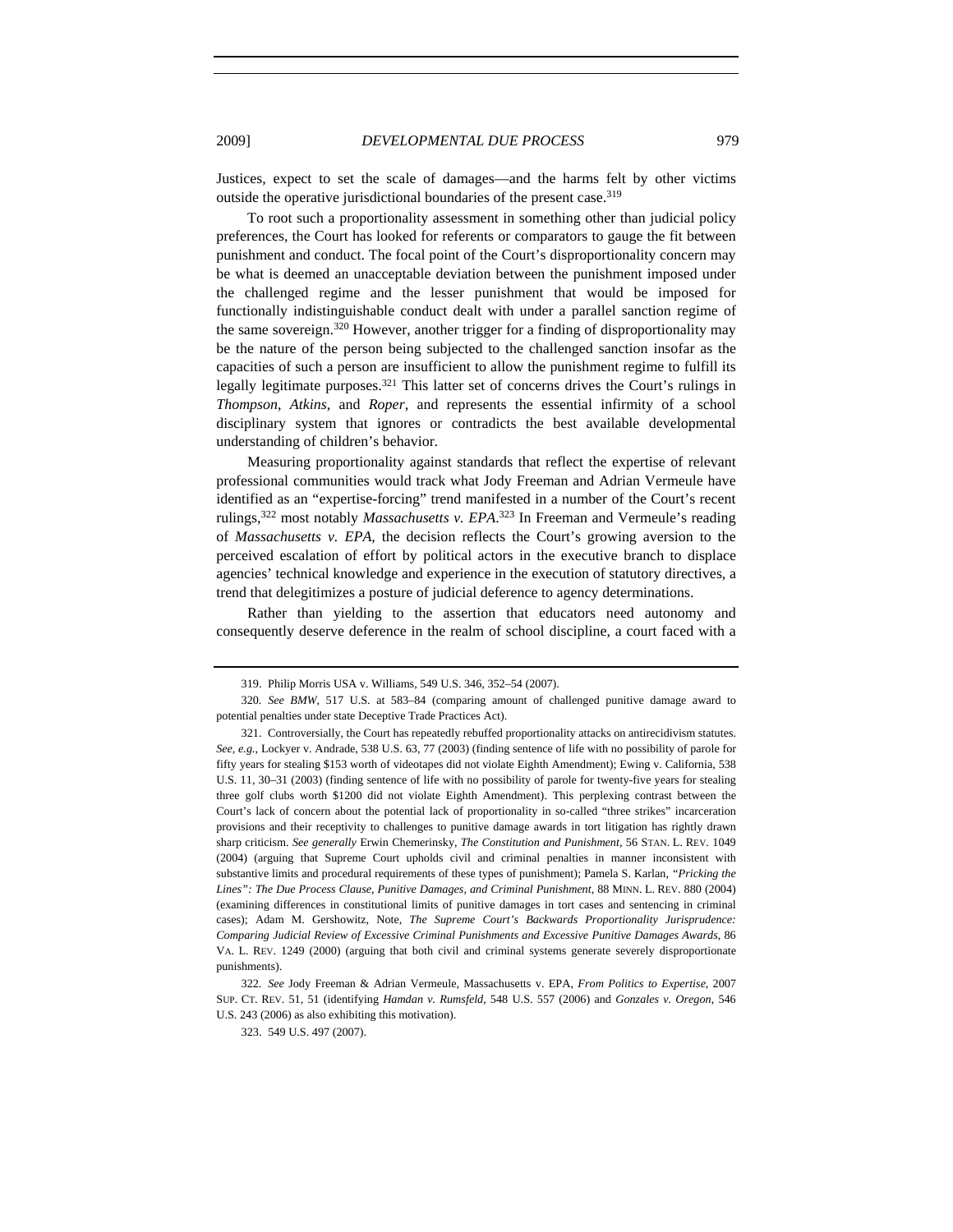Justices, expect to set the scale of damages—and the harms felt by other victims outside the operative jurisdictional boundaries of the present case.[319]

To root such a proportionality assessment in something other than judicial policy preferences, the Court has looked for referents or comparators to gauge the fit between punishment and conduct. The focal point of the Court's disproportionality concern may be what is deemed an unacceptable deviation between the punishment imposed under the challenged regime and the lesser punishment that would be imposed for functionally indistinguishable conduct dealt with under a parallel sanction regime of the same sovereign.[320] However, another trigger for a finding of disproportionality may be the nature of the person being subjected to the challenged sanction insofar as the capacities of such a person are insufficient to allow the punishment regime to fulfill its legally legitimate purposes.[321] This latter set of concerns drives the Court's rulings in *Thompson*, *Atkins*, and *Roper*, and represents the essential infirmity of a school disciplinary system that ignores or contradicts the best available developmental understanding of children's behavior.

Measuring proportionality against standards that reflect the expertise of relevant professional communities would track what Jody Freeman and Adrian Vermeule have identified as an "expertise-forcing" trend manifested in a number of the Court's recent rulings,[322] most notably *Massachusetts v. EPA*.[323] In Freeman and Vermeule's reading of *Massachusetts v. EPA*, the decision reflects the Court's growing aversion to the perceived escalation of effort by political actors in the executive branch to displace agencies' technical knowledge and experience in the execution of statutory directives, a trend that delegitimizes a posture of judicial deference to agency determinations.

Rather than yielding to the assertion that educators need autonomy and consequently deserve deference in the realm of school discipline, a court faced with a

---

319. Philip Morris USA v. Williams, 549 U.S. 346, 352–54 (2007).

320. *See BMW*, 517 U.S. at 583–84 (comparing amount of challenged punitive damage award to potential penalties under state Deceptive Trade Practices Act).

321. Controversially, the Court has repeatedly rebuffed proportionality attacks on antirecidivism statutes. *See, e.g.*, Lockyer v. Andrade, 538 U.S. 63, 77 (2003) (finding sentence of life with no possibility of parole for fifty years for stealing $153 worth of videotapes did not violate Eighth Amendment); Ewing v. California, 538 U.S. 11, 30–31 (2003) (finding sentence of life with no possibility of parole for twenty-five years for stealing three golf clubs worth $1200 did not violate Eighth Amendment). This perplexing contrast between the Court's lack of concern about the potential lack of proportionality in so-called "three strikes" incarceration provisions and their receptivity to challenges to punitive damage awards in tort litigation has rightly drawn sharp criticism. *See generally* Erwin Chemerinsky, *The Constitution and Punishment*, 56 STAN. L. REV. 1049 (2004) (arguing that Supreme Court upholds civil and criminal penalties in manner inconsistent with substantive limits and procedural requirements of these types of punishment); Pamela S. Karlan, *"Pricking the Lines": The Due Process Clause, Punitive Damages, and Criminal Punishment*, 88 MINN. L. REV. 880 (2004) (examining differences in constitutional limits of punitive damages in tort cases and sentencing in criminal cases); Adam M. Gershowitz, Note, *The Supreme Court's Backwards Proportionality Jurisprudence: Comparing Judicial Review of Excessive Criminal Punishments and Excessive Punitive Damages Awards*, 86 VA. L. REV. 1249 (2000) (arguing that both civil and criminal systems generate severely disproportionate punishments).

322. *See* Jody Freeman & Adrian Vermeule, Massachusetts v. EPA, *From Politics to Expertise*, 2007 SUP. CT. REV. 51, 51 (identifying *Hamdan v. Rumsfeld*, 548 U.S. 557 (2006) and *Gonzales v. Oregon*, 546 U.S. 243 (2006) as also exhibiting this motivation).

323. 549 U.S. 497 (2007).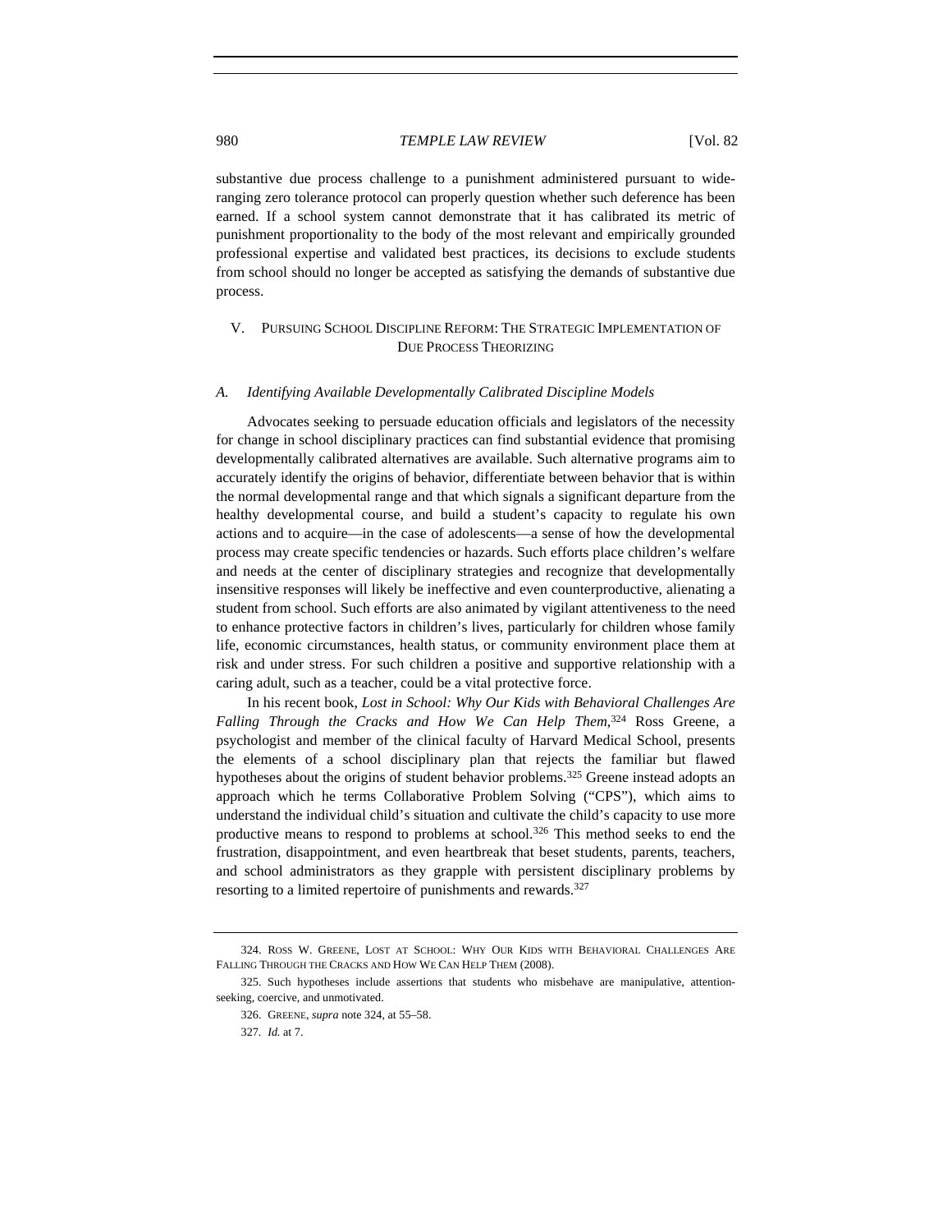substantive due process challenge to a punishment administered pursuant to wide-ranging zero tolerance protocol can properly question whether such deference has been earned. If a school system cannot demonstrate that it has calibrated its metric of punishment proportionality to the body of the most relevant and empirically grounded professional expertise and validated best practices, its decisions to exclude students from school should no longer be accepted as satisfying the demands of substantive due process.

## V. Pursuing School Discipline Reform: The Strategic Implementation of Due Process Theorizing

### A. *Identifying Available Developmentally Calibrated Discipline Models*

Advocates seeking to persuade education officials and legislators of the necessity for change in school disciplinary practices can find substantial evidence that promising developmentally calibrated alternatives are available. Such alternative programs aim to accurately identify the origins of behavior, differentiate between behavior that is within the normal developmental range and that which signals a significant departure from the healthy developmental course, and build a student's capacity to regulate his own actions and to acquire—in the case of adolescents—a sense of how the developmental process may create specific tendencies or hazards. Such efforts place children's welfare and needs at the center of disciplinary strategies and recognize that developmentally insensitive responses will likely be ineffective and even counterproductive, alienating a student from school. Such efforts are also animated by vigilant attentiveness to the need to enhance protective factors in children's lives, particularly for children whose family life, economic circumstances, health status, or community environment place them at risk and under stress. For such children a positive and supportive relationship with a caring adult, such as a teacher, could be a vital protective force.

In his recent book, *Lost in School: Why Our Kids with Behavioral Challenges Are Falling Through the Cracks and How We Can Help Them*,[324] Ross Greene, a psychologist and member of the clinical faculty of Harvard Medical School, presents the elements of a school disciplinary plan that rejects the familiar but flawed hypotheses about the origins of student behavior problems.[325] Greene instead adopts an approach which he terms Collaborative Problem Solving ("CPS"), which aims to understand the individual child's situation and cultivate the child's capacity to use more productive means to respond to problems at school.[326] This method seeks to end the frustration, disappointment, and even heartbreak that beset students, parents, teachers, and school administrators as they grapple with persistent disciplinary problems by resorting to a limited repertoire of punishments and rewards.[327]

---

324. Ross W. Greene, Lost at School: Why Our Kids with Behavioral Challenges Are Falling Through the Cracks and How We Can Help Them (2008).

325. Such hypotheses include assertions that students who misbehave are manipulative, attention-seeking, coercive, and unmotivated.

326. Greene, *supra* note 324, at 55–58.

327. *Id.* at 7.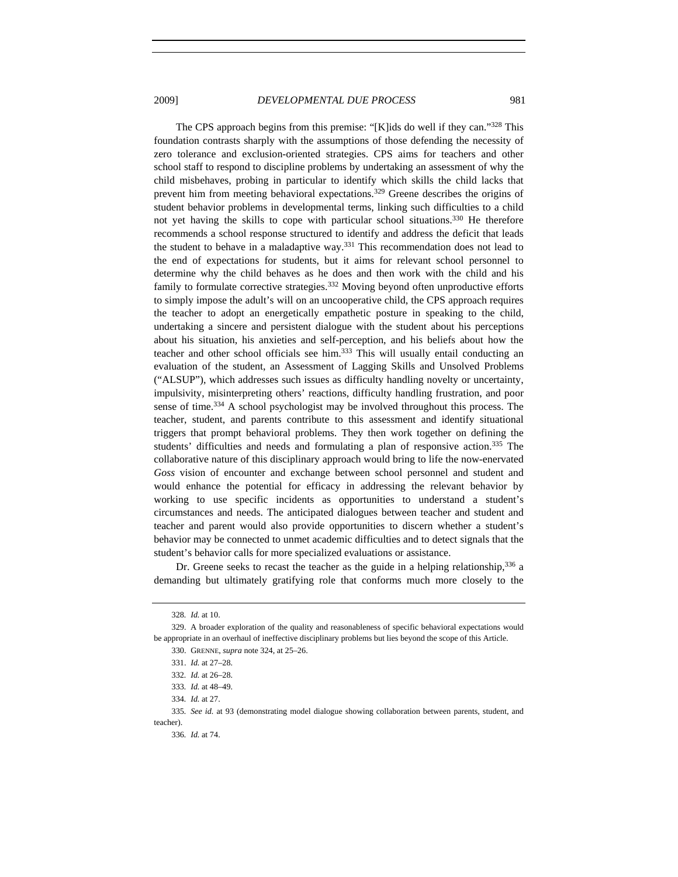The CPS approach begins from this premise: "[K]ids do well if they can."[328] This foundation contrasts sharply with the assumptions of those defending the necessity of zero tolerance and exclusion-oriented strategies. CPS aims for teachers and other school staff to respond to discipline problems by undertaking an assessment of why the child misbehaves, probing in particular to identify which skills the child lacks that prevent him from meeting behavioral expectations.[329] Greene describes the origins of student behavior problems in developmental terms, linking such difficulties to a child not yet having the skills to cope with particular school situations.[330] He therefore recommends a school response structured to identify and address the deficit that leads the student to behave in a maladaptive way.[331] This recommendation does not lead to the end of expectations for students, but it aims for relevant school personnel to determine why the child behaves as he does and then work with the child and his family to formulate corrective strategies.[332] Moving beyond often unproductive efforts to simply impose the adult's will on an uncooperative child, the CPS approach requires the teacher to adopt an energetically empathetic posture in speaking to the child, undertaking a sincere and persistent dialogue with the student about his perceptions about his situation, his anxieties and self-perception, and his beliefs about how the teacher and other school officials see him.[333] This will usually entail conducting an evaluation of the student, an Assessment of Lagging Skills and Unsolved Problems ("ALSUP"), which addresses such issues as difficulty handling novelty or uncertainty, impulsivity, misinterpreting others' reactions, difficulty handling frustration, and poor sense of time.[334] A school psychologist may be involved throughout this process. The teacher, student, and parents contribute to this assessment and identify situational triggers that prompt behavioral problems. They then work together on defining the students' difficulties and needs and formulating a plan of responsive action.[335] The collaborative nature of this disciplinary approach would bring to life the now-enervated *Goss* vision of encounter and exchange between school personnel and student and would enhance the potential for efficacy in addressing the relevant behavior by working to use specific incidents as opportunities to understand a student's circumstances and needs. The anticipated dialogues between teacher and student and teacher and parent would also provide opportunities to discern whether a student's behavior may be connected to unmet academic difficulties and to detect signals that the student's behavior calls for more specialized evaluations or assistance.

Dr. Greene seeks to recast the teacher as the guide in a helping relationship,[336] a demanding but ultimately gratifying role that conforms much more closely to the

---

328. *Id.* at 10.

329. A broader exploration of the quality and reasonableness of specific behavioral expectations would be appropriate in an overhaul of ineffective disciplinary problems but lies beyond the scope of this Article.

330. GRENNE, *supra* note 324, at 25–26.

331. *Id.* at 27–28.

332. *Id.* at 26–28.

333. *Id.* at 48–49.

334. *Id.* at 27.

335. *See id.* at 93 (demonstrating model dialogue showing collaboration between parents, student, and teacher).

336. *Id.* at 74.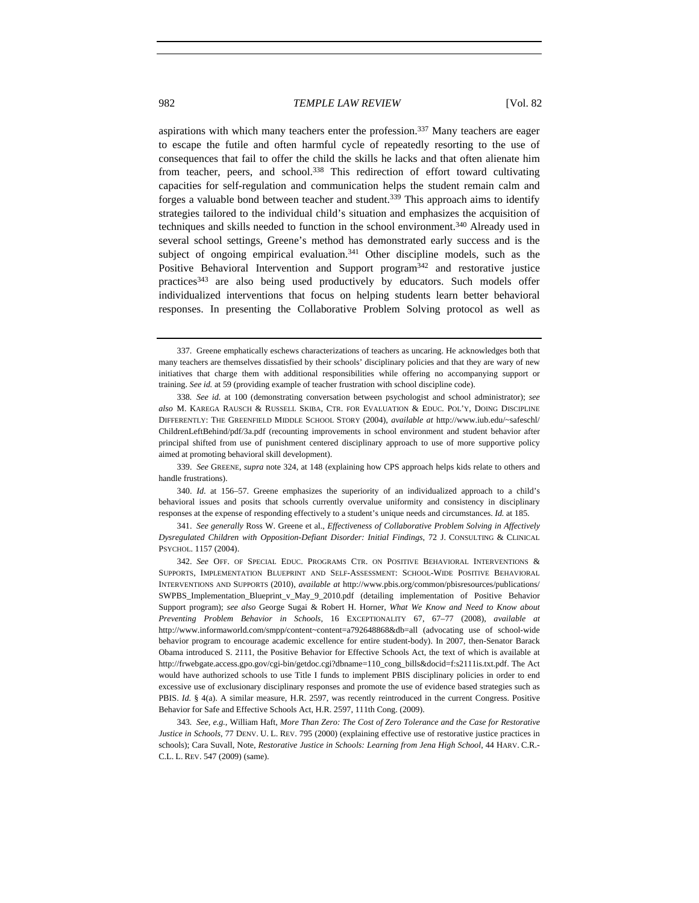aspirations with which many teachers enter the profession.[337] Many teachers are eager to escape the futile and often harmful cycle of repeatedly resorting to the use of consequences that fail to offer the child the skills he lacks and that often alienate him from teacher, peers, and school.[338] This redirection of effort toward cultivating capacities for self-regulation and communication helps the student remain calm and forges a valuable bond between teacher and student.[339] This approach aims to identify strategies tailored to the individual child's situation and emphasizes the acquisition of techniques and skills needed to function in the school environment.[340] Already used in several school settings, Greene's method has demonstrated early success and is the subject of ongoing empirical evaluation.[341] Other discipline models, such as the Positive Behavioral Intervention and Support program[342] and restorative justice practices[343] are also being used productively by educators. Such models offer individualized interventions that focus on helping students learn better behavioral responses. In presenting the Collaborative Problem Solving protocol as well as

---

337. Greene emphatically eschews characterizations of teachers as uncaring. He acknowledges both that many teachers are themselves dissatisfied by their schools' disciplinary policies and that they are wary of new initiatives that charge them with additional responsibilities while offering no accompanying support or training. *See id.* at 59 (providing example of teacher frustration with school discipline code).

338. *See id.* at 100 (demonstrating conversation between psychologist and school administrator); *see also* M. KAREGA RAUSCH & RUSSELL SKIBA, CTR. FOR EVALUATION & EDUC. POL'Y, DOING DISCIPLINE DIFFERENTLY: THE GREENFIELD MIDDLE SCHOOL STORY (2004), *available at* http://www.iub.edu/~safeschl/ChildrenLeftBehind/pdf/3a.pdf (recounting improvements in school environment and student behavior after principal shifted from use of punishment centered disciplinary approach to use of more supportive policy aimed at promoting behavioral skill development).

339. *See* GREENE, *supra* note 324, at 148 (explaining how CPS approach helps kids relate to others and handle frustrations).

340. *Id.* at 156–57. Greene emphasizes the superiority of an individualized approach to a child's behavioral issues and posits that schools currently overvalue uniformity and consistency in disciplinary responses at the expense of responding effectively to a student's unique needs and circumstances. *Id.* at 185.

341. *See generally* Ross W. Greene et al., *Effectiveness of Collaborative Problem Solving in Affectively Dysregulated Children with Opposition-Defiant Disorder: Initial Findings*, 72 J. CONSULTING & CLINICAL PSYCHOL. 1157 (2004).

342. *See* OFF. OF SPECIAL EDUC. PROGRAMS CTR. ON POSITIVE BEHAVIORAL INTERVENTIONS & SUPPORTS, IMPLEMENTATION BLUEPRINT AND SELF-ASSESSMENT: SCHOOL-WIDE POSITIVE BEHAVIORAL INTERVENTIONS AND SUPPORTS (2010), *available at* http://www.pbis.org/common/pbisresources/publications/SWPBS_Implementation_Blueprint_v_May_9_2010.pdf (detailing implementation of Positive Behavior Support program); *see also* George Sugai & Robert H. Horner, *What We Know and Need to Know about Preventing Problem Behavior in Schools*, 16 EXCEPTIONALITY 67, 67–77 (2008), *available at* http://www.informaworld.com/smpp/content~content=a792648868&db=all (advocating use of school-wide behavior program to encourage academic excellence for entire student-body). In 2007, then-Senator Barack Obama introduced S. 2111, the Positive Behavior for Effective Schools Act, the text of which is available at http://frwebgate.access.gpo.gov/cgi-bin/getdoc.cgi?dbname=110_cong_bills&docid=f:s2111is.txt.pdf. The Act would have authorized schools to use Title I funds to implement PBIS disciplinary policies in order to end excessive use of exclusionary disciplinary responses and promote the use of evidence based strategies such as PBIS. *Id.* § 4(a). A similar measure, H.R. 2597, was recently reintroduced in the current Congress. Positive Behavior for Safe and Effective Schools Act, H.R. 2597, 111th Cong. (2009).

343. *See, e.g.*, William Haft, *More Than Zero: The Cost of Zero Tolerance and the Case for Restorative Justice in Schools*, 77 DENV. U. L. REV. 795 (2000) (explaining effective use of restorative justice practices in schools); Cara Suvall, Note, *Restorative Justice in Schools: Learning from Jena High School*, 44 HARV. C.R.-C.L. L. REV. 547 (2009) (same).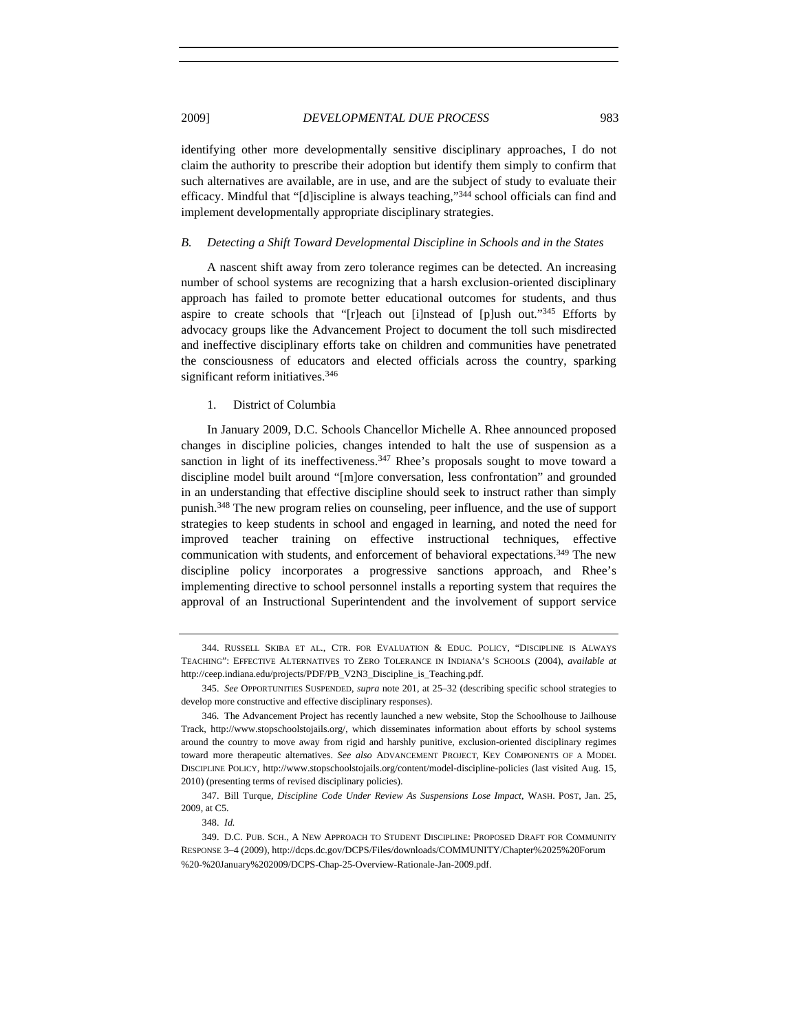identifying other more developmentally sensitive disciplinary approaches, I do not claim the authority to prescribe their adoption but identify them simply to confirm that such alternatives are available, are in use, and are the subject of study to evaluate their efficacy. Mindful that "[d]iscipline is always teaching,"[344] school officials can find and implement developmentally appropriate disciplinary strategies.

### *B. Detecting a Shift Toward Developmental Discipline in Schools and in the States*

A nascent shift away from zero tolerance regimes can be detected. An increasing number of school systems are recognizing that a harsh exclusion-oriented disciplinary approach has failed to promote better educational outcomes for students, and thus aspire to create schools that "[r]each out [i]nstead of [p]ush out."[345] Efforts by advocacy groups like the Advancement Project to document the toll such misdirected and ineffective disciplinary efforts take on children and communities have penetrated the consciousness of educators and elected officials across the country, sparking significant reform initiatives.[346]

#### 1. District of Columbia

In January 2009, D.C. Schools Chancellor Michelle A. Rhee announced proposed changes in discipline policies, changes intended to halt the use of suspension as a sanction in light of its ineffectiveness.[347] Rhee's proposals sought to move toward a discipline model built around "[m]ore conversation, less confrontation" and grounded in an understanding that effective discipline should seek to instruct rather than simply punish.[348] The new program relies on counseling, peer influence, and the use of support strategies to keep students in school and engaged in learning, and noted the need for improved teacher training on effective instructional techniques, effective communication with students, and enforcement of behavioral expectations.[349] The new discipline policy incorporates a progressive sanctions approach, and Rhee's implementing directive to school personnel installs a reporting system that requires the approval of an Instructional Superintendent and the involvement of support service

---

344. RUSSELL SKIBA ET AL., CTR. FOR EVALUATION & EDUC. POLICY, "DISCIPLINE IS ALWAYS TEACHING": EFFECTIVE ALTERNATIVES TO ZERO TOLERANCE IN INDIANA'S SCHOOLS (2004), *available at* http://ceep.indiana.edu/projects/PDF/PB_V2N3_Discipline_is_Teaching.pdf.

345. *See* OPPORTUNITIES SUSPENDED, *supra* note 201, at 25–32 (describing specific school strategies to develop more constructive and effective disciplinary responses).

346. The Advancement Project has recently launched a new website, Stop the Schoolhouse to Jailhouse Track, http://www.stopschoolstojails.org/, which disseminates information about efforts by school systems around the country to move away from rigid and harshly punitive, exclusion-oriented disciplinary regimes toward more therapeutic alternatives. *See also* ADVANCEMENT PROJECT, KEY COMPONENTS OF A MODEL DISCIPLINE POLICY, http://www.stopschoolstojails.org/content/model-discipline-policies (last visited Aug. 15, 2010) (presenting terms of revised disciplinary policies).

347. Bill Turque, *Discipline Code Under Review As Suspensions Lose Impact*, WASH. POST, Jan. 25, 2009, at C5.

348. *Id.*

349. D.C. PUB. SCH., A NEW APPROACH TO STUDENT DISCIPLINE: PROPOSED DRAFT FOR COMMUNITY RESPONSE 3–4 (2009), http://dcps.dc.gov/DCPS/Files/downloads/COMMUNITY/Chapter%2025%20Forum%20-%20January%202009/DCPS-Chap-25-Overview-Rationale-Jan-2009.pdf.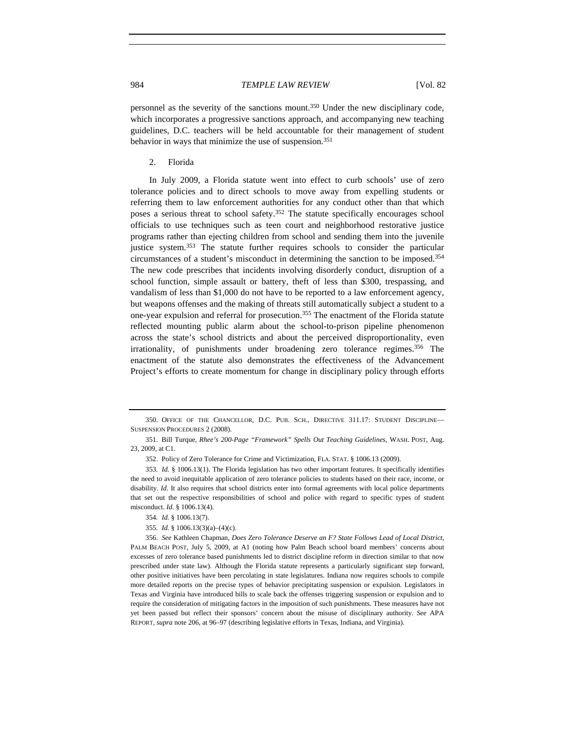personnel as the severity of the sanctions mount.[350] Under the new disciplinary code, which incorporates a progressive sanctions approach, and accompanying new teaching guidelines, D.C. teachers will be held accountable for their management of student behavior in ways that minimize the use of suspension.[351]

### 2. Florida

In July 2009, a Florida statute went into effect to curb schools' use of zero tolerance policies and to direct schools to move away from expelling students or referring them to law enforcement authorities for any conduct other than that which poses a serious threat to school safety.[352] The statute specifically encourages school officials to use techniques such as teen court and neighborhood restorative justice programs rather than ejecting children from school and sending them into the juvenile justice system.[353] The statute further requires schools to consider the particular circumstances of a student's misconduct in determining the sanction to be imposed.[354] The new code prescribes that incidents involving disorderly conduct, disruption of a school function, simple assault or battery, theft of less than $300, trespassing, and vandalism of less than $1,000 do not have to be reported to a law enforcement agency, but weapons offenses and the making of threats still automatically subject a student to a one-year expulsion and referral for prosecution.[355] The enactment of the Florida statute reflected mounting public alarm about the school-to-prison pipeline phenomenon across the state's school districts and about the perceived disproportionality, even irrationality, of punishments under broadening zero tolerance regimes.[356] The enactment of the statute also demonstrates the effectiveness of the Advancement Project's efforts to create momentum for change in disciplinary policy through efforts

---

350. OFFICE OF THE CHANCELLOR, D.C. PUB. SCH., DIRECTIVE 311.17: STUDENT DISCIPLINE—SUSPENSION PROCEDURES 2 (2008).

351. Bill Turque, *Rhee's 200-Page "Framework" Spells Out Teaching Guidelines*, WASH. POST, Aug. 23, 2009, at C1.

352. Policy of Zero Tolerance for Crime and Victimization, FLA. STAT. § 1006.13 (2009).

353. *Id.* § 1006.13(1). The Florida legislation has two other important features. It specifically identifies the need to avoid inequitable application of zero tolerance policies to students based on their race, income, or disability. *Id.* It also requires that school districts enter into formal agreements with local police departments that set out the respective responsibilities of school and police with regard to specific types of student misconduct. *Id.* § 1006.13(4).

354. *Id.* § 1006.13(7).

355. *Id.* § 1006.13(3)(a)–(4)(c).

356. *See* Kathleen Chapman, *Does Zero Tolerance Deserve an F? State Follows Lead of Local District*, PALM BEACH POST, July 5, 2009, at A1 (noting how Palm Beach school board members' concerns about excesses of zero tolerance based punishments led to district discipline reform in direction similar to that now prescribed under state law). Although the Florida statute represents a particularly significant step forward, other positive initiatives have been percolating in state legislatures. Indiana now requires schools to compile more detailed reports on the precise types of behavior precipitating suspension or expulsion. Legislators in Texas and Virginia have introduced bills to scale back the offenses triggering suspension or expulsion and to require the consideration of mitigating factors in the imposition of such punishments. These measures have not yet been passed but reflect their sponsors' concern about the misuse of disciplinary authority. *See* APA REPORT, *supra* note 206, at 96–97 (describing legislative efforts in Texas, Indiana, and Virginia).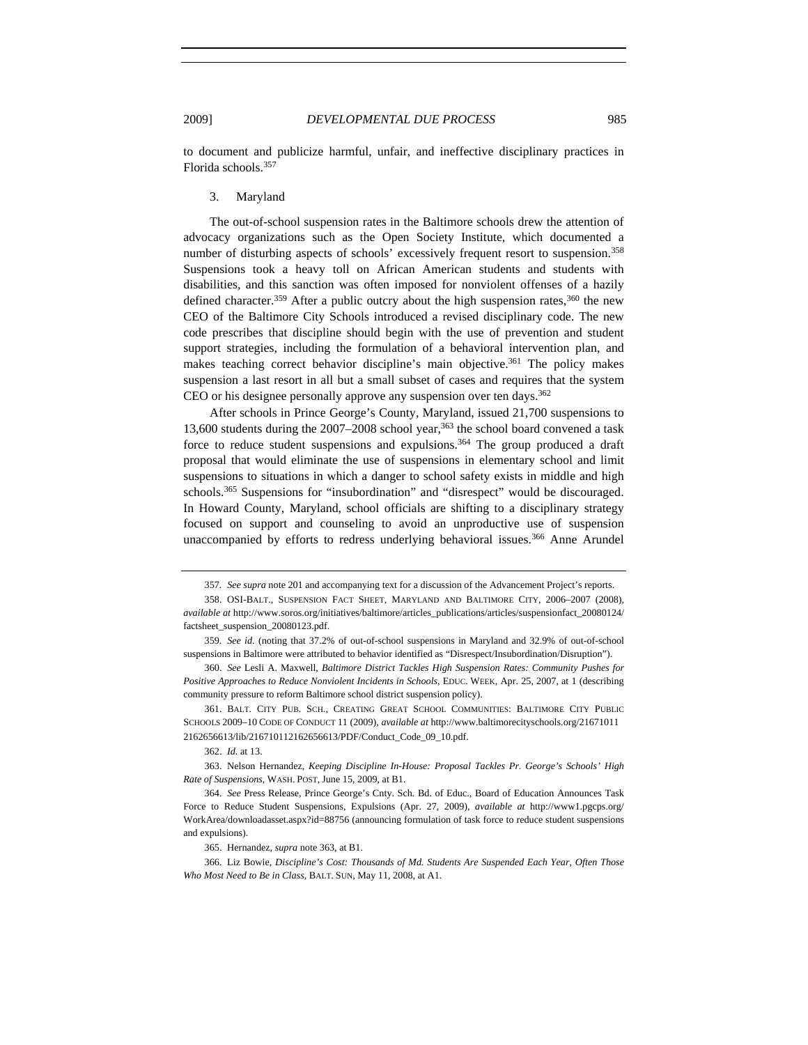to document and publicize harmful, unfair, and ineffective disciplinary practices in Florida schools.[357]

### 3. Maryland

The out-of-school suspension rates in the Baltimore schools drew the attention of advocacy organizations such as the Open Society Institute, which documented a number of disturbing aspects of schools' excessively frequent resort to suspension.[358] Suspensions took a heavy toll on African American students and students with disabilities, and this sanction was often imposed for nonviolent offenses of a hazily defined character.[359] After a public outcry about the high suspension rates,[360] the new CEO of the Baltimore City Schools introduced a revised disciplinary code. The new code prescribes that discipline should begin with the use of prevention and student support strategies, including the formulation of a behavioral intervention plan, and makes teaching correct behavior discipline's main objective.[361] The policy makes suspension a last resort in all but a small subset of cases and requires that the system CEO or his designee personally approve any suspension over ten days.[362]

After schools in Prince George's County, Maryland, issued 21,700 suspensions to 13,600 students during the 2007–2008 school year,[363] the school board convened a task force to reduce student suspensions and expulsions.[364] The group produced a draft proposal that would eliminate the use of suspensions in elementary school and limit suspensions to situations in which a danger to school safety exists in middle and high schools.[365] Suspensions for "insubordination" and "disrespect" would be discouraged. In Howard County, Maryland, school officials are shifting to a disciplinary strategy focused on support and counseling to avoid an unproductive use of suspension unaccompanied by efforts to redress underlying behavioral issues.[366] Anne Arundel

---

357. *See supra* note 201 and accompanying text for a discussion of the Advancement Project's reports.

358. OSI-BALT., SUSPENSION FACT SHEET, MARYLAND AND BALTIMORE CITY, 2006–2007 (2008), *available at* http://www.soros.org/initiatives/baltimore/articles_publications/articles/suspensionfact_20080124/factsheet_suspension_20080123.pdf.

359. *See id.* (noting that 37.2% of out-of-school suspensions in Maryland and 32.9% of out-of-school suspensions in Baltimore were attributed to behavior identified as "Disrespect/Insubordination/Disruption").

360. *See* Lesli A. Maxwell, *Baltimore District Tackles High Suspension Rates: Community Pushes for Positive Approaches to Reduce Nonviolent Incidents in Schools*, EDUC. WEEK, Apr. 25, 2007, at 1 (describing community pressure to reform Baltimore school district suspension policy).

361. BALT. CITY PUB. SCH., CREATING GREAT SCHOOL COMMUNITIES: BALTIMORE CITY PUBLIC SCHOOLS 2009–10 CODE OF CONDUCT 11 (2009), *available at* http://www.baltimorecityschools.org/21671011 2162656613/lib/216710112162656613/PDF/Conduct_Code_09_10.pdf.

362. *Id.* at 13.

363. Nelson Hernandez, *Keeping Discipline In-House: Proposal Tackles Pr. George's Schools' High Rate of Suspensions*, WASH. POST, June 15, 2009, at B1.

364. *See* Press Release, Prince George's Cnty. Sch. Bd. of Educ., Board of Education Announces Task Force to Reduce Student Suspensions, Expulsions (Apr. 27, 2009), *available at* http://www1.pgcps.org/WorkArea/downloadasset.aspx?id=88756 (announcing formulation of task force to reduce student suspensions and expulsions).

365. Hernandez, *supra* note 363, at B1.

366. Liz Bowie, *Discipline's Cost: Thousands of Md. Students Are Suspended Each Year, Often Those Who Most Need to Be in Class*, BALT. SUN, May 11, 2008, at A1.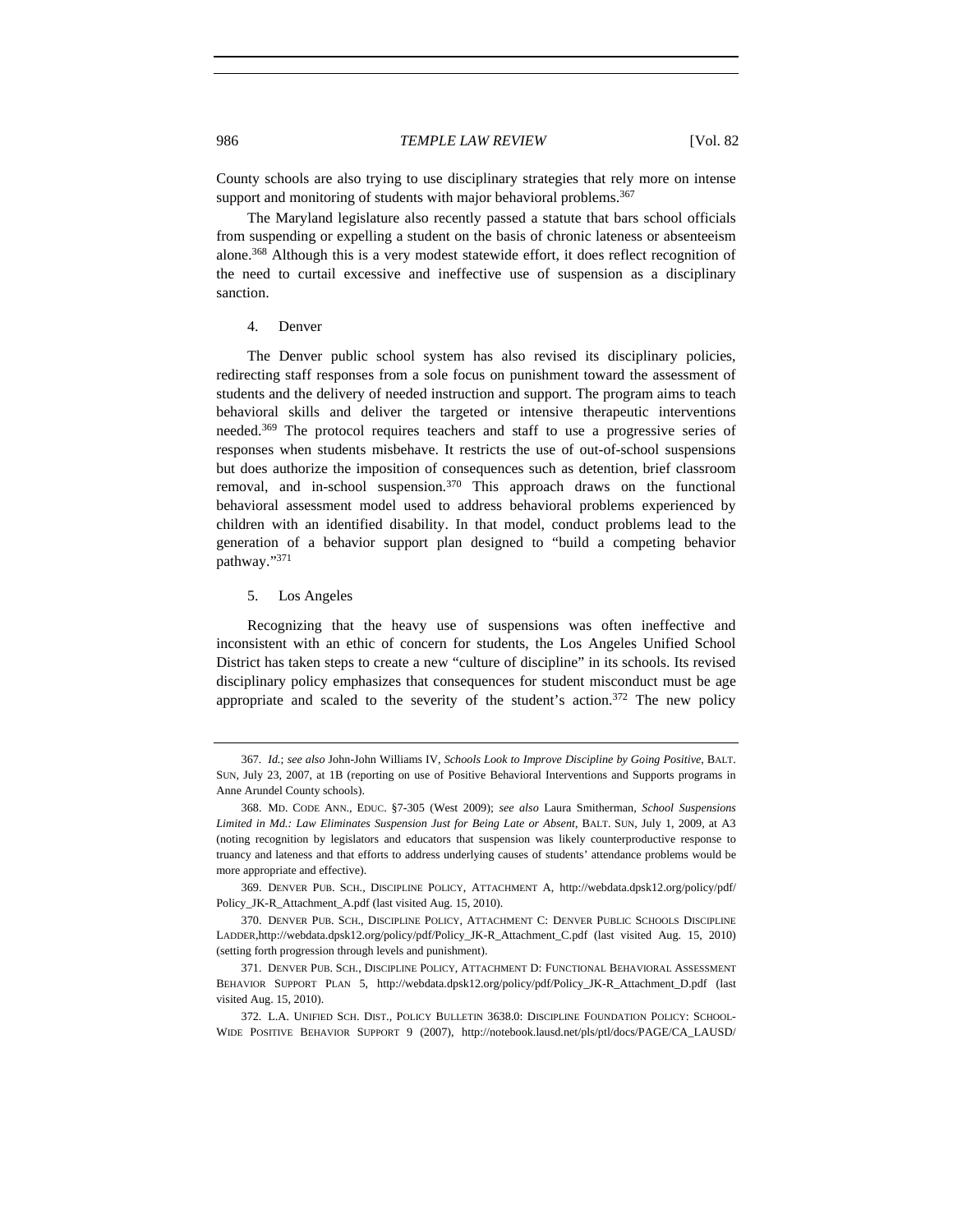County schools are also trying to use disciplinary strategies that rely more on intense support and monitoring of students with major behavioral problems.[367]

The Maryland legislature also recently passed a statute that bars school officials from suspending or expelling a student on the basis of chronic lateness or absenteeism alone.[368] Although this is a very modest statewide effort, it does reflect recognition of the need to curtail excessive and ineffective use of suspension as a disciplinary sanction.

#### 4. Denver

The Denver public school system has also revised its disciplinary policies, redirecting staff responses from a sole focus on punishment toward the assessment of students and the delivery of needed instruction and support. The program aims to teach behavioral skills and deliver the targeted or intensive therapeutic interventions needed.[369] The protocol requires teachers and staff to use a progressive series of responses when students misbehave. It restricts the use of out-of-school suspensions but does authorize the imposition of consequences such as detention, brief classroom removal, and in-school suspension.[370] This approach draws on the functional behavioral assessment model used to address behavioral problems experienced by children with an identified disability. In that model, conduct problems lead to the generation of a behavior support plan designed to "build a competing behavior pathway."[371]

#### 5. Los Angeles

Recognizing that the heavy use of suspensions was often ineffective and inconsistent with an ethic of concern for students, the Los Angeles Unified School District has taken steps to create a new "culture of discipline" in its schools. Its revised disciplinary policy emphasizes that consequences for student misconduct must be age appropriate and scaled to the severity of the student's action.[372] The new policy

---

367. *Id.*; *see also* John-John Williams IV, *Schools Look to Improve Discipline by Going Positive*, BALT. SUN, July 23, 2007, at 1B (reporting on use of Positive Behavioral Interventions and Supports programs in Anne Arundel County schools).

368. MD. CODE ANN., EDUC. §7-305 (West 2009); *see also* Laura Smitherman, *School Suspensions Limited in Md.: Law Eliminates Suspension Just for Being Late or Absent*, BALT. SUN, July 1, 2009, at A3 (noting recognition by legislators and educators that suspension was likely counterproductive response to truancy and lateness and that efforts to address underlying causes of students' attendance problems would be more appropriate and effective).

369. DENVER PUB. SCH., DISCIPLINE POLICY, ATTACHMENT A, http://webdata.dpsk12.org/policy/pdf/Policy_JK-R_Attachment_A.pdf (last visited Aug. 15, 2010).

370. DENVER PUB. SCH., DISCIPLINE POLICY, ATTACHMENT C: DENVER PUBLIC SCHOOLS DISCIPLINE LADDER,http://webdata.dpsk12.org/policy/pdf/Policy_JK-R_Attachment_C.pdf (last visited Aug. 15, 2010) (setting forth progression through levels and punishment).

371. DENVER PUB. SCH., DISCIPLINE POLICY, ATTACHMENT D: FUNCTIONAL BEHAVIORAL ASSESSMENT BEHAVIOR SUPPORT PLAN 5, http://webdata.dpsk12.org/policy/pdf/Policy_JK-R_Attachment_D.pdf (last visited Aug. 15, 2010).

372. L.A. UNIFIED SCH. DIST., POLICY BULLETIN 3638.0: DISCIPLINE FOUNDATION POLICY: SCHOOL-WIDE POSITIVE BEHAVIOR SUPPORT 9 (2007), http://notebook.lausd.net/pls/ptl/docs/PAGE/CA_LAUSD/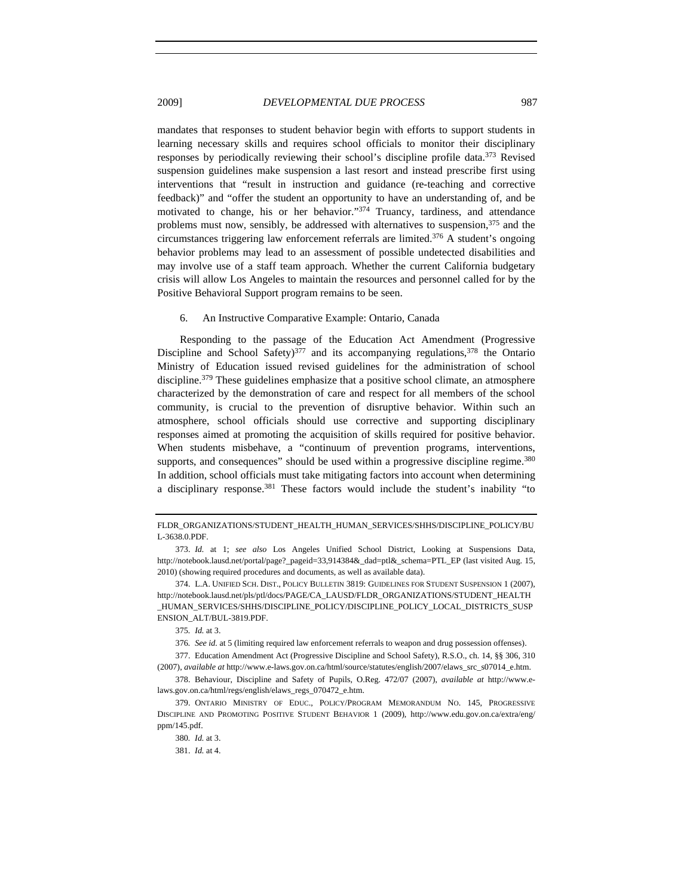mandates that responses to student behavior begin with efforts to support students in learning necessary skills and requires school officials to monitor their disciplinary responses by periodically reviewing their school's discipline profile data.[373] Revised suspension guidelines make suspension a last resort and instead prescribe first using interventions that "result in instruction and guidance (re-teaching and corrective feedback)" and "offer the student an opportunity to have an understanding of, and be motivated to change, his or her behavior."[374] Truancy, tardiness, and attendance problems must now, sensibly, be addressed with alternatives to suspension,[375] and the circumstances triggering law enforcement referrals are limited.[376] A student's ongoing behavior problems may lead to an assessment of possible undetected disabilities and may involve use of a staff team approach. Whether the current California budgetary crisis will allow Los Angeles to maintain the resources and personnel called for by the Positive Behavioral Support program remains to be seen.

6. An Instructive Comparative Example: Ontario, Canada

Responding to the passage of the Education Act Amendment (Progressive Discipline and School Safety)[377] and its accompanying regulations,[378] the Ontario Ministry of Education issued revised guidelines for the administration of school discipline.[379] These guidelines emphasize that a positive school climate, an atmosphere characterized by the demonstration of care and respect for all members of the school community, is crucial to the prevention of disruptive behavior. Within such an atmosphere, school officials should use corrective and supporting disciplinary responses aimed at promoting the acquisition of skills required for positive behavior. When students misbehave, a "continuum of prevention programs, interventions, supports, and consequences" should be used within a progressive discipline regime.[380] In addition, school officials must take mitigating factors into account when determining a disciplinary response.[381] These factors would include the student's inability "to

---

FLDR_ORGANIZATIONS/STUDENT_HEALTH_HUMAN_SERVICES/SHHS/DISCIPLINE_POLICY/BUL-3638.0.PDF.

373. *Id.* at 1; *see also* Los Angeles Unified School District, Looking at Suspensions Data, http://notebook.lausd.net/portal/page?_pageid=33,914384&_dad=ptl&_schema=PTL_EP (last visited Aug. 15, 2010) (showing required procedures and documents, as well as available data).

374. L.A. UNIFIED SCH. DIST., POLICY BULLETIN 3819: GUIDELINES FOR STUDENT SUSPENSION 1 (2007), http://notebook.lausd.net/pls/ptl/docs/PAGE/CA_LAUSD/FLDR_ORGANIZATIONS/STUDENT_HEALTH_HUMAN_SERVICES/SHHS/DISCIPLINE_POLICY/DISCIPLINE_POLICY_LOCAL_DISTRICTS_SUSPENSION_ALT/BUL-3819.PDF.

375. *Id.* at 3.

376. *See id.* at 5 (limiting required law enforcement referrals to weapon and drug possession offenses).

377. Education Amendment Act (Progressive Discipline and School Safety), R.S.O., ch. 14, §§ 306, 310 (2007), *available at* http://www.e-laws.gov.on.ca/html/source/statutes/english/2007/elaws_src_s07014_e.htm.

378. Behaviour, Discipline and Safety of Pupils, O.Reg. 472/07 (2007), *available at* http://www.e-laws.gov.on.ca/html/regs/english/elaws_regs_070472_e.htm.

379. ONTARIO MINISTRY OF EDUC., POLICY/PROGRAM MEMORANDUM NO. 145, PROGRESSIVE DISCIPLINE AND PROMOTING POSITIVE STUDENT BEHAVIOR 1 (2009), http://www.edu.gov.on.ca/extra/eng/ppm/145.pdf.

380. *Id.* at 3.

381. *Id.* at 4.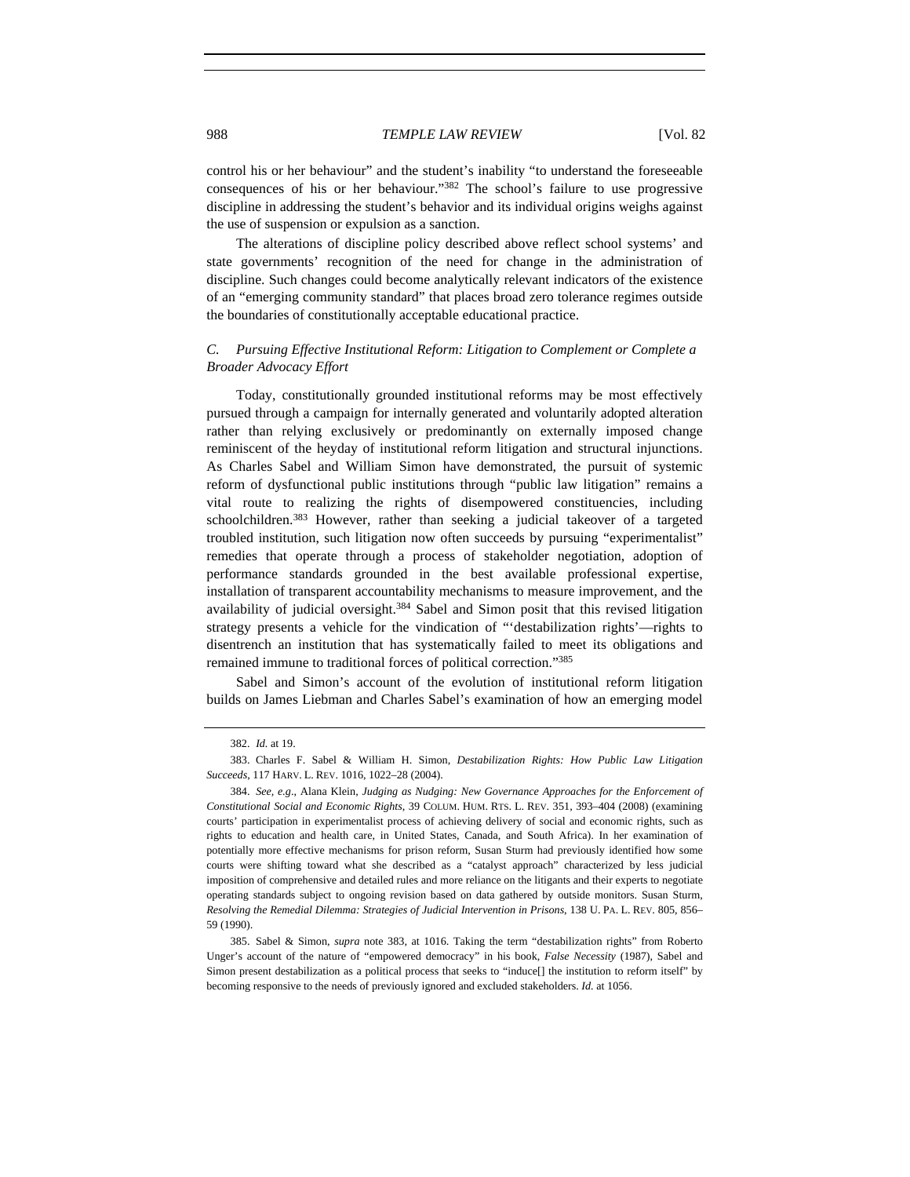control his or her behaviour" and the student's inability "to understand the foreseeable consequences of his or her behaviour."[382] The school's failure to use progressive discipline in addressing the student's behavior and its individual origins weighs against the use of suspension or expulsion as a sanction.

The alterations of discipline policy described above reflect school systems' and state governments' recognition of the need for change in the administration of discipline. Such changes could become analytically relevant indicators of the existence of an "emerging community standard" that places broad zero tolerance regimes outside the boundaries of constitutionally acceptable educational practice.

### *C. Pursuing Effective Institutional Reform: Litigation to Complement or Complete a Broader Advocacy Effort*

Today, constitutionally grounded institutional reforms may be most effectively pursued through a campaign for internally generated and voluntarily adopted alteration rather than relying exclusively or predominantly on externally imposed change reminiscent of the heyday of institutional reform litigation and structural injunctions. As Charles Sabel and William Simon have demonstrated, the pursuit of systemic reform of dysfunctional public institutions through "public law litigation" remains a vital route to realizing the rights of disempowered constituencies, including schoolchildren.[383] However, rather than seeking a judicial takeover of a targeted troubled institution, such litigation now often succeeds by pursuing "experimentalist" remedies that operate through a process of stakeholder negotiation, adoption of performance standards grounded in the best available professional expertise, installation of transparent accountability mechanisms to measure improvement, and the availability of judicial oversight.[384] Sabel and Simon posit that this revised litigation strategy presents a vehicle for the vindication of "'destabilization rights'—rights to disentrench an institution that has systematically failed to meet its obligations and remained immune to traditional forces of political correction."[385]

Sabel and Simon's account of the evolution of institutional reform litigation builds on James Liebman and Charles Sabel's examination of how an emerging model

---

382. *Id.* at 19.

383. Charles F. Sabel & William H. Simon, *Destabilization Rights: How Public Law Litigation Succeeds*, 117 HARV. L. REV. 1016, 1022–28 (2004).

384. *See, e.g.*, Alana Klein, *Judging as Nudging: New Governance Approaches for the Enforcement of Constitutional Social and Economic Rights*, 39 COLUM. HUM. RTS. L. REV. 351, 393–404 (2008) (examining courts' participation in experimentalist process of achieving delivery of social and economic rights, such as rights to education and health care, in United States, Canada, and South Africa). In her examination of potentially more effective mechanisms for prison reform, Susan Sturm had previously identified how some courts were shifting toward what she described as a "catalyst approach" characterized by less judicial imposition of comprehensive and detailed rules and more reliance on the litigants and their experts to negotiate operating standards subject to ongoing revision based on data gathered by outside monitors. Susan Sturm, *Resolving the Remedial Dilemma: Strategies of Judicial Intervention in Prisons*, 138 U. PA. L. REV. 805, 856–59 (1990).

385. Sabel & Simon, *supra* note 383, at 1016. Taking the term "destabilization rights" from Roberto Unger's account of the nature of "empowered democracy" in his book, *False Necessity* (1987), Sabel and Simon present destabilization as a political process that seeks to "induce[] the institution to reform itself" by becoming responsive to the needs of previously ignored and excluded stakeholders. *Id.* at 1056.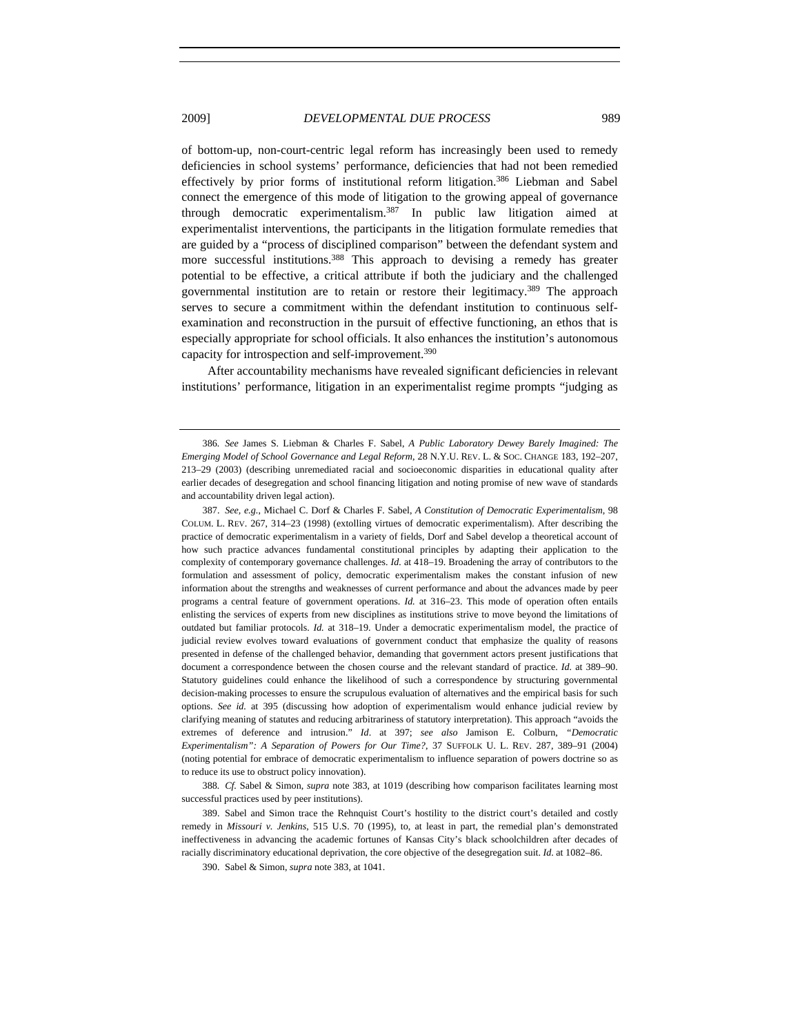of bottom-up, non-court-centric legal reform has increasingly been used to remedy deficiencies in school systems' performance, deficiencies that had not been remedied effectively by prior forms of institutional reform litigation.[386] Liebman and Sabel connect the emergence of this mode of litigation to the growing appeal of governance through democratic experimentalism.[387] In public law litigation aimed at experimentalist interventions, the participants in the litigation formulate remedies that are guided by a "process of disciplined comparison" between the defendant system and more successful institutions.[388] This approach to devising a remedy has greater potential to be effective, a critical attribute if both the judiciary and the challenged governmental institution are to retain or restore their legitimacy.[389] The approach serves to secure a commitment within the defendant institution to continuous self-examination and reconstruction in the pursuit of effective functioning, an ethos that is especially appropriate for school officials. It also enhances the institution's autonomous capacity for introspection and self-improvement.[390]

After accountability mechanisms have revealed significant deficiencies in relevant institutions' performance, litigation in an experimentalist regime prompts "judging as

---

386. *See* James S. Liebman & Charles F. Sabel, *A Public Laboratory Dewey Barely Imagined: The Emerging Model of School Governance and Legal Reform*, 28 N.Y.U. REV. L. & SOC. CHANGE 183, 192–207, 213–29 (2003) (describing unremediated racial and socioeconomic disparities in educational quality after earlier decades of desegregation and school financing litigation and noting promise of new wave of standards and accountability driven legal action).

387. *See, e.g.*, Michael C. Dorf & Charles F. Sabel, *A Constitution of Democratic Experimentalism*, 98 COLUM. L. REV. 267, 314–23 (1998) (extolling virtues of democratic experimentalism). After describing the practice of democratic experimentalism in a variety of fields, Dorf and Sabel develop a theoretical account of how such practice advances fundamental constitutional principles by adapting their application to the complexity of contemporary governance challenges. *Id.* at 418–19. Broadening the array of contributors to the formulation and assessment of policy, democratic experimentalism makes the constant infusion of new information about the strengths and weaknesses of current performance and about the advances made by peer programs a central feature of government operations. *Id.* at 316–23. This mode of operation often entails enlisting the services of experts from new disciplines as institutions strive to move beyond the limitations of outdated but familiar protocols. *Id.* at 318–19. Under a democratic experimentalism model, the practice of judicial review evolves toward evaluations of government conduct that emphasize the quality of reasons presented in defense of the challenged behavior, demanding that government actors present justifications that document a correspondence between the chosen course and the relevant standard of practice. *Id.* at 389–90. Statutory guidelines could enhance the likelihood of such a correspondence by structuring governmental decision-making processes to ensure the scrupulous evaluation of alternatives and the empirical basis for such options. *See id.* at 395 (discussing how adoption of experimentalism would enhance judicial review by clarifying meaning of statutes and reducing arbitrariness of statutory interpretation). This approach "avoids the extremes of deference and intrusion." *Id*. at 397; *see also* Jamison E. Colburn, *"Democratic Experimentalism": A Separation of Powers for Our Time?*, 37 SUFFOLK U. L. REV. 287, 389–91 (2004) (noting potential for embrace of democratic experimentalism to influence separation of powers doctrine so as to reduce its use to obstruct policy innovation).

388. *Cf.* Sabel & Simon, *supra* note 383, at 1019 (describing how comparison facilitates learning most successful practices used by peer institutions).

389. Sabel and Simon trace the Rehnquist Court's hostility to the district court's detailed and costly remedy in *Missouri v. Jenkins*, 515 U.S. 70 (1995), to, at least in part, the remedial plan's demonstrated ineffectiveness in advancing the academic fortunes of Kansas City's black schoolchildren after decades of racially discriminatory educational deprivation, the core objective of the desegregation suit. *Id.* at 1082–86.

390. Sabel & Simon, *supra* note 383, at 1041.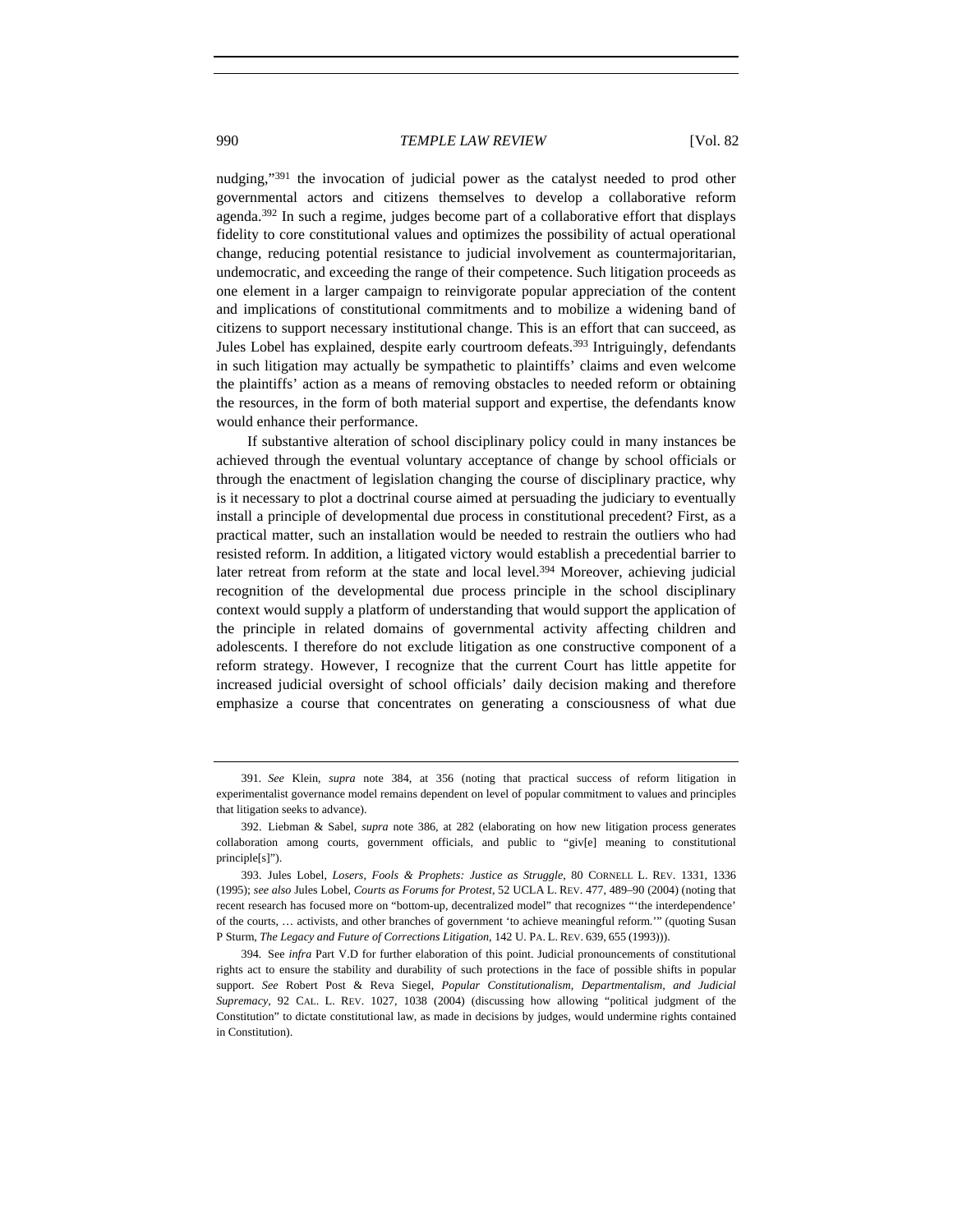nudging,"[391] the invocation of judicial power as the catalyst needed to prod other governmental actors and citizens themselves to develop a collaborative reform agenda.[392] In such a regime, judges become part of a collaborative effort that displays fidelity to core constitutional values and optimizes the possibility of actual operational change, reducing potential resistance to judicial involvement as countermajoritarian, undemocratic, and exceeding the range of their competence. Such litigation proceeds as one element in a larger campaign to reinvigorate popular appreciation of the content and implications of constitutional commitments and to mobilize a widening band of citizens to support necessary institutional change. This is an effort that can succeed, as Jules Lobel has explained, despite early courtroom defeats.[393] Intriguingly, defendants in such litigation may actually be sympathetic to plaintiffs' claims and even welcome the plaintiffs' action as a means of removing obstacles to needed reform or obtaining the resources, in the form of both material support and expertise, the defendants know would enhance their performance.

If substantive alteration of school disciplinary policy could in many instances be achieved through the eventual voluntary acceptance of change by school officials or through the enactment of legislation changing the course of disciplinary practice, why is it necessary to plot a doctrinal course aimed at persuading the judiciary to eventually install a principle of developmental due process in constitutional precedent? First, as a practical matter, such an installation would be needed to restrain the outliers who had resisted reform. In addition, a litigated victory would establish a precedential barrier to later retreat from reform at the state and local level.[394] Moreover, achieving judicial recognition of the developmental due process principle in the school disciplinary context would supply a platform of understanding that would support the application of the principle in related domains of governmental activity affecting children and adolescents. I therefore do not exclude litigation as one constructive component of a reform strategy. However, I recognize that the current Court has little appetite for increased judicial oversight of school officials' daily decision making and therefore emphasize a course that concentrates on generating a consciousness of what due

---

391. *See* Klein, *supra* note 384, at 356 (noting that practical success of reform litigation in experimentalist governance model remains dependent on level of popular commitment to values and principles that litigation seeks to advance).

392. Liebman & Sabel, *supra* note 386, at 282 (elaborating on how new litigation process generates collaboration among courts, government officials, and public to "giv[e] meaning to constitutional principle[s]").

393. Jules Lobel, *Losers, Fools & Prophets: Justice as Struggle*, 80 CORNELL L. REV. 1331, 1336 (1995); *see also* Jules Lobel, *Courts as Forums for Protest*, 52 UCLA L. REV. 477, 489–90 (2004) (noting that recent research has focused more on "bottom-up, decentralized model" that recognizes "'the interdependence' of the courts, … activists, and other branches of government 'to achieve meaningful reform.'" (quoting Susan P Sturm, *The Legacy and Future of Corrections Litigation*, 142 U. PA. L. REV. 639, 655 (1993))).

394. See *infra* Part V.D for further elaboration of this point. Judicial pronouncements of constitutional rights act to ensure the stability and durability of such protections in the face of possible shifts in popular support. *See* Robert Post & Reva Siegel, *Popular Constitutionalism, Departmentalism, and Judicial Supremacy*, 92 CAL. L. REV. 1027, 1038 (2004) (discussing how allowing "political judgment of the Constitution" to dictate constitutional law, as made in decisions by judges, would undermine rights contained in Constitution).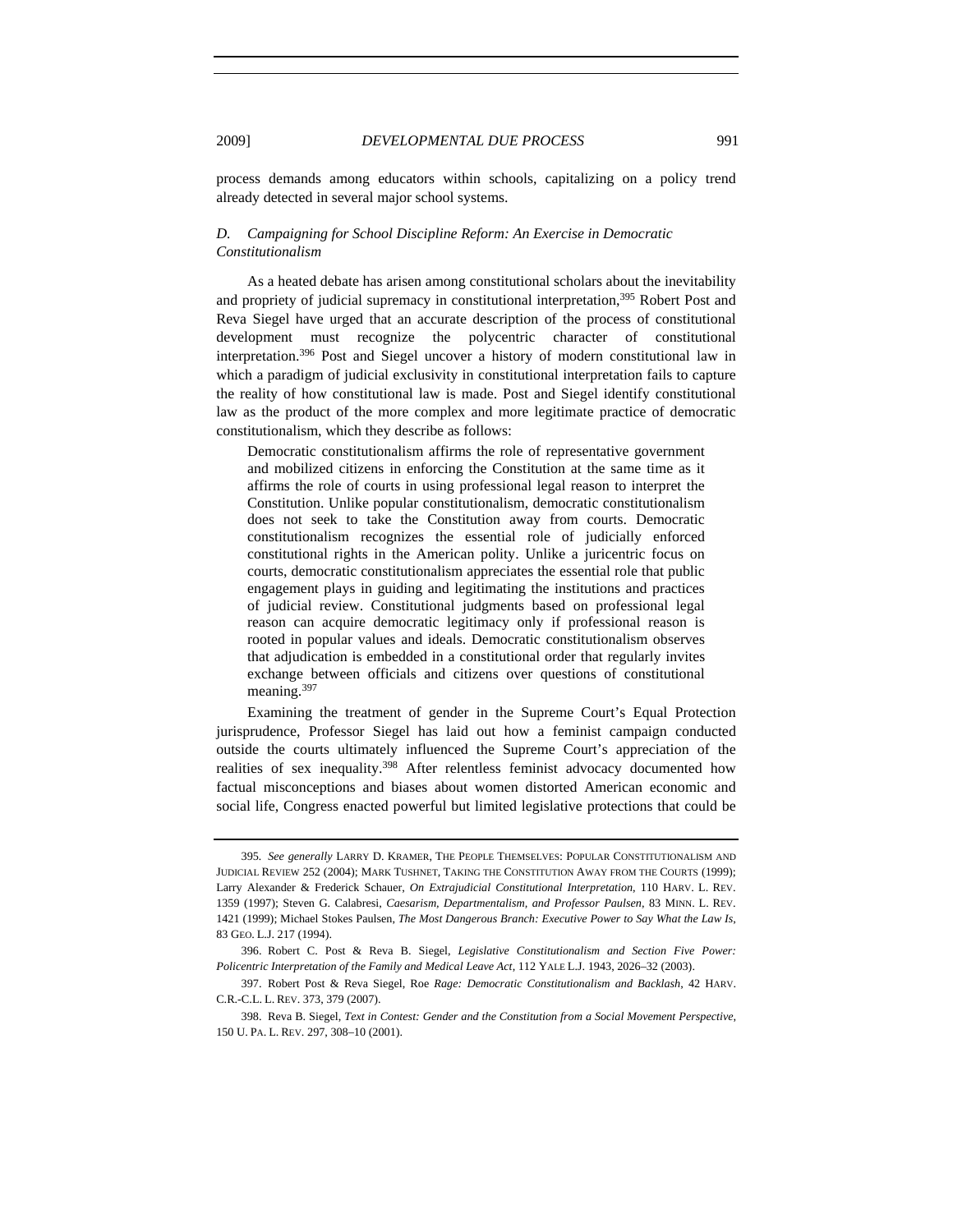process demands among educators within schools, capitalizing on a policy trend already detected in several major school systems.

### *D. Campaigning for School Discipline Reform: An Exercise in Democratic Constitutionalism*

As a heated debate has arisen among constitutional scholars about the inevitability and propriety of judicial supremacy in constitutional interpretation,[395] Robert Post and Reva Siegel have urged that an accurate description of the process of constitutional development must recognize the polycentric character of constitutional interpretation.[396] Post and Siegel uncover a history of modern constitutional law in which a paradigm of judicial exclusivity in constitutional interpretation fails to capture the reality of how constitutional law is made. Post and Siegel identify constitutional law as the product of the more complex and more legitimate practice of democratic constitutionalism, which they describe as follows:

> Democratic constitutionalism affirms the role of representative government and mobilized citizens in enforcing the Constitution at the same time as it affirms the role of courts in using professional legal reason to interpret the Constitution. Unlike popular constitutionalism, democratic constitutionalism does not seek to take the Constitution away from courts. Democratic constitutionalism recognizes the essential role of judicially enforced constitutional rights in the American polity. Unlike a juricentric focus on courts, democratic constitutionalism appreciates the essential role that public engagement plays in guiding and legitimating the institutions and practices of judicial review. Constitutional judgments based on professional legal reason can acquire democratic legitimacy only if professional reason is rooted in popular values and ideals. Democratic constitutionalism observes that adjudication is embedded in a constitutional order that regularly invites exchange between officials and citizens over questions of constitutional meaning.[397]

Examining the treatment of gender in the Supreme Court's Equal Protection jurisprudence, Professor Siegel has laid out how a feminist campaign conducted outside the courts ultimately influenced the Supreme Court's appreciation of the realities of sex inequality.[398] After relentless feminist advocacy documented how factual misconceptions and biases about women distorted American economic and social life, Congress enacted powerful but limited legislative protections that could be

---

395. *See generally* LARRY D. KRAMER, THE PEOPLE THEMSELVES: POPULAR CONSTITUTIONALISM AND JUDICIAL REVIEW 252 (2004); MARK TUSHNET, TAKING THE CONSTITUTION AWAY FROM THE COURTS (1999); Larry Alexander & Frederick Schauer, *On Extrajudicial Constitutional Interpretation*, 110 HARV. L. REV. 1359 (1997); Steven G. Calabresi, *Caesarism, Departmentalism, and Professor Paulsen*, 83 MINN. L. REV. 1421 (1999); Michael Stokes Paulsen, *The Most Dangerous Branch: Executive Power to Say What the Law Is*, 83 GEO. L.J. 217 (1994).

396. Robert C. Post & Reva B. Siegel, *Legislative Constitutionalism and Section Five Power: Policentric Interpretation of the Family and Medical Leave Act*, 112 YALE L.J. 1943, 2026–32 (2003).

397. Robert Post & Reva Siegel, Roe *Rage: Democratic Constitutionalism and Backlash*, 42 HARV. C.R.-C.L. L. REV. 373, 379 (2007).

398. Reva B. Siegel, *Text in Contest: Gender and the Constitution from a Social Movement Perspective*, 150 U. PA. L. REV. 297, 308–10 (2001).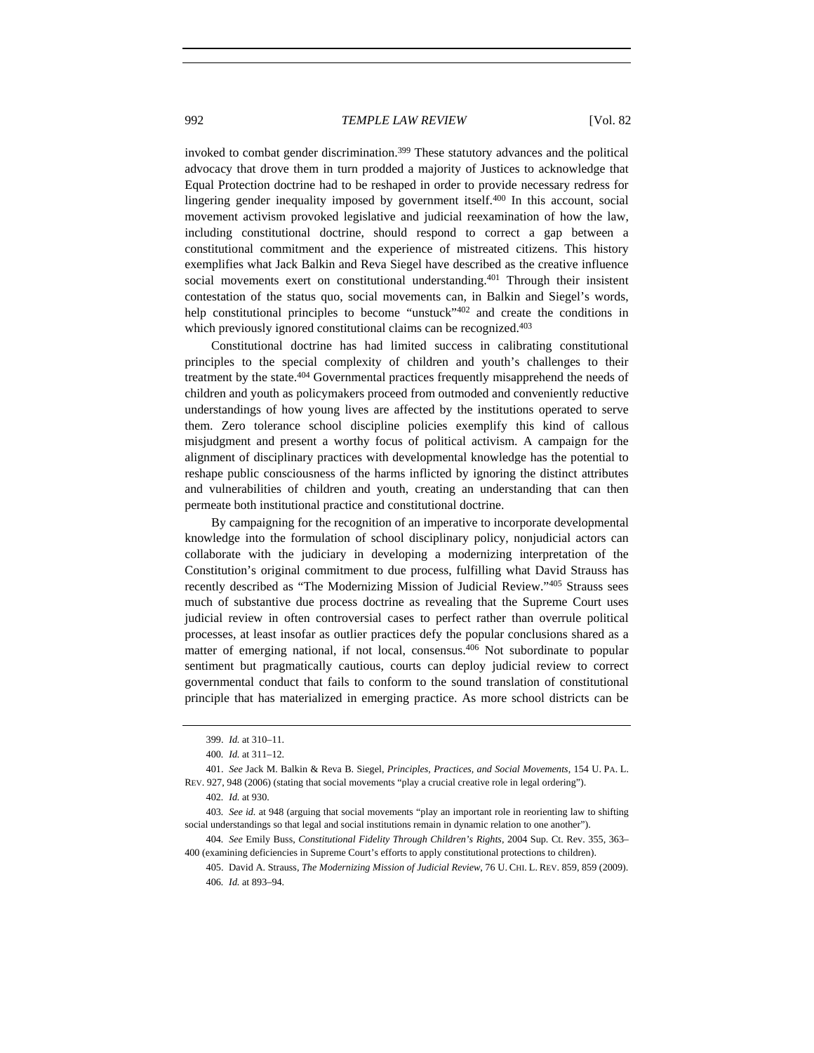invoked to combat gender discrimination.[399] These statutory advances and the political advocacy that drove them in turn prodded a majority of Justices to acknowledge that Equal Protection doctrine had to be reshaped in order to provide necessary redress for lingering gender inequality imposed by government itself.[400] In this account, social movement activism provoked legislative and judicial reexamination of how the law, including constitutional doctrine, should respond to correct a gap between a constitutional commitment and the experience of mistreated citizens. This history exemplifies what Jack Balkin and Reva Siegel have described as the creative influence social movements exert on constitutional understanding.[401] Through their insistent contestation of the status quo, social movements can, in Balkin and Siegel's words, help constitutional principles to become "unstuck"[402] and create the conditions in which previously ignored constitutional claims can be recognized.[403]

Constitutional doctrine has had limited success in calibrating constitutional principles to the special complexity of children and youth's challenges to their treatment by the state.[404] Governmental practices frequently misapprehend the needs of children and youth as policymakers proceed from outmoded and conveniently reductive understandings of how young lives are affected by the institutions operated to serve them. Zero tolerance school discipline policies exemplify this kind of callous misjudgment and present a worthy focus of political activism. A campaign for the alignment of disciplinary practices with developmental knowledge has the potential to reshape public consciousness of the harms inflicted by ignoring the distinct attributes and vulnerabilities of children and youth, creating an understanding that can then permeate both institutional practice and constitutional doctrine.

By campaigning for the recognition of an imperative to incorporate developmental knowledge into the formulation of school disciplinary policy, nonjudicial actors can collaborate with the judiciary in developing a modernizing interpretation of the Constitution's original commitment to due process, fulfilling what David Strauss has recently described as "The Modernizing Mission of Judicial Review."[405] Strauss sees much of substantive due process doctrine as revealing that the Supreme Court uses judicial review in often controversial cases to perfect rather than overrule political processes, at least insofar as outlier practices defy the popular conclusions shared as a matter of emerging national, if not local, consensus.[406] Not subordinate to popular sentiment but pragmatically cautious, courts can deploy judicial review to correct governmental conduct that fails to conform to the sound translation of constitutional principle that has materialized in emerging practice. As more school districts can be

---

399. *Id.* at 310–11.

400. *Id.* at 311–12.

401. *See* Jack M. Balkin & Reva B. Siegel, *Principles, Practices, and Social Movements*, 154 U. PA. L. REV. 927, 948 (2006) (stating that social movements "play a crucial creative role in legal ordering").

402. *Id.* at 930.

403. *See id.* at 948 (arguing that social movements "play an important role in reorienting law to shifting social understandings so that legal and social institutions remain in dynamic relation to one another").

404. *See* Emily Buss, *Constitutional Fidelity Through Children's Rights*, 2004 Sup. Ct. Rev. 355, 363–400 (examining deficiencies in Supreme Court's efforts to apply constitutional protections to children).

405. David A. Strauss, *The Modernizing Mission of Judicial Review*, 76 U. CHI. L. REV. 859, 859 (2009).

406. *Id.* at 893–94.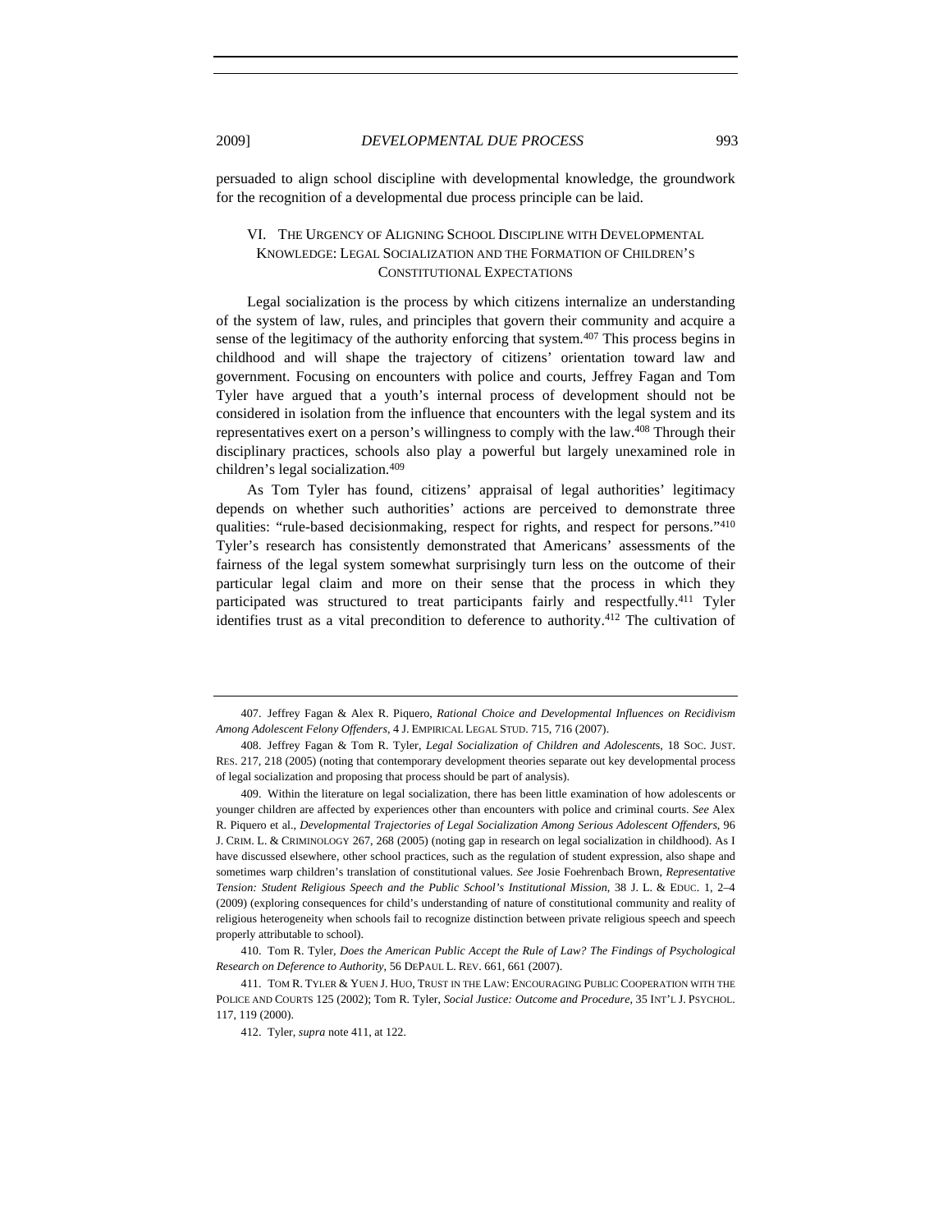persuaded to align school discipline with developmental knowledge, the groundwork for the recognition of a developmental due process principle can be laid.

## VI. The Urgency of Aligning School Discipline with Developmental Knowledge: Legal Socialization and the Formation of Children's Constitutional Expectations

Legal socialization is the process by which citizens internalize an understanding of the system of law, rules, and principles that govern their community and acquire a sense of the legitimacy of the authority enforcing that system.[407] This process begins in childhood and will shape the trajectory of citizens' orientation toward law and government. Focusing on encounters with police and courts, Jeffrey Fagan and Tom Tyler have argued that a youth's internal process of development should not be considered in isolation from the influence that encounters with the legal system and its representatives exert on a person's willingness to comply with the law.[408] Through their disciplinary practices, schools also play a powerful but largely unexamined role in children's legal socialization.[409]

As Tom Tyler has found, citizens' appraisal of legal authorities' legitimacy depends on whether such authorities' actions are perceived to demonstrate three qualities: "rule-based decisionmaking, respect for rights, and respect for persons."[410] Tyler's research has consistently demonstrated that Americans' assessments of the fairness of the legal system somewhat surprisingly turn less on the outcome of their particular legal claim and more on their sense that the process in which they participated was structured to treat participants fairly and respectfully.[411] Tyler identifies trust as a vital precondition to deference to authority.[412] The cultivation of

---

407. Jeffrey Fagan & Alex R. Piquero, *Rational Choice and Developmental Influences on Recidivism Among Adolescent Felony Offenders*, 4 J. EMPIRICAL LEGAL STUD. 715, 716 (2007).

408. Jeffrey Fagan & Tom R. Tyler, *Legal Socialization of Children and Adolescents*, 18 SOC. JUST. RES. 217, 218 (2005) (noting that contemporary development theories separate out key developmental process of legal socialization and proposing that process should be part of analysis).

409. Within the literature on legal socialization, there has been little examination of how adolescents or younger children are affected by experiences other than encounters with police and criminal courts. *See* Alex R. Piquero et al., *Developmental Trajectories of Legal Socialization Among Serious Adolescent Offenders*, 96 J. CRIM. L. & CRIMINOLOGY 267, 268 (2005) (noting gap in research on legal socialization in childhood). As I have discussed elsewhere, other school practices, such as the regulation of student expression, also shape and sometimes warp children's translation of constitutional values. *See* Josie Foehrenbach Brown, *Representative Tension: Student Religious Speech and the Public School's Institutional Mission*, 38 J. L. & EDUC. 1, 2–4 (2009) (exploring consequences for child's understanding of nature of constitutional community and reality of religious heterogeneity when schools fail to recognize distinction between private religious speech and speech properly attributable to school).

410. Tom R. Tyler, *Does the American Public Accept the Rule of Law? The Findings of Psychological Research on Deference to Authority*, 56 DEPAUL L. REV. 661, 661 (2007).

411. TOM R. TYLER & YUEN J. HUO, TRUST IN THE LAW: ENCOURAGING PUBLIC COOPERATION WITH THE POLICE AND COURTS 125 (2002); Tom R. Tyler, *Social Justice: Outcome and Procedure*, 35 INT'L J. PSYCHOL. 117, 119 (2000).

412. Tyler, *supra* note 411, at 122.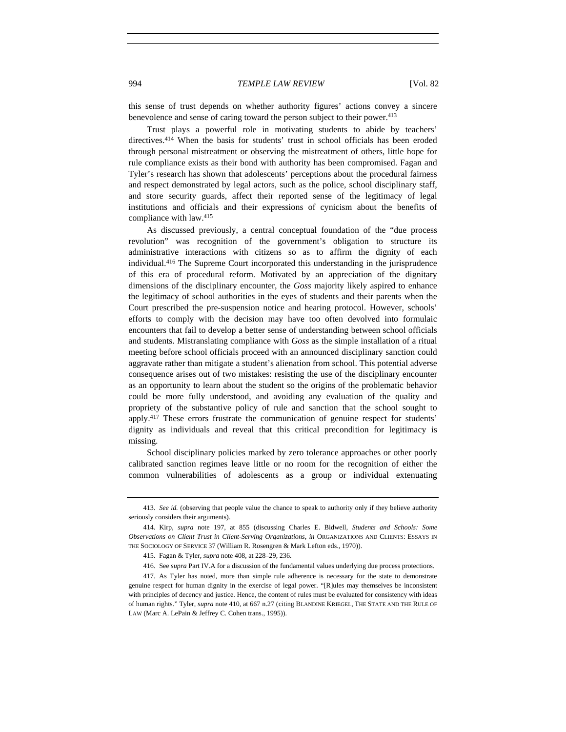this sense of trust depends on whether authority figures' actions convey a sincere benevolence and sense of caring toward the person subject to their power.[413]

Trust plays a powerful role in motivating students to abide by teachers' directives.[414] When the basis for students' trust in school officials has been eroded through personal mistreatment or observing the mistreatment of others, little hope for rule compliance exists as their bond with authority has been compromised. Fagan and Tyler's research has shown that adolescents' perceptions about the procedural fairness and respect demonstrated by legal actors, such as the police, school disciplinary staff, and store security guards, affect their reported sense of the legitimacy of legal institutions and officials and their expressions of cynicism about the benefits of compliance with law.[415]

As discussed previously, a central conceptual foundation of the "due process revolution" was recognition of the government's obligation to structure its administrative interactions with citizens so as to affirm the dignity of each individual.[416] The Supreme Court incorporated this understanding in the jurisprudence of this era of procedural reform. Motivated by an appreciation of the dignitary dimensions of the disciplinary encounter, the *Goss* majority likely aspired to enhance the legitimacy of school authorities in the eyes of students and their parents when the Court prescribed the pre-suspension notice and hearing protocol. However, schools' efforts to comply with the decision may have too often devolved into formulaic encounters that fail to develop a better sense of understanding between school officials and students. Mistranslating compliance with *Goss* as the simple installation of a ritual meeting before school officials proceed with an announced disciplinary sanction could aggravate rather than mitigate a student's alienation from school. This potential adverse consequence arises out of two mistakes: resisting the use of the disciplinary encounter as an opportunity to learn about the student so the origins of the problematic behavior could be more fully understood, and avoiding any evaluation of the quality and propriety of the substantive policy of rule and sanction that the school sought to apply.[417] These errors frustrate the communication of genuine respect for students' dignity as individuals and reveal that this critical precondition for legitimacy is missing.

School disciplinary policies marked by zero tolerance approaches or other poorly calibrated sanction regimes leave little or no room for the recognition of either the common vulnerabilities of adolescents as a group or individual extenuating

---

413. *See id.* (observing that people value the chance to speak to authority only if they believe authority seriously considers their arguments).

414. Kirp, *supra* note 197, at 855 (discussing Charles E. Bidwell, *Students and Schools: Some Observations on Client Trust in Client-Serving Organizations*, *in* ORGANIZATIONS AND CLIENTS: ESSAYS IN THE SOCIOLOGY OF SERVICE 37 (William R. Rosengren & Mark Lefton eds., 1970)).

415. Fagan & Tyler, *supra* note 408, at 228–29, 236.

416. See *supra* Part IV.A for a discussion of the fundamental values underlying due process protections.

417. As Tyler has noted, more than simple rule adherence is necessary for the state to demonstrate genuine respect for human dignity in the exercise of legal power. "[R]ules may themselves be inconsistent with principles of decency and justice. Hence, the content of rules must be evaluated for consistency with ideas of human rights." Tyler, *supra* note 410, at 667 n.27 (citing BLANDINE KRIEGEL, THE STATE AND THE RULE OF LAW (Marc A. LePain & Jeffrey C. Cohen trans., 1995)).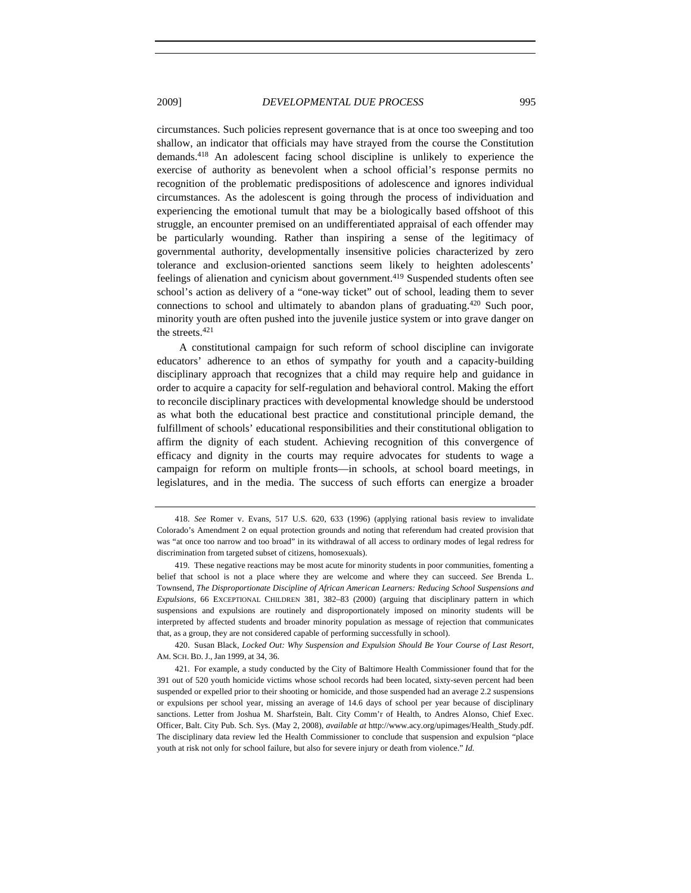circumstances. Such policies represent governance that is at once too sweeping and too shallow, an indicator that officials may have strayed from the course the Constitution demands.[418] An adolescent facing school discipline is unlikely to experience the exercise of authority as benevolent when a school official's response permits no recognition of the problematic predispositions of adolescence and ignores individual circumstances. As the adolescent is going through the process of individuation and experiencing the emotional tumult that may be a biologically based offshoot of this struggle, an encounter premised on an undifferentiated appraisal of each offender may be particularly wounding. Rather than inspiring a sense of the legitimacy of governmental authority, developmentally insensitive policies characterized by zero tolerance and exclusion-oriented sanctions seem likely to heighten adolescents' feelings of alienation and cynicism about government.[419] Suspended students often see school's action as delivery of a "one-way ticket" out of school, leading them to sever connections to school and ultimately to abandon plans of graduating.[420] Such poor, minority youth are often pushed into the juvenile justice system or into grave danger on the streets.[421]

A constitutional campaign for such reform of school discipline can invigorate educators' adherence to an ethos of sympathy for youth and a capacity-building disciplinary approach that recognizes that a child may require help and guidance in order to acquire a capacity for self-regulation and behavioral control. Making the effort to reconcile disciplinary practices with developmental knowledge should be understood as what both the educational best practice and constitutional principle demand, the fulfillment of schools' educational responsibilities and their constitutional obligation to affirm the dignity of each student. Achieving recognition of this convergence of efficacy and dignity in the courts may require advocates for students to wage a campaign for reform on multiple fronts—in schools, at school board meetings, in legislatures, and in the media. The success of such efforts can energize a broader

418. *See* Romer v. Evans, 517 U.S. 620, 633 (1996) (applying rational basis review to invalidate Colorado's Amendment 2 on equal protection grounds and noting that referendum had created provision that was "at once too narrow and too broad" in its withdrawal of all access to ordinary modes of legal redress for discrimination from targeted subset of citizens, homosexuals).

419. These negative reactions may be most acute for minority students in poor communities, fomenting a belief that school is not a place where they are welcome and where they can succeed. *See* Brenda L. Townsend, *The Disproportionate Discipline of African American Learners: Reducing School Suspensions and Expulsions*, 66 EXCEPTIONAL CHILDREN 381, 382–83 (2000) (arguing that disciplinary pattern in which suspensions and expulsions are routinely and disproportionately imposed on minority students will be interpreted by affected students and broader minority population as message of rejection that communicates that, as a group, they are not considered capable of performing successfully in school).

420. Susan Black, *Locked Out: Why Suspension and Expulsion Should Be Your Course of Last Resort*, AM. SCH. BD. J., Jan 1999, at 34, 36.

421. For example, a study conducted by the City of Baltimore Health Commissioner found that for the 391 out of 520 youth homicide victims whose school records had been located, sixty-seven percent had been suspended or expelled prior to their shooting or homicide, and those suspended had an average 2.2 suspensions or expulsions per school year, missing an average of 14.6 days of school per year because of disciplinary sanctions. Letter from Joshua M. Sharfstein, Balt. City Comm'r of Health, to Andres Alonso, Chief Exec. Officer, Balt. City Pub. Sch. Sys. (May 2, 2008), *available at* http://www.acy.org/upimages/Health_Study.pdf. The disciplinary data review led the Health Commissioner to conclude that suspension and expulsion "place youth at risk not only for school failure, but also for severe injury or death from violence." *Id.*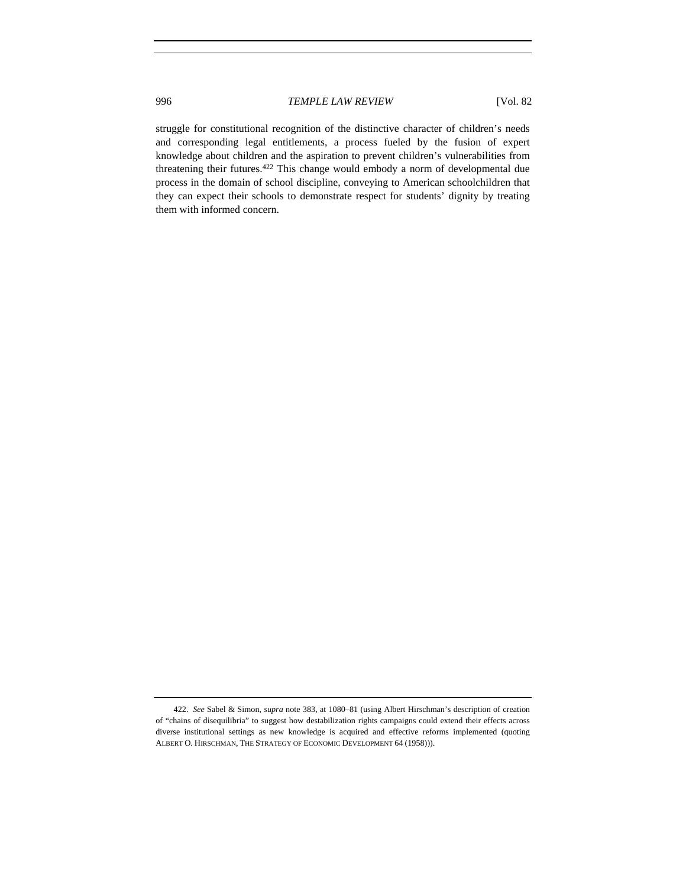struggle for constitutional recognition of the distinctive character of children's needs and corresponding legal entitlements, a process fueled by the fusion of expert knowledge about children and the aspiration to prevent children's vulnerabilities from threatening their futures.[422] This change would embody a norm of developmental due process in the domain of school discipline, conveying to American schoolchildren that they can expect their schools to demonstrate respect for students' dignity by treating them with informed concern.

---

422. *See* Sabel & Simon, *supra* note 383, at 1080–81 (using Albert Hirschman's description of creation of "chains of disequilibria" to suggest how destabilization rights campaigns could extend their effects across diverse institutional settings as new knowledge is acquired and effective reforms implemented (quoting ALBERT O. HIRSCHMAN, THE STRATEGY OF ECONOMIC DEVELOPMENT 64 (1958))).